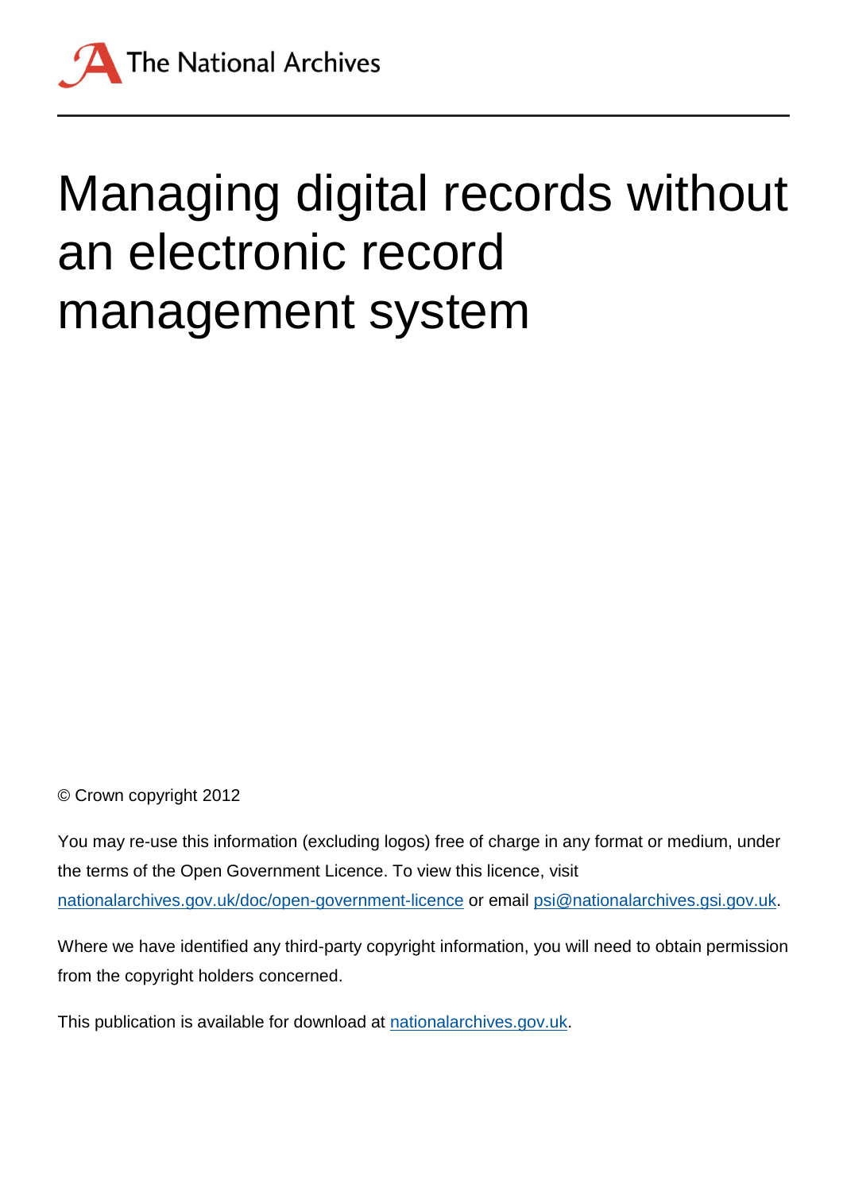The National Archives

# Managing digital records without an electronic record management system

© Crown copyright 2012

You may re-use this information (excluding logos) free of charge in any format or medium, under the terms of the Open Government Licence. To view this licence, visit nationalarchives.gov.uk/doc/open-government-licence or email psi@nationalarchives.gsi.gov.uk.

Where we have identified any third-party copyright information, you will need to obtain permission from the copyright holders concerned.

This publication is available for download at nationalarchives.gov.uk.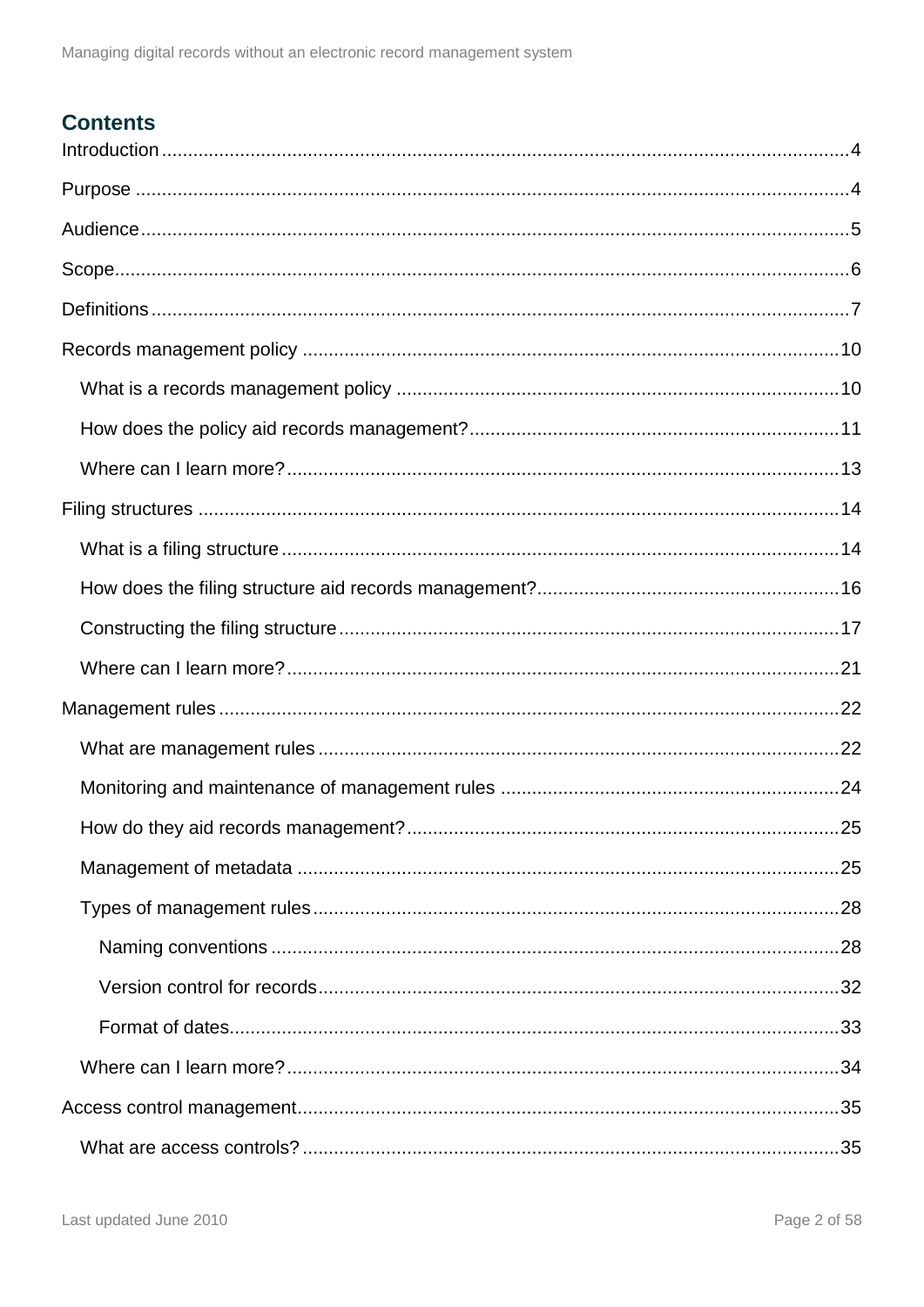## Contents

Introduction ..... 4

Purpose ..... 4

Audience ..... 5

Scope ..... 6

Definitions ..... 7

Records management policy ..... 10

- What is a records management policy ..... 10
- How does the policy aid records management? ..... 11
- Where can I learn more? ..... 13

Filing structures ..... 14

- What is a filing structure ..... 14
- How does the filing structure aid records management? ..... 16
- Constructing the filing structure ..... 17
- Where can I learn more? ..... 21

Management rules ..... 22

- What are management rules ..... 22
- Monitoring and maintenance of management rules ..... 24
- How do they aid records management? ..... 25
- Management of metadata ..... 25
- Types of management rules ..... 28
  - Naming conventions ..... 28
  - Version control for records ..... 32
  - Format of dates ..... 33
- Where can I learn more? ..... 34

Access control management ..... 35

- What are access controls? ..... 35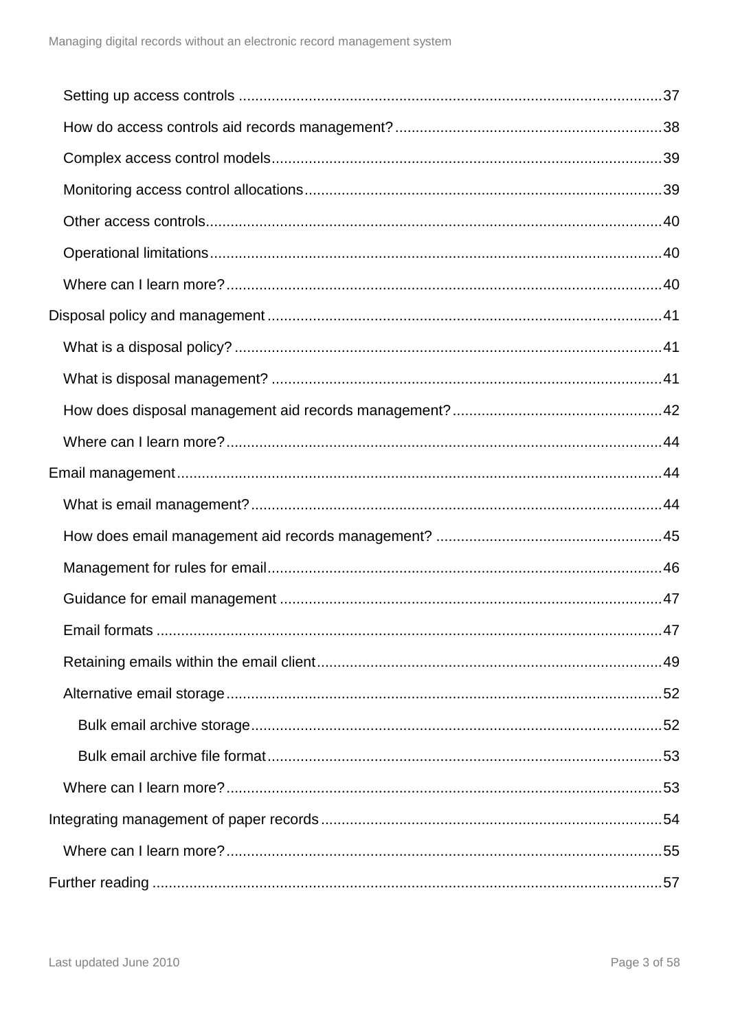- Setting up access controls ...... 37
- How do access controls aid records management? ...... 38
- Complex access control models ...... 39
- Monitoring access control allocations ...... 39
- Other access controls ...... 40
- Operational limitations ...... 40
- Where can I learn more? ...... 40

Disposal policy and management ...... 41

- What is a disposal policy? ...... 41
- What is disposal management? ...... 41
- How does disposal management aid records management? ...... 42
- Where can I learn more? ...... 44

Email management ...... 44

- What is email management? ...... 44
- How does email management aid records management? ...... 45
- Management for rules for email ...... 46
- Guidance for email management ...... 47
- Email formats ...... 47
- Retaining emails within the email client ...... 49
- Alternative email storage ...... 52
  - Bulk email archive storage ...... 52
  - Bulk email archive file format ...... 53
- Where can I learn more? ...... 53

Integrating management of paper records ...... 54

- Where can I learn more? ...... 55

Further reading ...... 57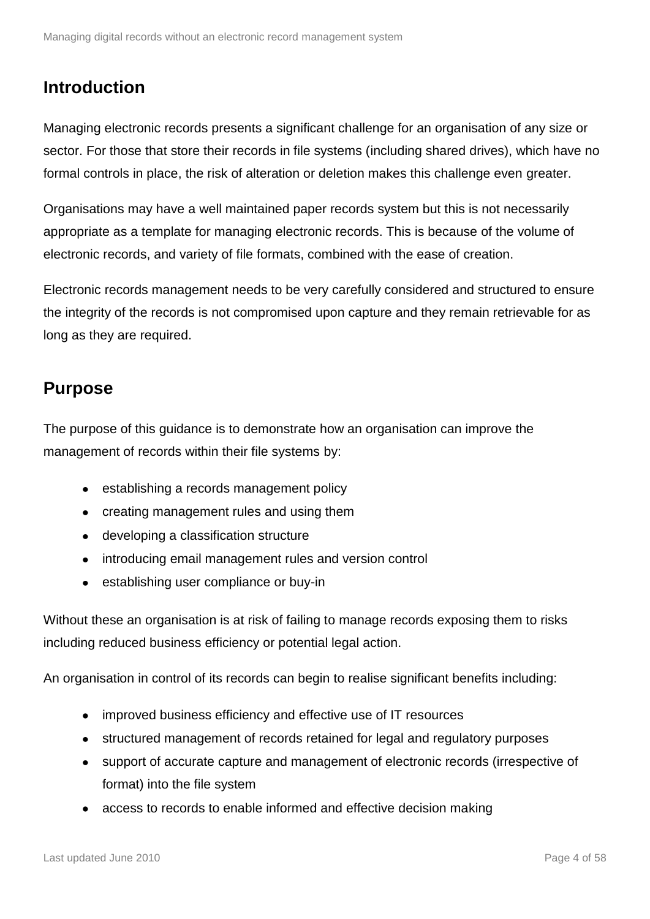## Introduction

Managing electronic records presents a significant challenge for an organisation of any size or sector. For those that store their records in file systems (including shared drives), which have no formal controls in place, the risk of alteration or deletion makes this challenge even greater.

Organisations may have a well maintained paper records system but this is not necessarily appropriate as a template for managing electronic records. This is because of the volume of electronic records, and variety of file formats, combined with the ease of creation.

Electronic records management needs to be very carefully considered and structured to ensure the integrity of the records is not compromised upon capture and they remain retrievable for as long as they are required.

## Purpose

The purpose of this guidance is to demonstrate how an organisation can improve the management of records within their file systems by:

- establishing a records management policy
- creating management rules and using them
- developing a classification structure
- introducing email management rules and version control
- establishing user compliance or buy-in

Without these an organisation is at risk of failing to manage records exposing them to risks including reduced business efficiency or potential legal action.

An organisation in control of its records can begin to realise significant benefits including:

- improved business efficiency and effective use of IT resources
- structured management of records retained for legal and regulatory purposes
- support of accurate capture and management of electronic records (irrespective of format) into the file system
- access to records to enable informed and effective decision making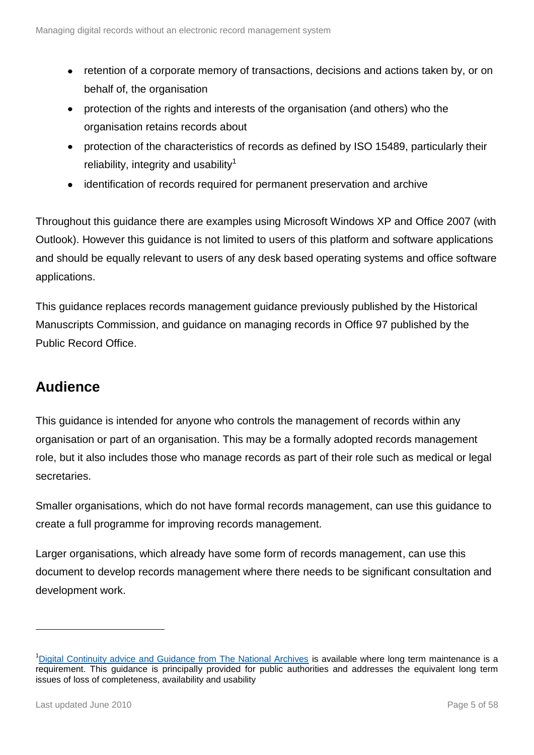- retention of a corporate memory of transactions, decisions and actions taken by, or on behalf of, the organisation
- protection of the rights and interests of the organisation (and others) who the organisation retains records about
- protection of the characteristics of records as defined by ISO 15489, particularly their reliability, integrity and usability[1]
- identification of records required for permanent preservation and archive

Throughout this guidance there are examples using Microsoft Windows XP and Office 2007 (with Outlook). However this guidance is not limited to users of this platform and software applications and should be equally relevant to users of any desk based operating systems and office software applications.

This guidance replaces records management guidance previously published by the Historical Manuscripts Commission, and guidance on managing records in Office 97 published by the Public Record Office.

## Audience

This guidance is intended for anyone who controls the management of records within any organisation or part of an organisation. This may be a formally adopted records management role, but it also includes those who manage records as part of their role such as medical or legal secretaries.

Smaller organisations, which do not have formal records management, can use this guidance to create a full programme for improving records management.

Larger organisations, which already have some form of records management, can use this document to develop records management where there needs to be significant consultation and development work.

---

[1] Digital Continuity advice and Guidance from The National Archives is available where long term maintenance is a requirement. This guidance is principally provided for public authorities and addresses the equivalent long term issues of loss of completeness, availability and usability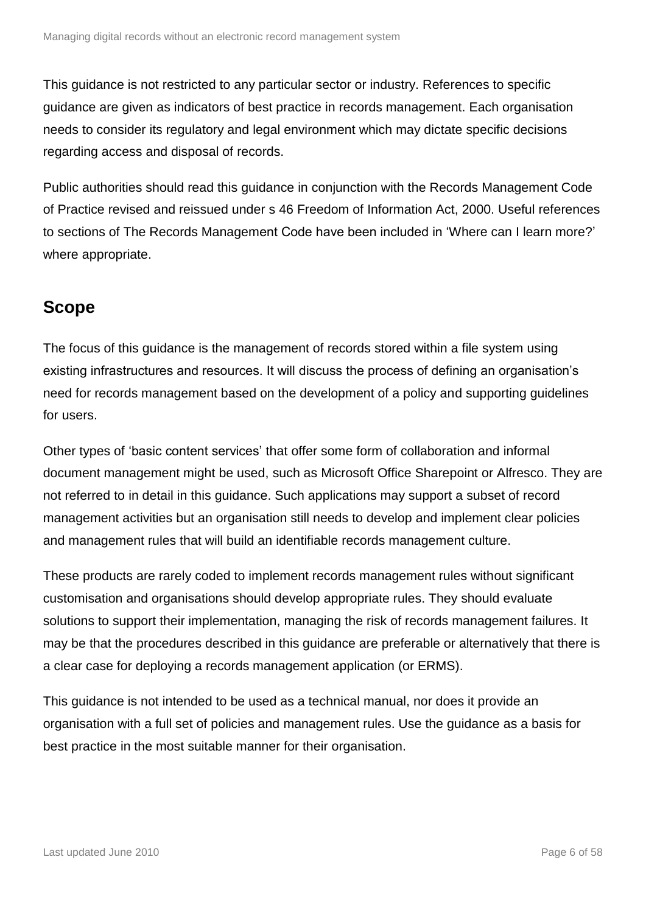This guidance is not restricted to any particular sector or industry. References to specific guidance are given as indicators of best practice in records management. Each organisation needs to consider its regulatory and legal environment which may dictate specific decisions regarding access and disposal of records.

Public authorities should read this guidance in conjunction with the Records Management Code of Practice revised and reissued under s 46 Freedom of Information Act, 2000. Useful references to sections of The Records Management Code have been included in 'Where can I learn more?' where appropriate.

## Scope

The focus of this guidance is the management of records stored within a file system using existing infrastructures and resources. It will discuss the process of defining an organisation's need for records management based on the development of a policy and supporting guidelines for users.

Other types of 'basic content services' that offer some form of collaboration and informal document management might be used, such as Microsoft Office Sharepoint or Alfresco. They are not referred to in detail in this guidance. Such applications may support a subset of record management activities but an organisation still needs to develop and implement clear policies and management rules that will build an identifiable records management culture.

These products are rarely coded to implement records management rules without significant customisation and organisations should develop appropriate rules. They should evaluate solutions to support their implementation, managing the risk of records management failures. It may be that the procedures described in this guidance are preferable or alternatively that there is a clear case for deploying a records management application (or ERMS).

This guidance is not intended to be used as a technical manual, nor does it provide an organisation with a full set of policies and management rules. Use the guidance as a basis for best practice in the most suitable manner for their organisation.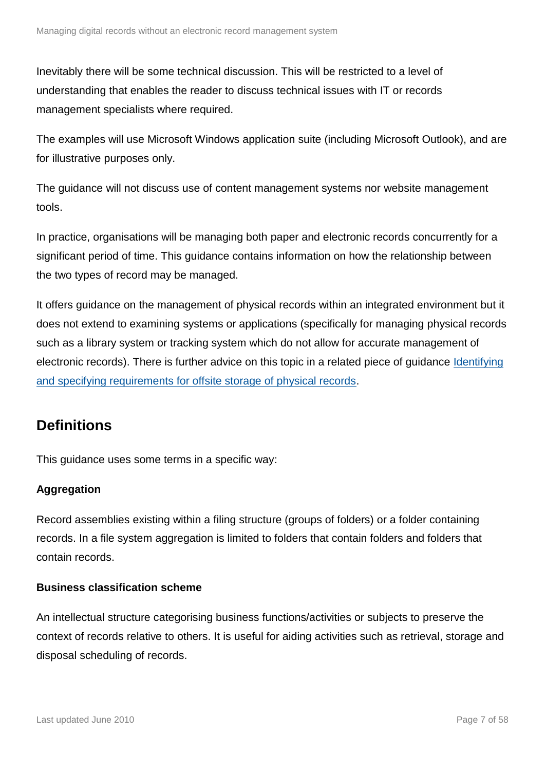Inevitably there will be some technical discussion. This will be restricted to a level of understanding that enables the reader to discuss technical issues with IT or records management specialists where required.

The examples will use Microsoft Windows application suite (including Microsoft Outlook), and are for illustrative purposes only.

The guidance will not discuss use of content management systems nor website management tools.

In practice, organisations will be managing both paper and electronic records concurrently for a significant period of time. This guidance contains information on how the relationship between the two types of record may be managed.

It offers guidance on the management of physical records within an integrated environment but it does not extend to examining systems or applications (specifically for managing physical records such as a library system or tracking system which do not allow for accurate management of electronic records). There is further advice on this topic in a related piece of guidance Identifying and specifying requirements for offsite storage of physical records.

## Definitions

This guidance uses some terms in a specific way:

**Aggregation**

Record assemblies existing within a filing structure (groups of folders) or a folder containing records. In a file system aggregation is limited to folders that contain folders and folders that contain records.

**Business classification scheme**

An intellectual structure categorising business functions/activities or subjects to preserve the context of records relative to others. It is useful for aiding activities such as retrieval, storage and disposal scheduling of records.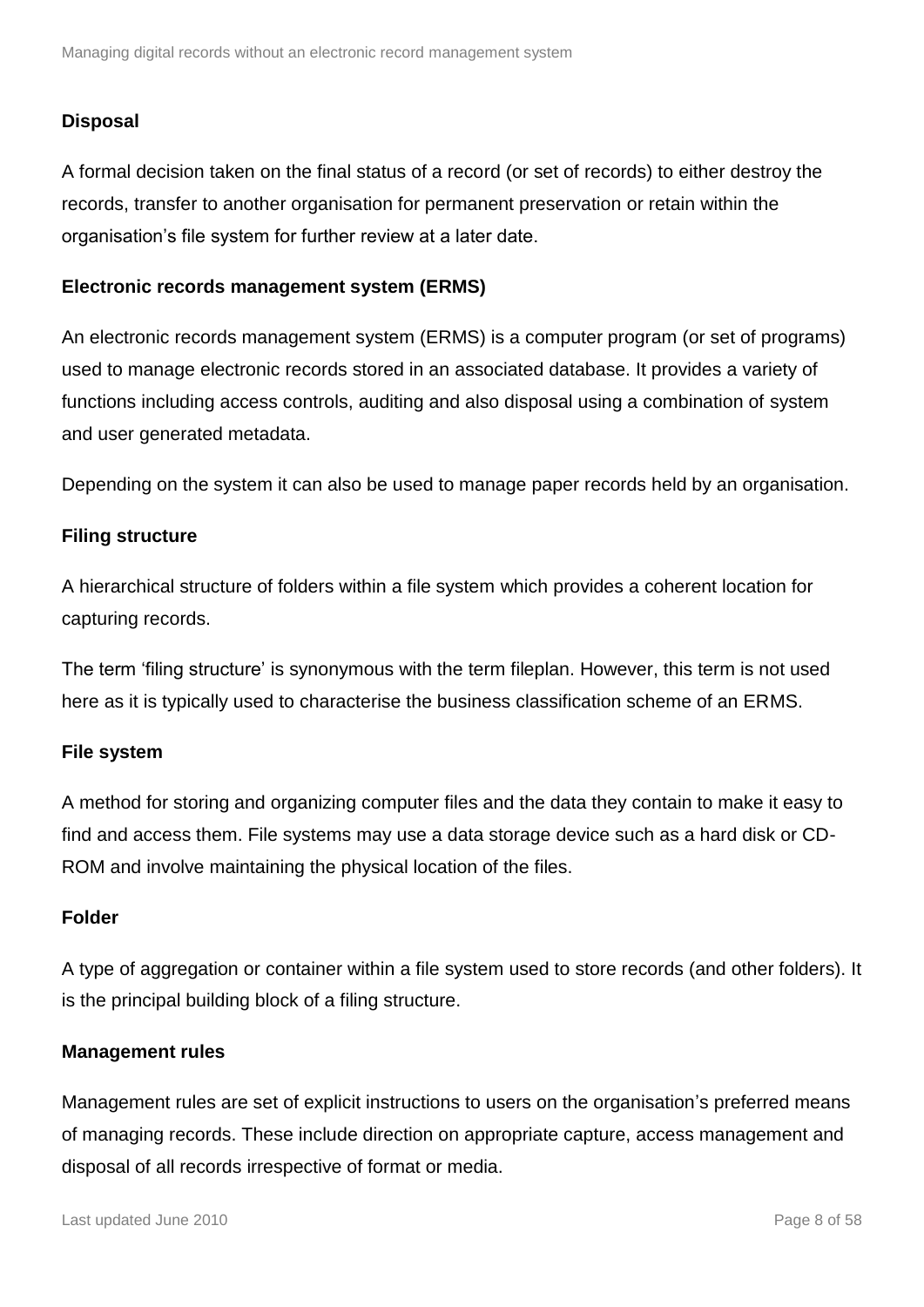**Disposal**

A formal decision taken on the final status of a record (or set of records) to either destroy the records, transfer to another organisation for permanent preservation or retain within the organisation's file system for further review at a later date.

**Electronic records management system (ERMS)**

An electronic records management system (ERMS) is a computer program (or set of programs) used to manage electronic records stored in an associated database. It provides a variety of functions including access controls, auditing and also disposal using a combination of system and user generated metadata.

Depending on the system it can also be used to manage paper records held by an organisation.

**Filing structure**

A hierarchical structure of folders within a file system which provides a coherent location for capturing records.

The term 'filing structure' is synonymous with the term fileplan. However, this term is not used here as it is typically used to characterise the business classification scheme of an ERMS.

**File system**

A method for storing and organizing computer files and the data they contain to make it easy to find and access them. File systems may use a data storage device such as a hard disk or CD-ROM and involve maintaining the physical location of the files.

**Folder**

A type of aggregation or container within a file system used to store records (and other folders). It is the principal building block of a filing structure.

**Management rules**

Management rules are set of explicit instructions to users on the organisation's preferred means of managing records. These include direction on appropriate capture, access management and disposal of all records irrespective of format or media.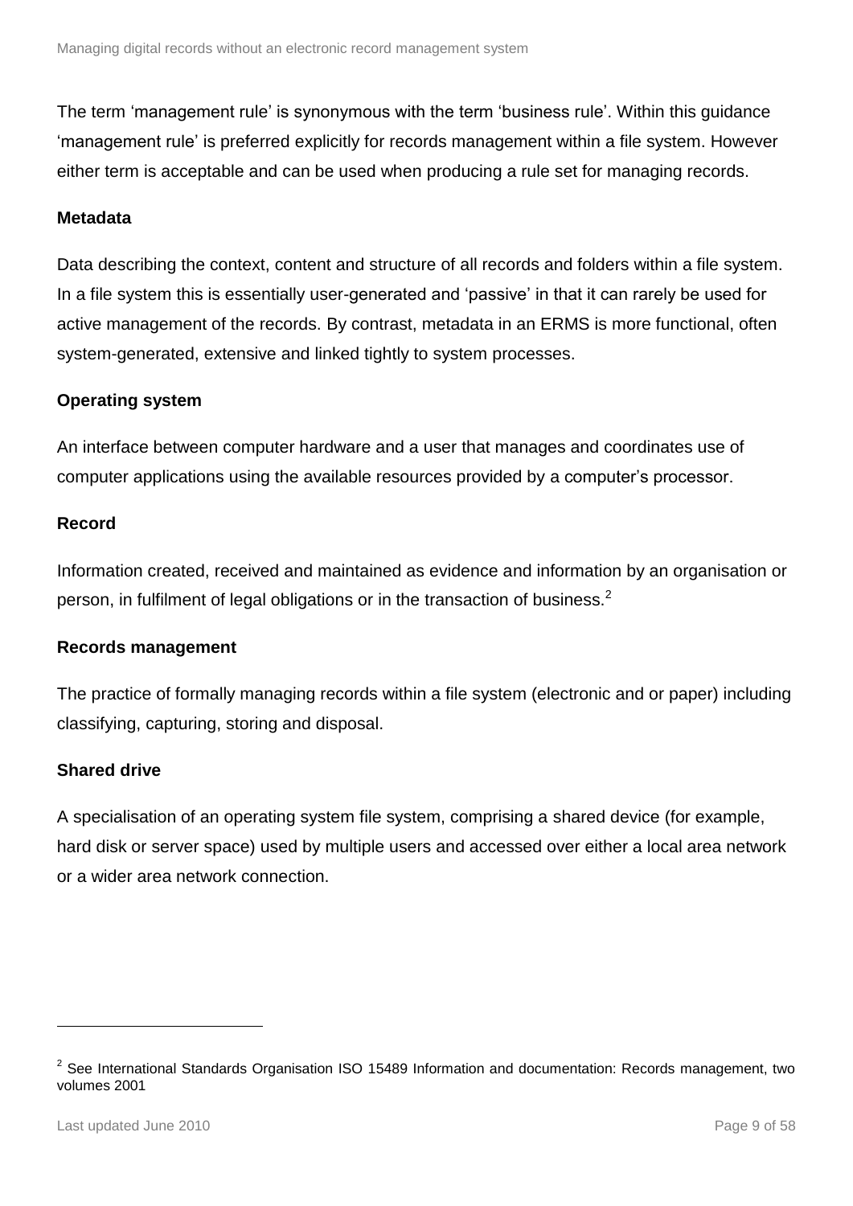The term 'management rule' is synonymous with the term 'business rule'. Within this guidance 'management rule' is preferred explicitly for records management within a file system. However either term is acceptable and can be used when producing a rule set for managing records.

**Metadata**

Data describing the context, content and structure of all records and folders within a file system. In a file system this is essentially user-generated and 'passive' in that it can rarely be used for active management of the records. By contrast, metadata in an ERMS is more functional, often system-generated, extensive and linked tightly to system processes.

**Operating system**

An interface between computer hardware and a user that manages and coordinates use of computer applications using the available resources provided by a computer's processor.

**Record**

Information created, received and maintained as evidence and information by an organisation or person, in fulfilment of legal obligations or in the transaction of business.[2]

**Records management**

The practice of formally managing records within a file system (electronic and or paper) including classifying, capturing, storing and disposal.

**Shared drive**

A specialisation of an operating system file system, comprising a shared device (for example, hard disk or server space) used by multiple users and accessed over either a local area network or a wider area network connection.

---

[2] See International Standards Organisation ISO 15489 Information and documentation: Records management, two volumes 2001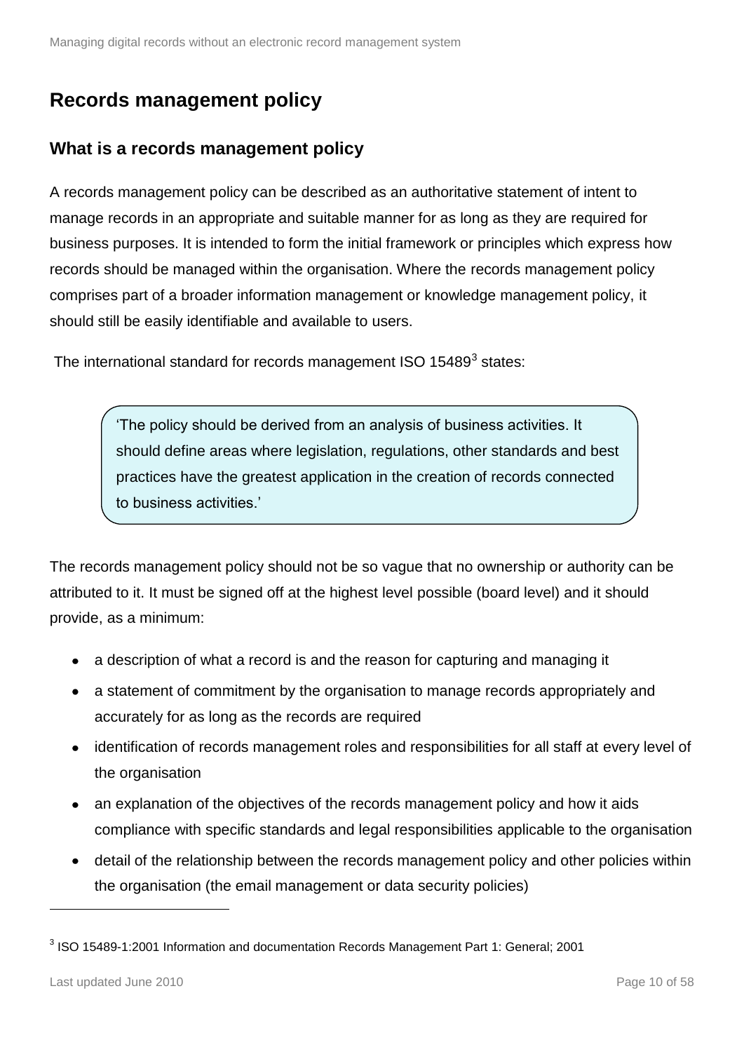## Records management policy

### What is a records management policy

A records management policy can be described as an authoritative statement of intent to manage records in an appropriate and suitable manner for as long as they are required for business purposes. It is intended to form the initial framework or principles which express how records should be managed within the organisation. Where the records management policy comprises part of a broader information management or knowledge management policy, it should still be easily identifiable and available to users.

The international standard for records management ISO 15489[3] states:

> 'The policy should be derived from an analysis of business activities. It should define areas where legislation, regulations, other standards and best practices have the greatest application in the creation of records connected to business activities.'

The records management policy should not be so vague that no ownership or authority can be attributed to it. It must be signed off at the highest level possible (board level) and it should provide, as a minimum:

- a description of what a record is and the reason for capturing and managing it
- a statement of commitment by the organisation to manage records appropriately and accurately for as long as the records are required
- identification of records management roles and responsibilities for all staff at every level of the organisation
- an explanation of the objectives of the records management policy and how it aids compliance with specific standards and legal responsibilities applicable to the organisation
- detail of the relationship between the records management policy and other policies within the organisation (the email management or data security policies)

---

[3] ISO 15489-1:2001 Information and documentation Records Management Part 1: General; 2001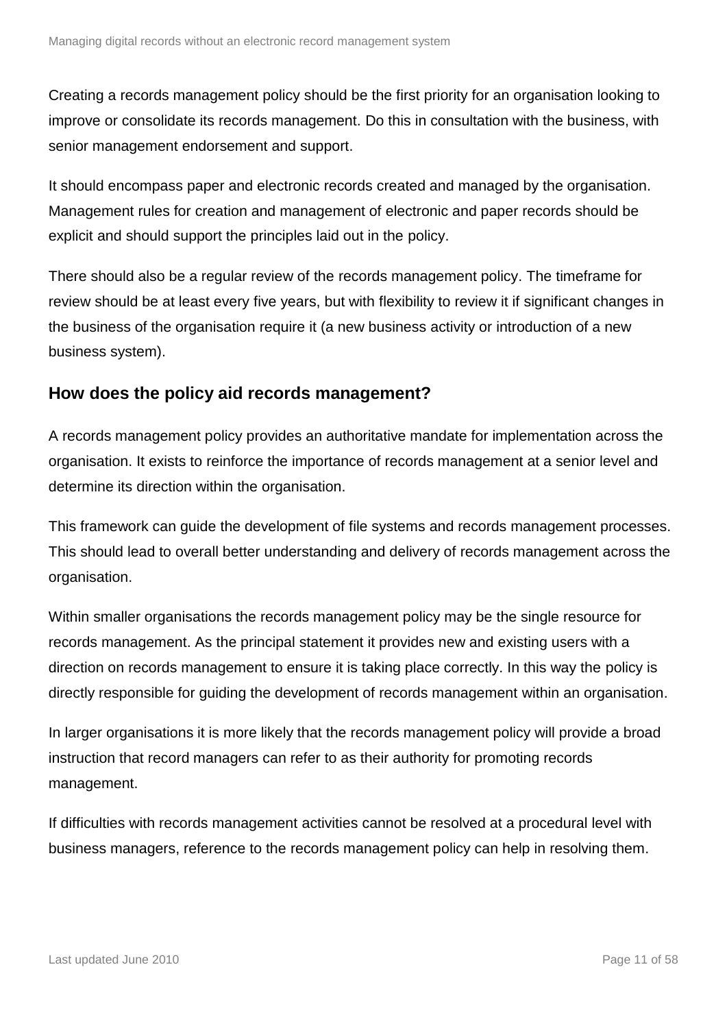Creating a records management policy should be the first priority for an organisation looking to improve or consolidate its records management. Do this in consultation with the business, with senior management endorsement and support.

It should encompass paper and electronic records created and managed by the organisation. Management rules for creation and management of electronic and paper records should be explicit and should support the principles laid out in the policy.

There should also be a regular review of the records management policy. The timeframe for review should be at least every five years, but with flexibility to review it if significant changes in the business of the organisation require it (a new business activity or introduction of a new business system).

## How does the policy aid records management?

A records management policy provides an authoritative mandate for implementation across the organisation. It exists to reinforce the importance of records management at a senior level and determine its direction within the organisation.

This framework can guide the development of file systems and records management processes. This should lead to overall better understanding and delivery of records management across the organisation.

Within smaller organisations the records management policy may be the single resource for records management. As the principal statement it provides new and existing users with a direction on records management to ensure it is taking place correctly. In this way the policy is directly responsible for guiding the development of records management within an organisation.

In larger organisations it is more likely that the records management policy will provide a broad instruction that record managers can refer to as their authority for promoting records management.

If difficulties with records management activities cannot be resolved at a procedural level with business managers, reference to the records management policy can help in resolving them.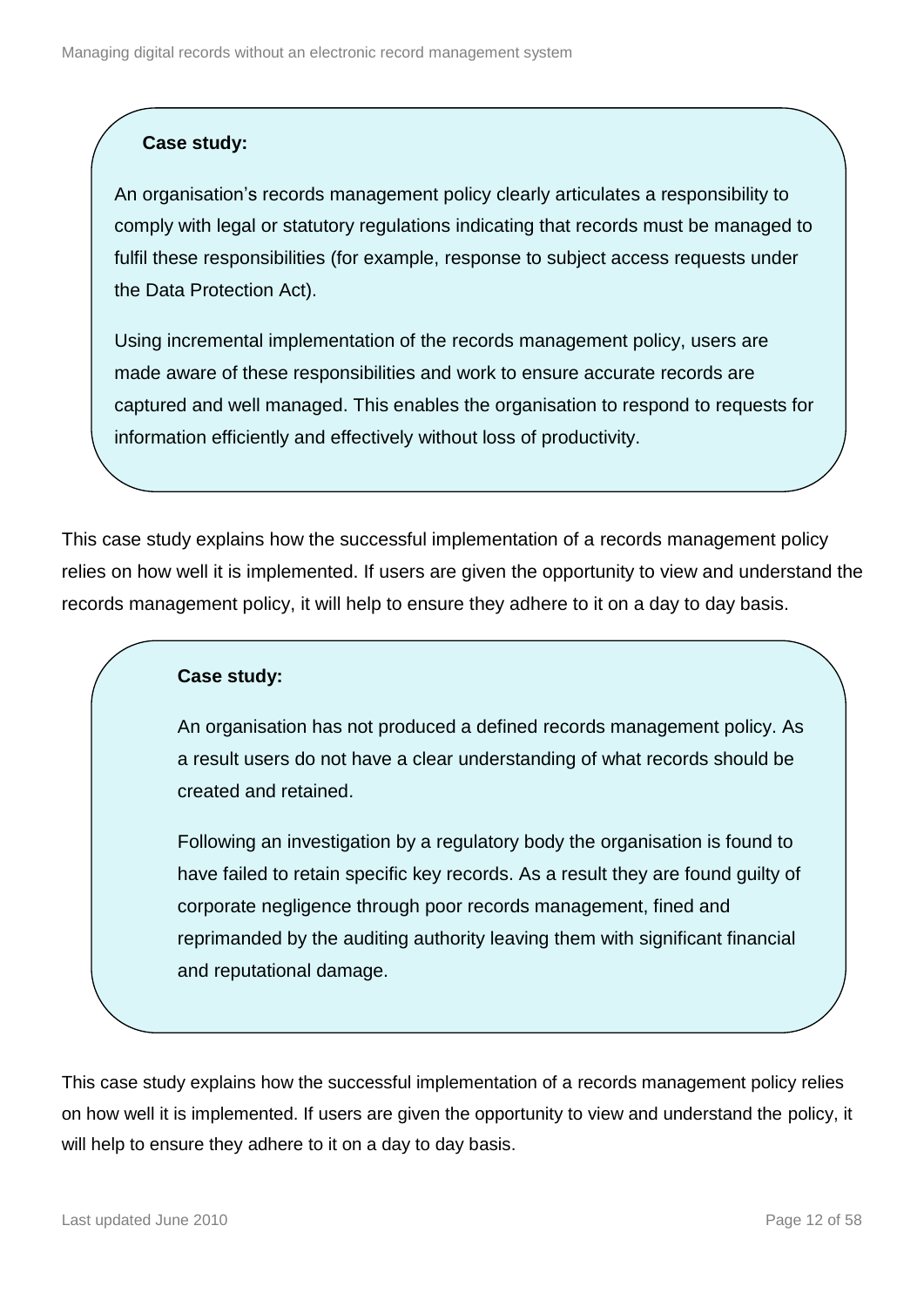**Case study:**

An organisation's records management policy clearly articulates a responsibility to comply with legal or statutory regulations indicating that records must be managed to fulfil these responsibilities (for example, response to subject access requests under the Data Protection Act).

Using incremental implementation of the records management policy, users are made aware of these responsibilities and work to ensure accurate records are captured and well managed. This enables the organisation to respond to requests for information efficiently and effectively without loss of productivity.

This case study explains how the successful implementation of a records management policy relies on how well it is implemented. If users are given the opportunity to view and understand the records management policy, it will help to ensure they adhere to it on a day to day basis.

**Case study:**

An organisation has not produced a defined records management policy. As a result users do not have a clear understanding of what records should be created and retained.

Following an investigation by a regulatory body the organisation is found to have failed to retain specific key records. As a result they are found guilty of corporate negligence through poor records management, fined and reprimanded by the auditing authority leaving them with significant financial and reputational damage.

This case study explains how the successful implementation of a records management policy relies on how well it is implemented. If users are given the opportunity to view and understand the policy, it will help to ensure they adhere to it on a day to day basis.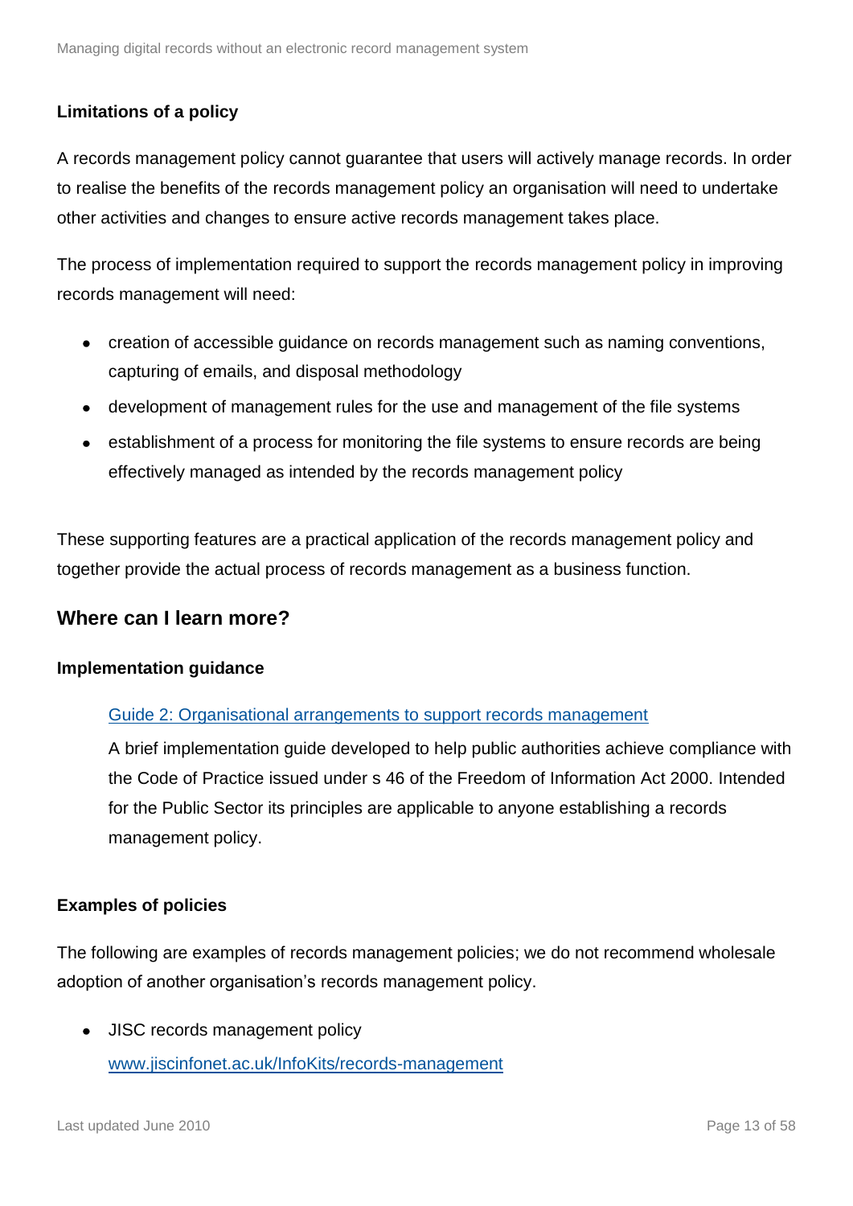### Limitations of a policy

A records management policy cannot guarantee that users will actively manage records. In order to realise the benefits of the records management policy an organisation will need to undertake other activities and changes to ensure active records management takes place.

The process of implementation required to support the records management policy in improving records management will need:

- creation of accessible guidance on records management such as naming conventions, capturing of emails, and disposal methodology
- development of management rules for the use and management of the file systems
- establishment of a process for monitoring the file systems to ensure records are being effectively managed as intended by the records management policy

These supporting features are a practical application of the records management policy and together provide the actual process of records management as a business function.

## Where can I learn more?

### Implementation guidance

> Guide 2: Organisational arrangements to support records management
>
> A brief implementation guide developed to help public authorities achieve compliance with the Code of Practice issued under s 46 of the Freedom of Information Act 2000. Intended for the Public Sector its principles are applicable to anyone establishing a records management policy.

### Examples of policies

The following are examples of records management policies; we do not recommend wholesale adoption of another organisation's records management policy.

- JISC records management policy
  www.jiscinfonet.ac.uk/InfoKits/records-management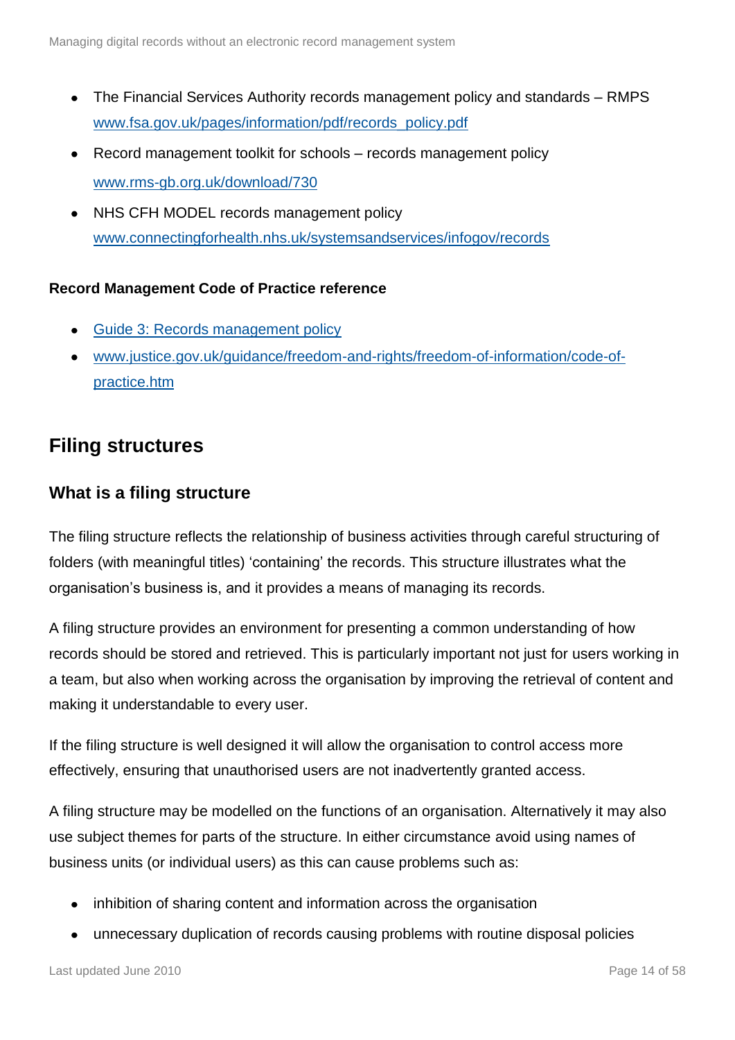- The Financial Services Authority records management policy and standards – RMPS [www.fsa.gov.uk/pages/information/pdf/records_policy.pdf](www.fsa.gov.uk/pages/information/pdf/records_policy.pdf)
- Record management toolkit for schools – records management policy [www.rms-gb.org.uk/download/730](www.rms-gb.org.uk/download/730)
- NHS CFH MODEL records management policy [www.connectingforhealth.nhs.uk/systemsandservices/infogov/records](www.connectingforhealth.nhs.uk/systemsandservices/infogov/records)

**Record Management Code of Practice reference**

- Guide 3: Records management policy
- [www.justice.gov.uk/guidance/freedom-and-rights/freedom-of-information/code-of-practice.htm](www.justice.gov.uk/guidance/freedom-and-rights/freedom-of-information/code-of-practice.htm)

## Filing structures

### What is a filing structure

The filing structure reflects the relationship of business activities through careful structuring of folders (with meaningful titles) 'containing' the records. This structure illustrates what the organisation's business is, and it provides a means of managing its records.

A filing structure provides an environment for presenting a common understanding of how records should be stored and retrieved. This is particularly important not just for users working in a team, but also when working across the organisation by improving the retrieval of content and making it understandable to every user.

If the filing structure is well designed it will allow the organisation to control access more effectively, ensuring that unauthorised users are not inadvertently granted access.

A filing structure may be modelled on the functions of an organisation. Alternatively it may also use subject themes for parts of the structure. In either circumstance avoid using names of business units (or individual users) as this can cause problems such as:

- inhibition of sharing content and information across the organisation
- unnecessary duplication of records causing problems with routine disposal policies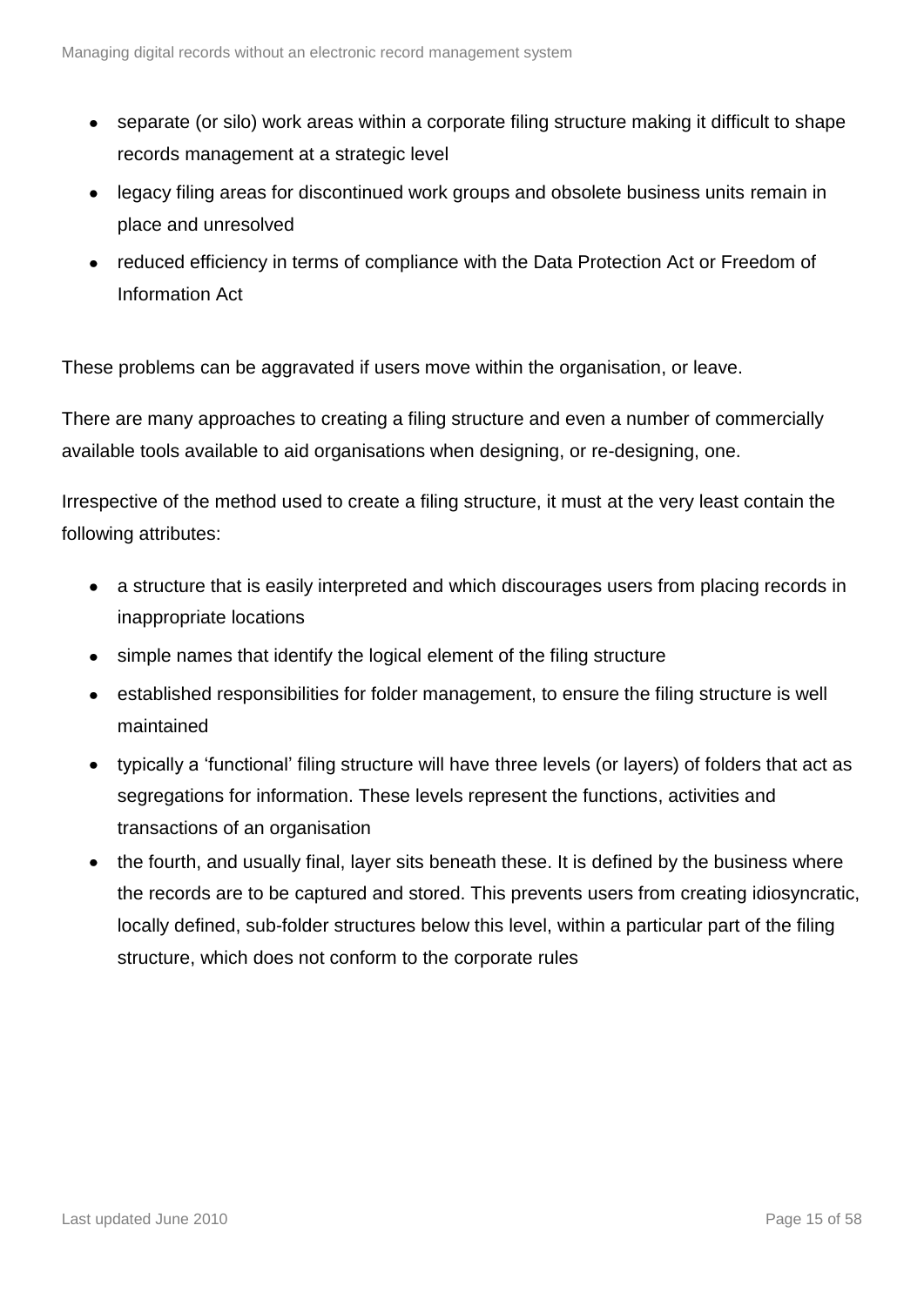- separate (or silo) work areas within a corporate filing structure making it difficult to shape records management at a strategic level
- legacy filing areas for discontinued work groups and obsolete business units remain in place and unresolved
- reduced efficiency in terms of compliance with the Data Protection Act or Freedom of Information Act

These problems can be aggravated if users move within the organisation, or leave.

There are many approaches to creating a filing structure and even a number of commercially available tools available to aid organisations when designing, or re-designing, one.

Irrespective of the method used to create a filing structure, it must at the very least contain the following attributes:

- a structure that is easily interpreted and which discourages users from placing records in inappropriate locations
- simple names that identify the logical element of the filing structure
- established responsibilities for folder management, to ensure the filing structure is well maintained
- typically a 'functional' filing structure will have three levels (or layers) of folders that act as segregations for information. These levels represent the functions, activities and transactions of an organisation
- the fourth, and usually final, layer sits beneath these. It is defined by the business where the records are to be captured and stored. This prevents users from creating idiosyncratic, locally defined, sub-folder structures below this level, within a particular part of the filing structure, which does not conform to the corporate rules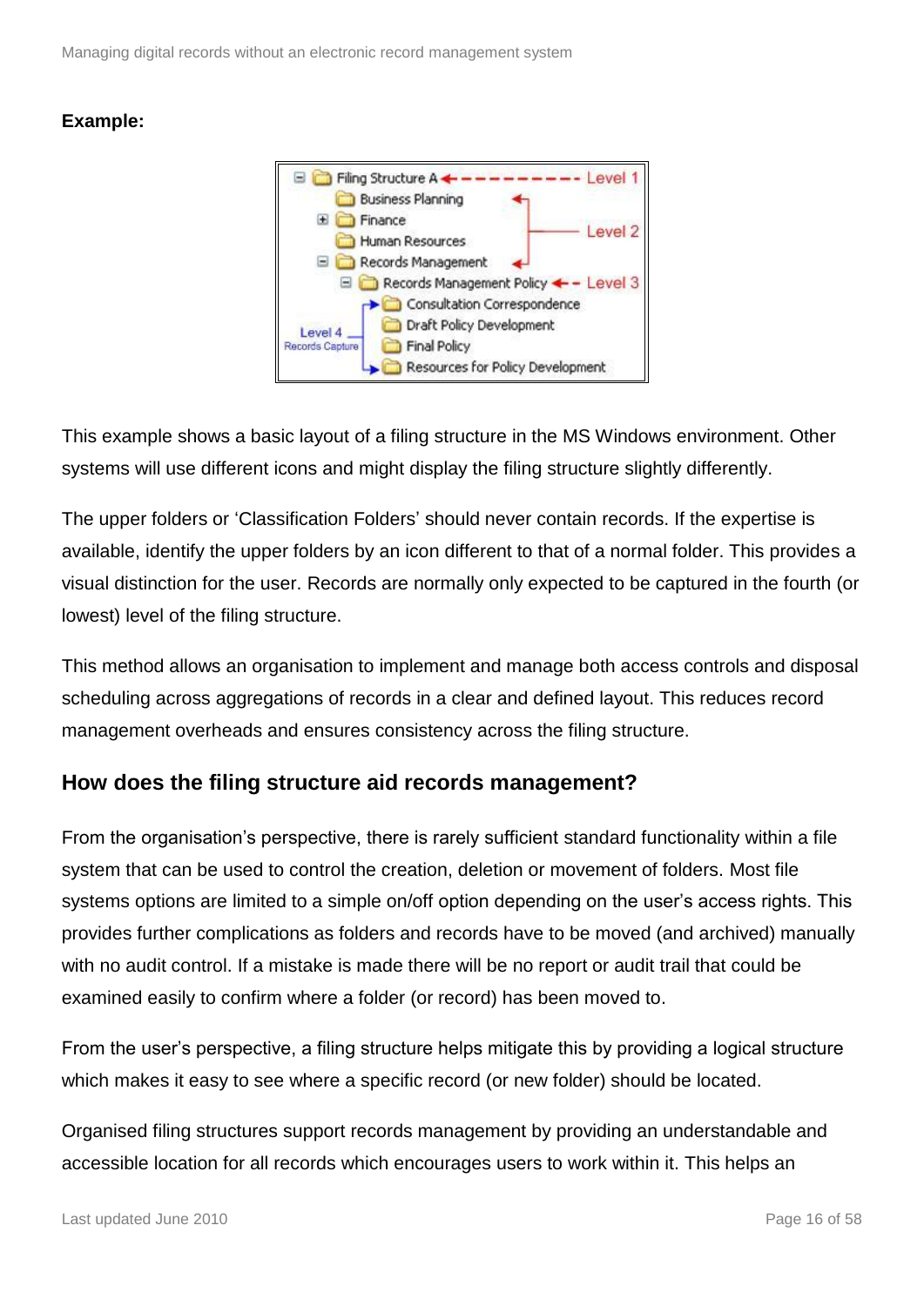**Example:**

```
⊟ Filing Structure A ◄- - - - - - - - - Level 1
    Business Planning          ◄┐
  ⊞ Finance                     │
    Human Resources             ├── Level 2
  ⊟ Records Management         ◄┘
    ⊟ Records Management Policy ◄- - Level 3
        ┌► Consultation Correspondence
Level 4 │  Draft Policy Development
Records │  Final Policy
Capture └► Resources for Policy Development
```

This example shows a basic layout of a filing structure in the MS Windows environment. Other systems will use different icons and might display the filing structure slightly differently.

The upper folders or 'Classification Folders' should never contain records. If the expertise is available, identify the upper folders by an icon different to that of a normal folder. This provides a visual distinction for the user. Records are normally only expected to be captured in the fourth (or lowest) level of the filing structure.

This method allows an organisation to implement and manage both access controls and disposal scheduling across aggregations of records in a clear and defined layout. This reduces record management overheads and ensures consistency across the filing structure.

## How does the filing structure aid records management?

From the organisation's perspective, there is rarely sufficient standard functionality within a file system that can be used to control the creation, deletion or movement of folders. Most file systems options are limited to a simple on/off option depending on the user's access rights. This provides further complications as folders and records have to be moved (and archived) manually with no audit control. If a mistake is made there will be no report or audit trail that could be examined easily to confirm where a folder (or record) has been moved to.

From the user's perspective, a filing structure helps mitigate this by providing a logical structure which makes it easy to see where a specific record (or new folder) should be located.

Organised filing structures support records management by providing an understandable and accessible location for all records which encourages users to work within it. This helps an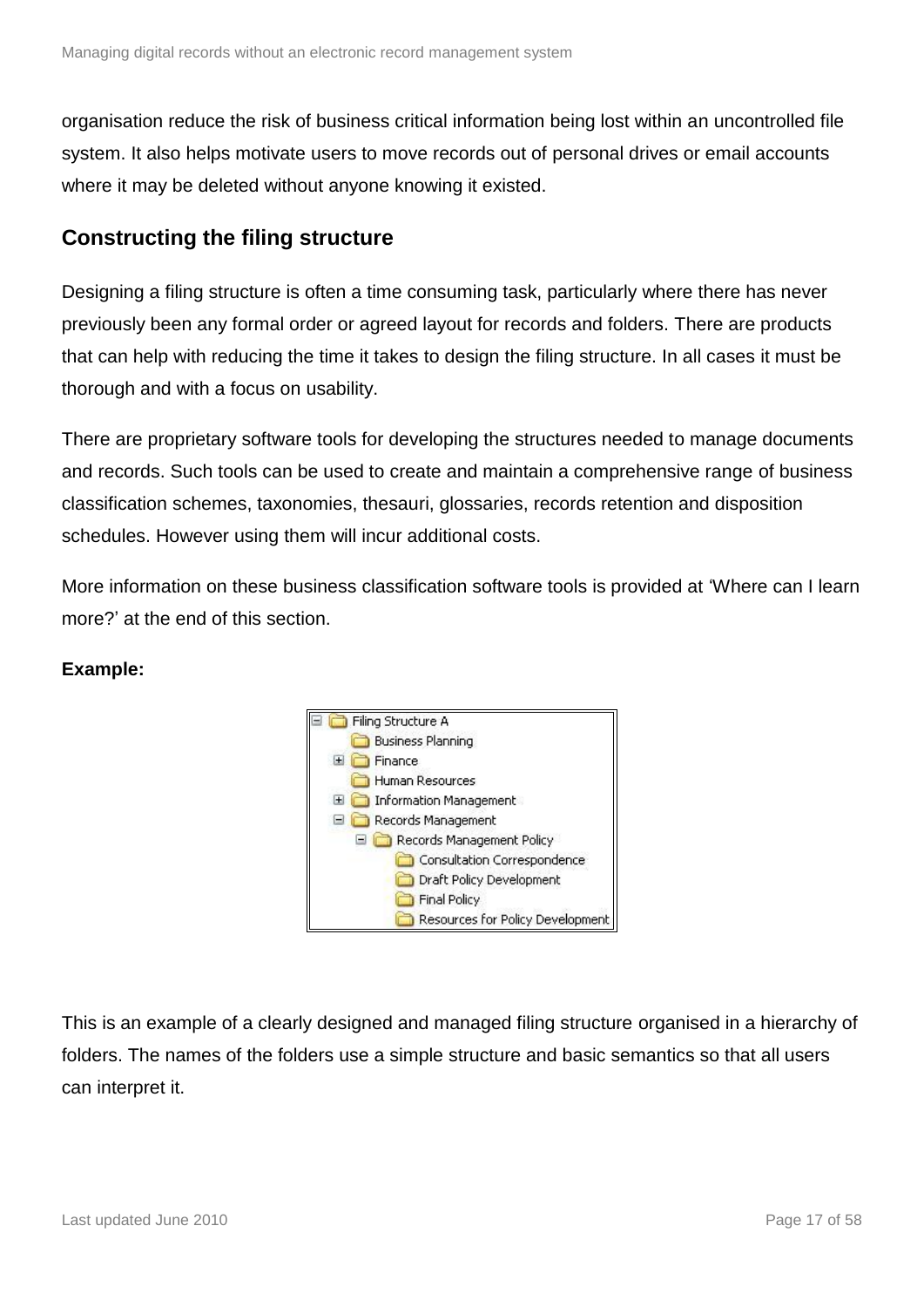organisation reduce the risk of business critical information being lost within an uncontrolled file system. It also helps motivate users to move records out of personal drives or email accounts where it may be deleted without anyone knowing it existed.

## Constructing the filing structure

Designing a filing structure is often a time consuming task, particularly where there has never previously been any formal order or agreed layout for records and folders. There are products that can help with reducing the time it takes to design the filing structure. In all cases it must be thorough and with a focus on usability.

There are proprietary software tools for developing the structures needed to manage documents and records. Such tools can be used to create and maintain a comprehensive range of business classification schemes, taxonomies, thesauri, glossaries, records retention and disposition schedules. However using them will incur additional costs.

More information on these business classification software tools is provided at 'Where can I learn more?' at the end of this section.

**Example:**

```
Filing Structure A
    Business Planning
  + Finance
    Human Resources
  + Information Management
  - Records Management
    - Records Management Policy
        Consultation Correspondence
        Draft Policy Development
        Final Policy
        Resources for Policy Development
```

This is an example of a clearly designed and managed filing structure organised in a hierarchy of folders. The names of the folders use a simple structure and basic semantics so that all users can interpret it.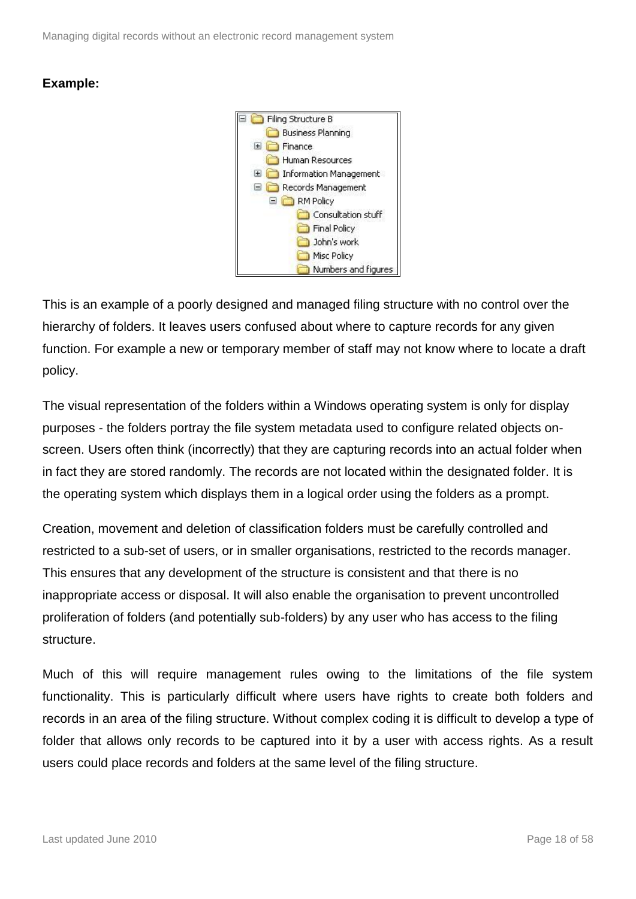**Example:**

This is an example of a poorly designed and managed filing structure with no control over the hierarchy of folders. It leaves users confused about where to capture records for any given function. For example a new or temporary member of staff may not know where to locate a draft policy.

The visual representation of the folders within a Windows operating system is only for display purposes - the folders portray the file system metadata used to configure related objects on-screen. Users often think (incorrectly) that they are capturing records into an actual folder when in fact they are stored randomly. The records are not located within the designated folder. It is the operating system which displays them in a logical order using the folders as a prompt.

Creation, movement and deletion of classification folders must be carefully controlled and restricted to a sub-set of users, or in smaller organisations, restricted to the records manager. This ensures that any development of the structure is consistent and that there is no inappropriate access or disposal. It will also enable the organisation to prevent uncontrolled proliferation of folders (and potentially sub-folders) by any user who has access to the filing structure.

Much of this will require management rules owing to the limitations of the file system functionality. This is particularly difficult where users have rights to create both folders and records in an area of the filing structure. Without complex coding it is difficult to develop a type of folder that allows only records to be captured into it by a user with access rights. As a result users could place records and folders at the same level of the filing structure.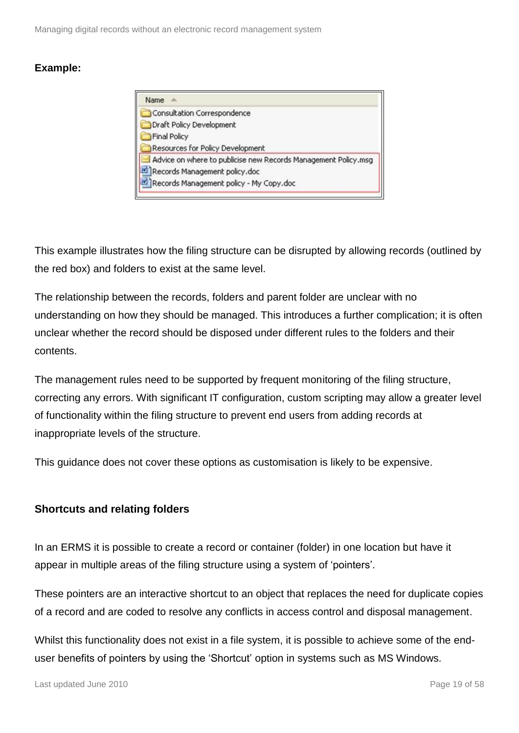**Example:**

| Name |
| --- |
| Consultation Correspondence |
| Draft Policy Development |
| Final Policy |
| Resources for Policy Development |
| Advice on where to publicise new Records Management Policy.msg |
| Records Management policy.doc |
| Records Management policy - My Copy.doc |

This example illustrates how the filing structure can be disrupted by allowing records (outlined by the red box) and folders to exist at the same level.

The relationship between the records, folders and parent folder are unclear with no understanding on how they should be managed. This introduces a further complication; it is often unclear whether the record should be disposed under different rules to the folders and their contents.

The management rules need to be supported by frequent monitoring of the filing structure, correcting any errors. With significant IT configuration, custom scripting may allow a greater level of functionality within the filing structure to prevent end users from adding records at inappropriate levels of the structure.

This guidance does not cover these options as customisation is likely to be expensive.

### Shortcuts and relating folders

In an ERMS it is possible to create a record or container (folder) in one location but have it appear in multiple areas of the filing structure using a system of 'pointers'.

These pointers are an interactive shortcut to an object that replaces the need for duplicate copies of a record and are coded to resolve any conflicts in access control and disposal management.

Whilst this functionality does not exist in a file system, it is possible to achieve some of the end-user benefits of pointers by using the 'Shortcut' option in systems such as MS Windows.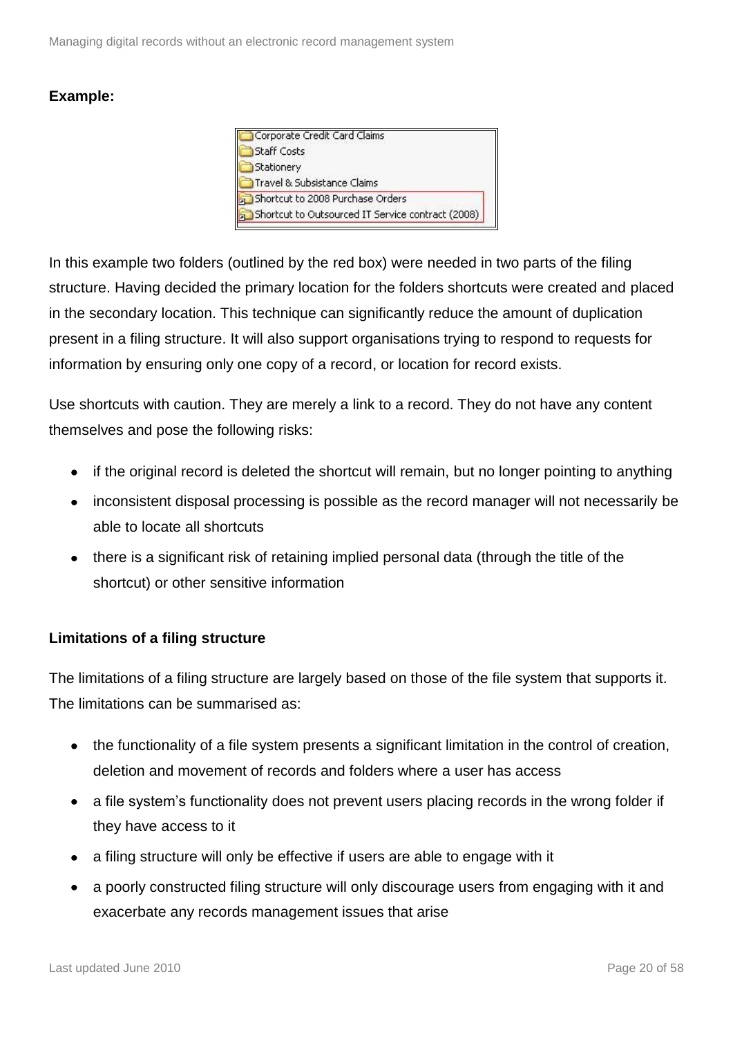**Example:**

- Corporate Credit Card Claims
- Staff Costs
- Stationery
- Travel & Subsistance Claims
- Shortcut to 2008 Purchase Orders
- Shortcut to Outsourced IT Service contract (2008)

In this example two folders (outlined by the red box) were needed in two parts of the filing structure. Having decided the primary location for the folders shortcuts were created and placed in the secondary location. This technique can significantly reduce the amount of duplication present in a filing structure. It will also support organisations trying to respond to requests for information by ensuring only one copy of a record, or location for record exists.

Use shortcuts with caution. They are merely a link to a record. They do not have any content themselves and pose the following risks:

- if the original record is deleted the shortcut will remain, but no longer pointing to anything
- inconsistent disposal processing is possible as the record manager will not necessarily be able to locate all shortcuts
- there is a significant risk of retaining implied personal data (through the title of the shortcut) or other sensitive information

**Limitations of a filing structure**

The limitations of a filing structure are largely based on those of the file system that supports it. The limitations can be summarised as:

- the functionality of a file system presents a significant limitation in the control of creation, deletion and movement of records and folders where a user has access
- a file system's functionality does not prevent users placing records in the wrong folder if they have access to it
- a filing structure will only be effective if users are able to engage with it
- a poorly constructed filing structure will only discourage users from engaging with it and exacerbate any records management issues that arise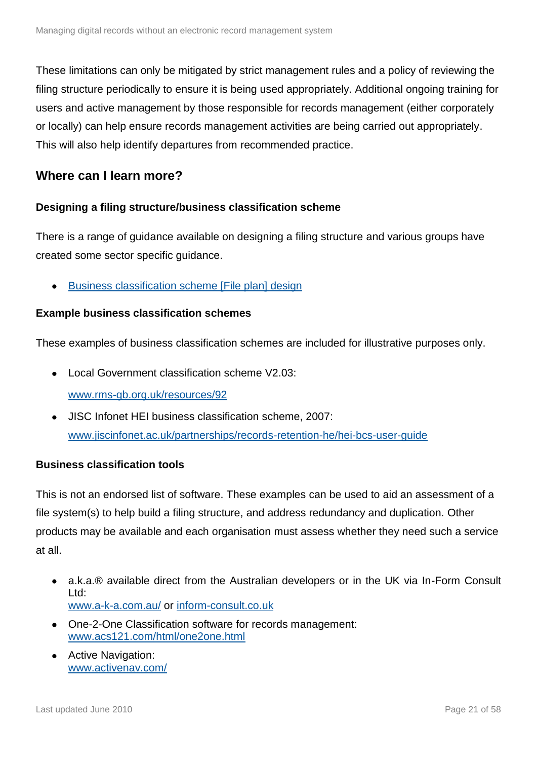These limitations can only be mitigated by strict management rules and a policy of reviewing the filing structure periodically to ensure it is being used appropriately. Additional ongoing training for users and active management by those responsible for records management (either corporately or locally) can help ensure records management activities are being carried out appropriately. This will also help identify departures from recommended practice.

## Where can I learn more?

### Designing a filing structure/business classification scheme

There is a range of guidance available on designing a filing structure and various groups have created some sector specific guidance.

- Business classification scheme [File plan] design

### Example business classification schemes

These examples of business classification schemes are included for illustrative purposes only.

- Local Government classification scheme V2.03:
  www.rms-gb.org.uk/resources/92
- JISC Infonet HEI business classification scheme, 2007:
  www.jiscinfonet.ac.uk/partnerships/records-retention-he/hei-bcs-user-guide

### Business classification tools

This is not an endorsed list of software. These examples can be used to aid an assessment of a file system(s) to help build a filing structure, and address redundancy and duplication. Other products may be available and each organisation must assess whether they need such a service at all.

- a.k.a.® available direct from the Australian developers or in the UK via In-Form Consult Ltd:
  www.a-k-a.com.au/ or inform-consult.co.uk
- One-2-One Classification software for records management:
  www.acs121.com/html/one2one.html
- Active Navigation:
  www.activenav.com/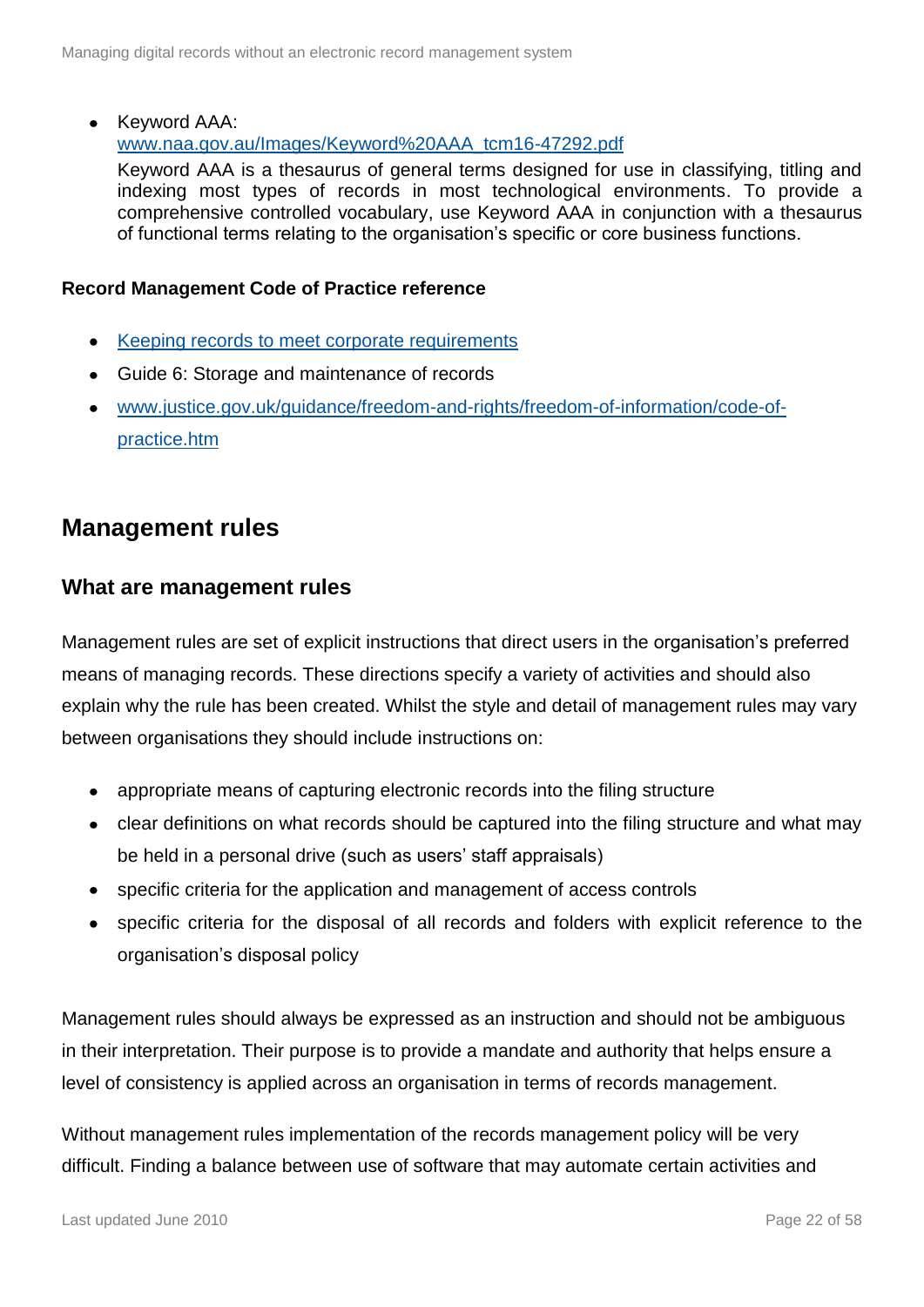- Keyword AAA:
  [www.naa.gov.au/Images/Keyword%20AAA_tcm16-47292.pdf](www.naa.gov.au/Images/Keyword%20AAA_tcm16-47292.pdf)
  Keyword AAA is a thesaurus of general terms designed for use in classifying, titling and indexing most types of records in most technological environments. To provide a comprehensive controlled vocabulary, use Keyword AAA in conjunction with a thesaurus of functional terms relating to the organisation's specific or core business functions.

**Record Management Code of Practice reference**

- Keeping records to meet corporate requirements
- Guide 6: Storage and maintenance of records
- www.justice.gov.uk/guidance/freedom-and-rights/freedom-of-information/code-of-practice.htm

## Management rules

### What are management rules

Management rules are set of explicit instructions that direct users in the organisation's preferred means of managing records. These directions specify a variety of activities and should also explain why the rule has been created. Whilst the style and detail of management rules may vary between organisations they should include instructions on:

- appropriate means of capturing electronic records into the filing structure
- clear definitions on what records should be captured into the filing structure and what may be held in a personal drive (such as users' staff appraisals)
- specific criteria for the application and management of access controls
- specific criteria for the disposal of all records and folders with explicit reference to the organisation's disposal policy

Management rules should always be expressed as an instruction and should not be ambiguous in their interpretation. Their purpose is to provide a mandate and authority that helps ensure a level of consistency is applied across an organisation in terms of records management.

Without management rules implementation of the records management policy will be very difficult. Finding a balance between use of software that may automate certain activities and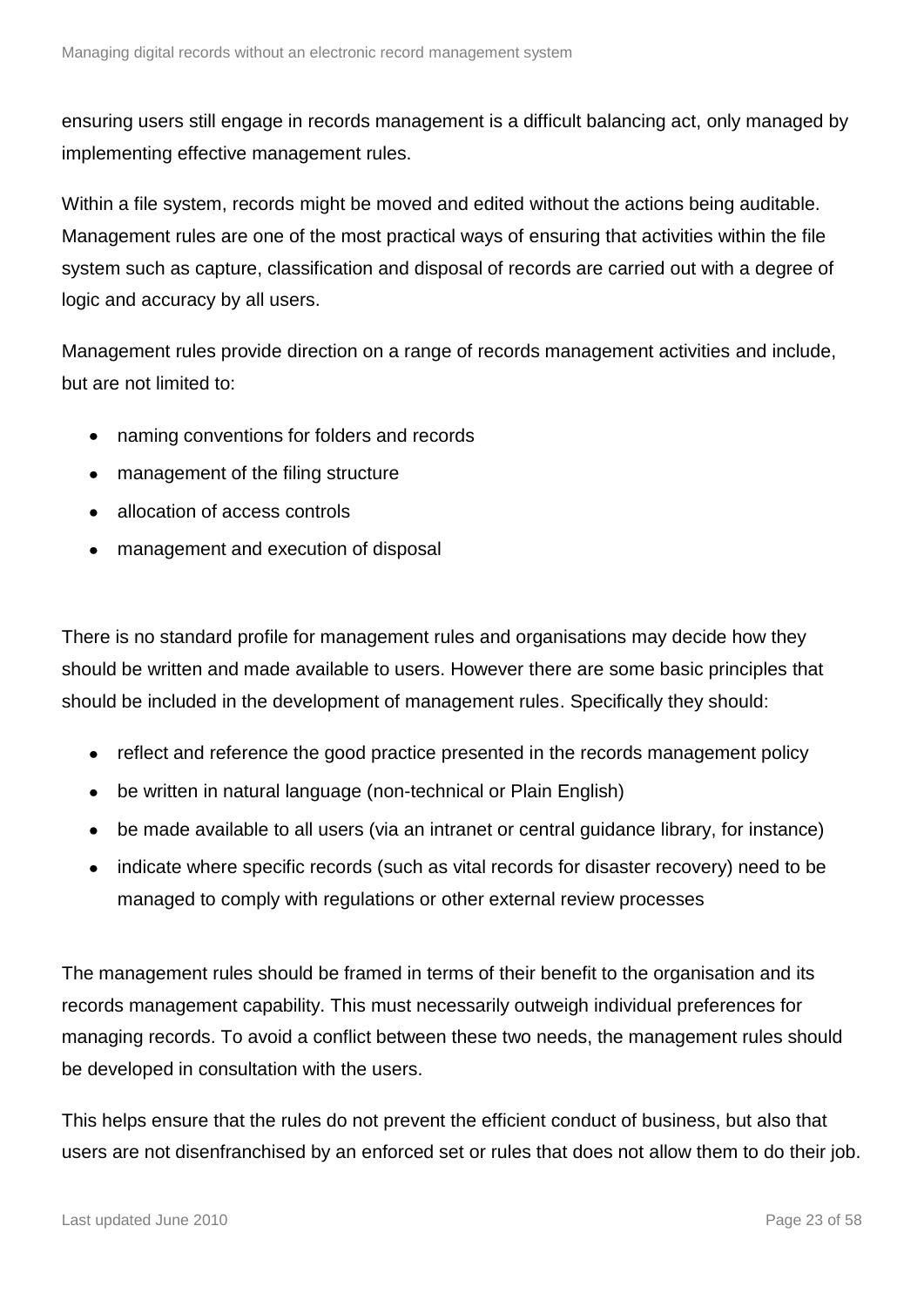ensuring users still engage in records management is a difficult balancing act, only managed by implementing effective management rules.

Within a file system, records might be moved and edited without the actions being auditable. Management rules are one of the most practical ways of ensuring that activities within the file system such as capture, classification and disposal of records are carried out with a degree of logic and accuracy by all users.

Management rules provide direction on a range of records management activities and include, but are not limited to:

- naming conventions for folders and records
- management of the filing structure
- allocation of access controls
- management and execution of disposal

There is no standard profile for management rules and organisations may decide how they should be written and made available to users. However there are some basic principles that should be included in the development of management rules. Specifically they should:

- reflect and reference the good practice presented in the records management policy
- be written in natural language (non-technical or Plain English)
- be made available to all users (via an intranet or central guidance library, for instance)
- indicate where specific records (such as vital records for disaster recovery) need to be managed to comply with regulations or other external review processes

The management rules should be framed in terms of their benefit to the organisation and its records management capability. This must necessarily outweigh individual preferences for managing records. To avoid a conflict between these two needs, the management rules should be developed in consultation with the users.

This helps ensure that the rules do not prevent the efficient conduct of business, but also that users are not disenfranchised by an enforced set or rules that does not allow them to do their job.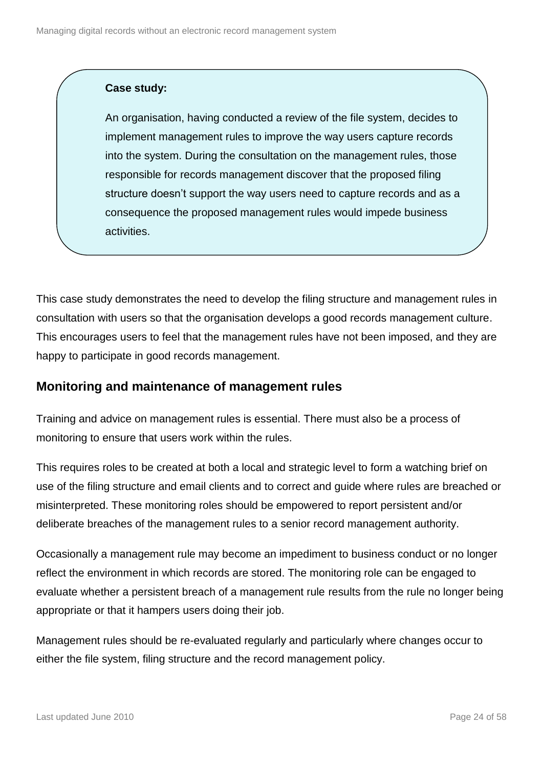**Case study:**

An organisation, having conducted a review of the file system, decides to implement management rules to improve the way users capture records into the system. During the consultation on the management rules, those responsible for records management discover that the proposed filing structure doesn't support the way users need to capture records and as a consequence the proposed management rules would impede business activities.

This case study demonstrates the need to develop the filing structure and management rules in consultation with users so that the organisation develops a good records management culture. This encourages users to feel that the management rules have not been imposed, and they are happy to participate in good records management.

## Monitoring and maintenance of management rules

Training and advice on management rules is essential. There must also be a process of monitoring to ensure that users work within the rules.

This requires roles to be created at both a local and strategic level to form a watching brief on use of the filing structure and email clients and to correct and guide where rules are breached or misinterpreted. These monitoring roles should be empowered to report persistent and/or deliberate breaches of the management rules to a senior record management authority.

Occasionally a management rule may become an impediment to business conduct or no longer reflect the environment in which records are stored. The monitoring role can be engaged to evaluate whether a persistent breach of a management rule results from the rule no longer being appropriate or that it hampers users doing their job.

Management rules should be re-evaluated regularly and particularly where changes occur to either the file system, filing structure and the record management policy.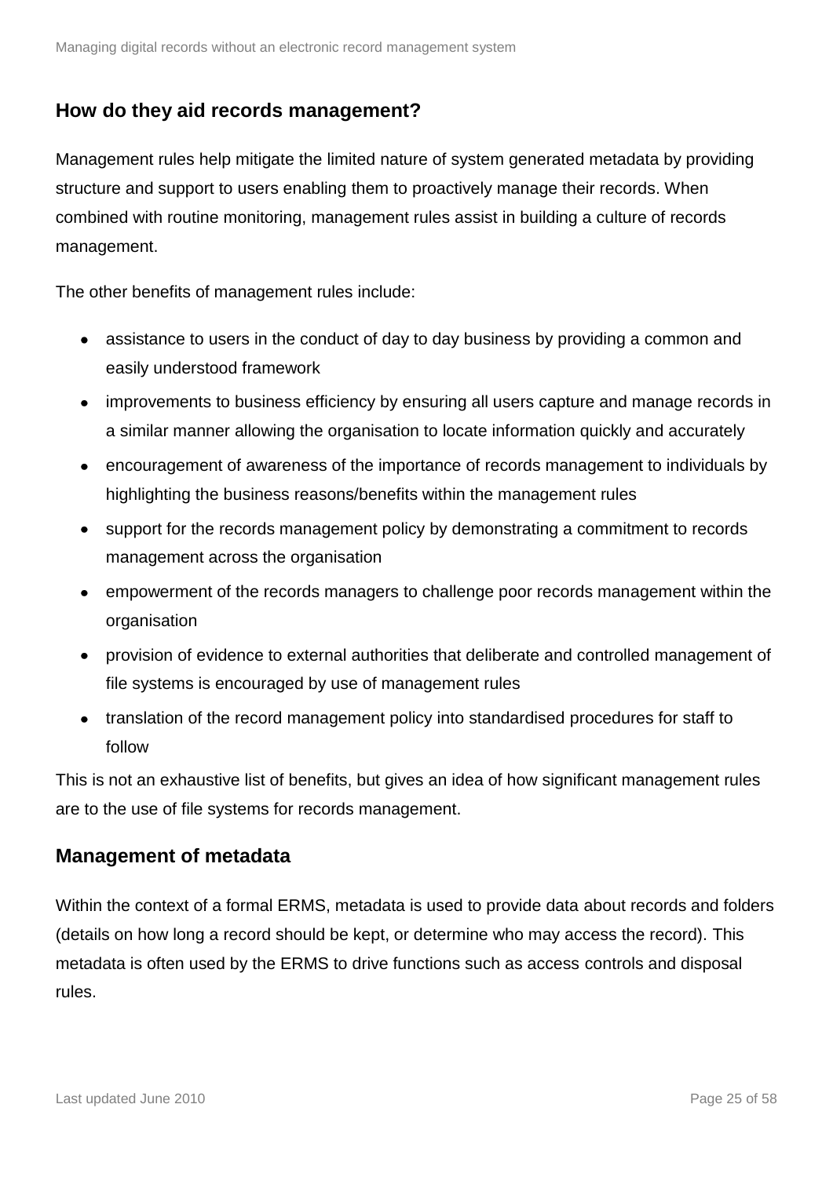## How do they aid records management?

Management rules help mitigate the limited nature of system generated metadata by providing structure and support to users enabling them to proactively manage their records. When combined with routine monitoring, management rules assist in building a culture of records management.

The other benefits of management rules include:

- assistance to users in the conduct of day to day business by providing a common and easily understood framework
- improvements to business efficiency by ensuring all users capture and manage records in a similar manner allowing the organisation to locate information quickly and accurately
- encouragement of awareness of the importance of records management to individuals by highlighting the business reasons/benefits within the management rules
- support for the records management policy by demonstrating a commitment to records management across the organisation
- empowerment of the records managers to challenge poor records management within the organisation
- provision of evidence to external authorities that deliberate and controlled management of file systems is encouraged by use of management rules
- translation of the record management policy into standardised procedures for staff to follow

This is not an exhaustive list of benefits, but gives an idea of how significant management rules are to the use of file systems for records management.

## Management of metadata

Within the context of a formal ERMS, metadata is used to provide data about records and folders (details on how long a record should be kept, or determine who may access the record). This metadata is often used by the ERMS to drive functions such as access controls and disposal rules.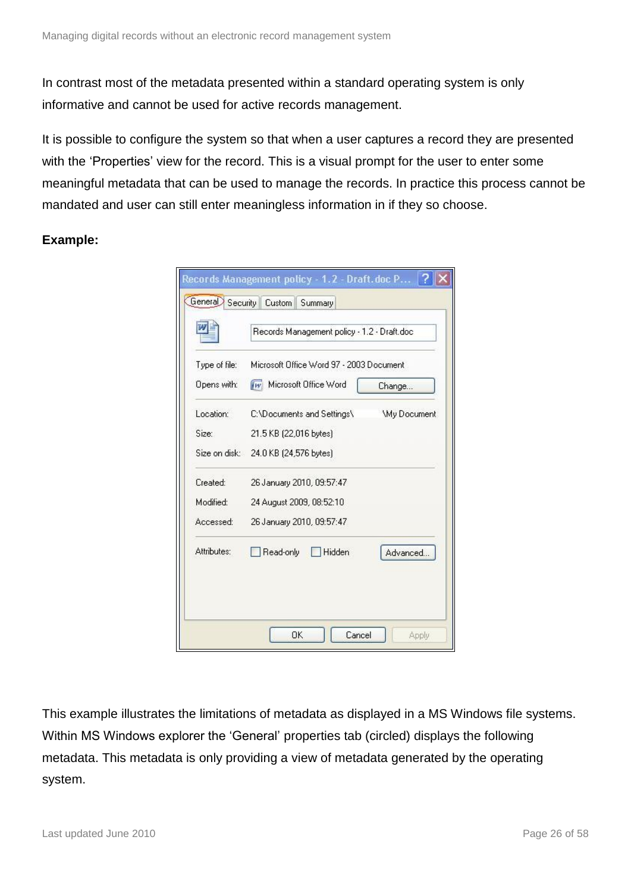In contrast most of the metadata presented within a standard operating system is only informative and cannot be used for active records management.

It is possible to configure the system so that when a user captures a record they are presented with the 'Properties' view for the record. This is a visual prompt for the user to enter some meaningful metadata that can be used to manage the records. In practice this process cannot be mandated and user can still enter meaningless information in if they so choose.

**Example:**

This example illustrates the limitations of metadata as displayed in a MS Windows file systems. Within MS Windows explorer the 'General' properties tab (circled) displays the following metadata. This metadata is only providing a view of metadata generated by the operating system.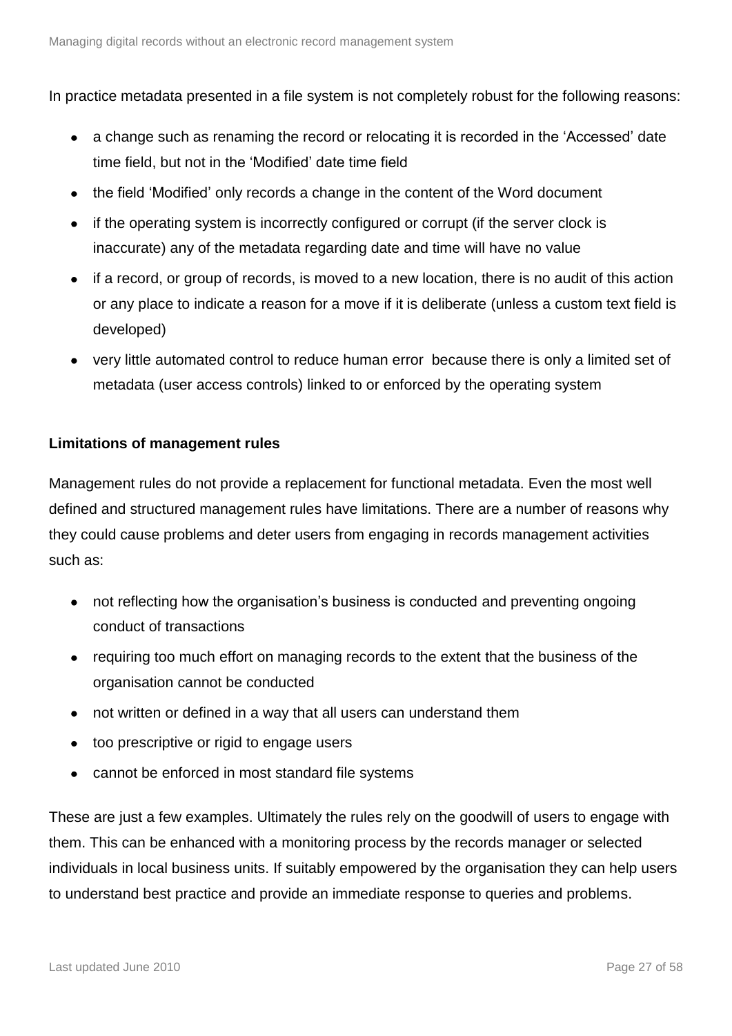In practice metadata presented in a file system is not completely robust for the following reasons:

- a change such as renaming the record or relocating it is recorded in the 'Accessed' date time field, but not in the 'Modified' date time field
- the field 'Modified' only records a change in the content of the Word document
- if the operating system is incorrectly configured or corrupt (if the server clock is inaccurate) any of the metadata regarding date and time will have no value
- if a record, or group of records, is moved to a new location, there is no audit of this action or any place to indicate a reason for a move if it is deliberate (unless a custom text field is developed)
- very little automated control to reduce human error because there is only a limited set of metadata (user access controls) linked to or enforced by the operating system

**Limitations of management rules**

Management rules do not provide a replacement for functional metadata. Even the most well defined and structured management rules have limitations. There are a number of reasons why they could cause problems and deter users from engaging in records management activities such as:

- not reflecting how the organisation's business is conducted and preventing ongoing conduct of transactions
- requiring too much effort on managing records to the extent that the business of the organisation cannot be conducted
- not written or defined in a way that all users can understand them
- too prescriptive or rigid to engage users
- cannot be enforced in most standard file systems

These are just a few examples. Ultimately the rules rely on the goodwill of users to engage with them. This can be enhanced with a monitoring process by the records manager or selected individuals in local business units. If suitably empowered by the organisation they can help users to understand best practice and provide an immediate response to queries and problems.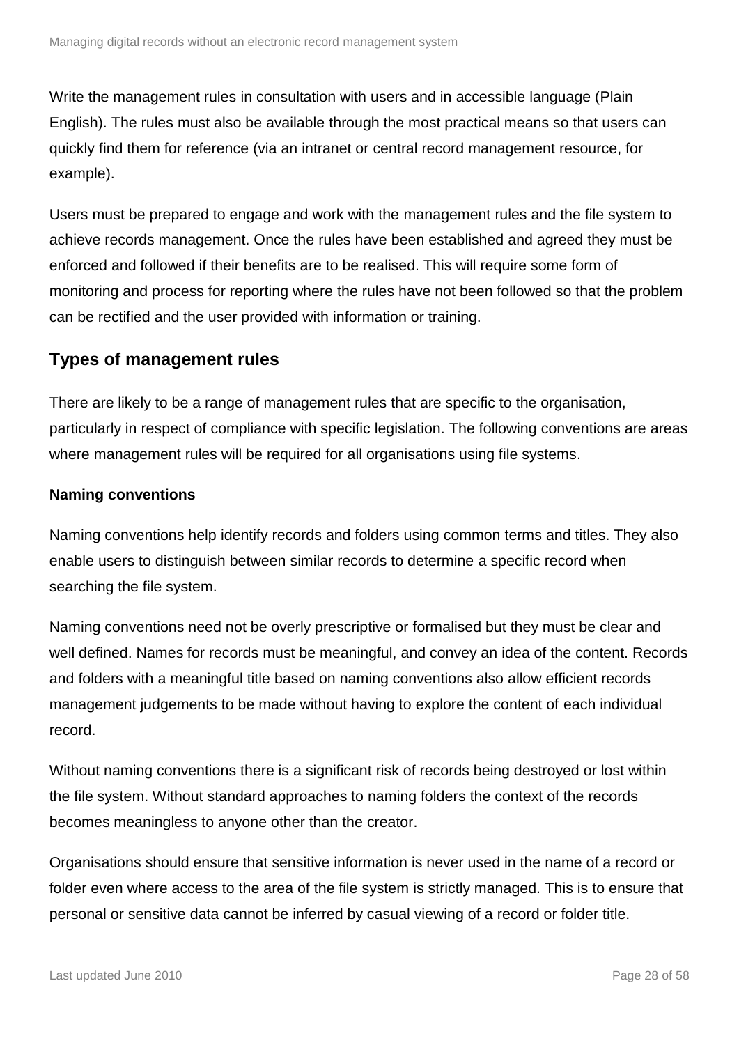Write the management rules in consultation with users and in accessible language (Plain English). The rules must also be available through the most practical means so that users can quickly find them for reference (via an intranet or central record management resource, for example).

Users must be prepared to engage and work with the management rules and the file system to achieve records management. Once the rules have been established and agreed they must be enforced and followed if their benefits are to be realised. This will require some form of monitoring and process for reporting where the rules have not been followed so that the problem can be rectified and the user provided with information or training.

## Types of management rules

There are likely to be a range of management rules that are specific to the organisation, particularly in respect of compliance with specific legislation. The following conventions are areas where management rules will be required for all organisations using file systems.

### Naming conventions

Naming conventions help identify records and folders using common terms and titles. They also enable users to distinguish between similar records to determine a specific record when searching the file system.

Naming conventions need not be overly prescriptive or formalised but they must be clear and well defined. Names for records must be meaningful, and convey an idea of the content. Records and folders with a meaningful title based on naming conventions also allow efficient records management judgements to be made without having to explore the content of each individual record.

Without naming conventions there is a significant risk of records being destroyed or lost within the file system. Without standard approaches to naming folders the context of the records becomes meaningless to anyone other than the creator.

Organisations should ensure that sensitive information is never used in the name of a record or folder even where access to the area of the file system is strictly managed. This is to ensure that personal or sensitive data cannot be inferred by casual viewing of a record or folder title.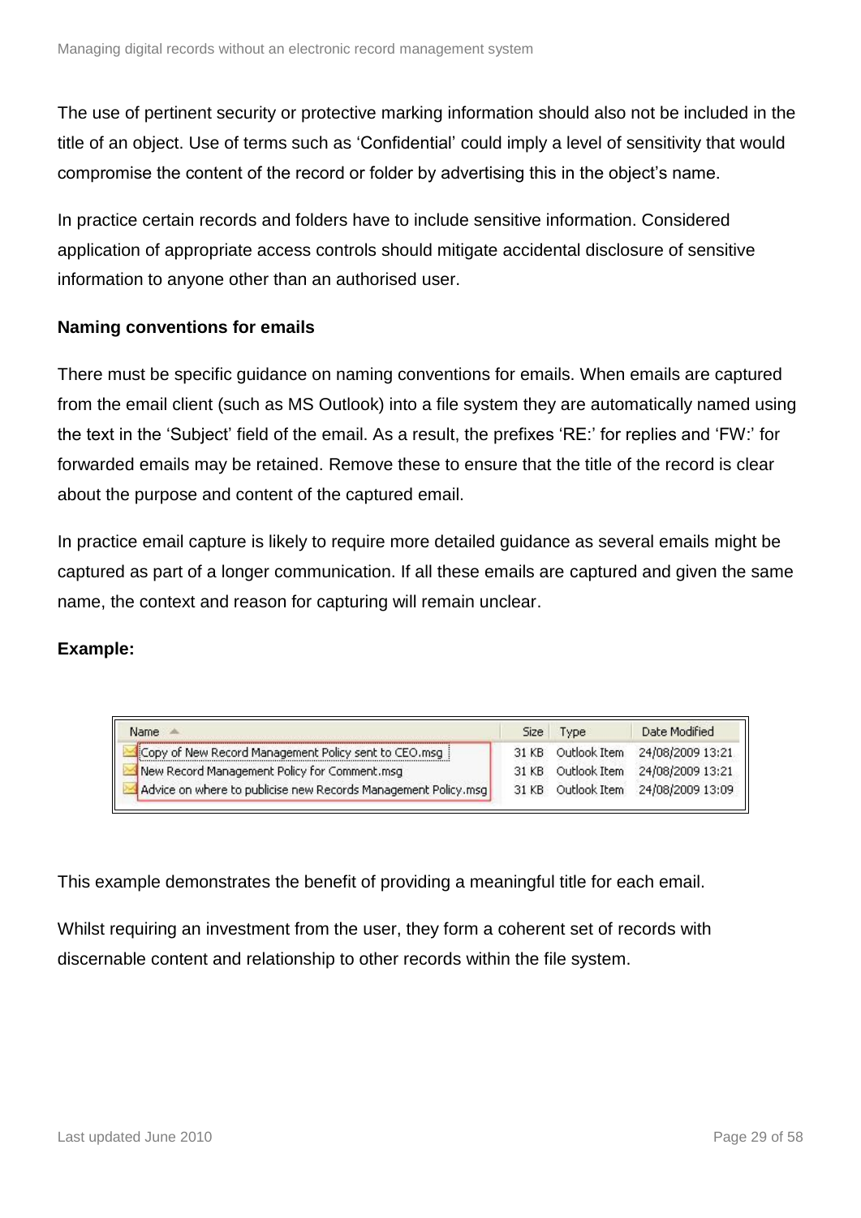The use of pertinent security or protective marking information should also not be included in the title of an object. Use of terms such as 'Confidential' could imply a level of sensitivity that would compromise the content of the record or folder by advertising this in the object's name.

In practice certain records and folders have to include sensitive information. Considered application of appropriate access controls should mitigate accidental disclosure of sensitive information to anyone other than an authorised user.

**Naming conventions for emails**

There must be specific guidance on naming conventions for emails. When emails are captured from the email client (such as MS Outlook) into a file system they are automatically named using the text in the 'Subject' field of the email. As a result, the prefixes 'RE:' for replies and 'FW:' for forwarded emails may be retained. Remove these to ensure that the title of the record is clear about the purpose and content of the captured email.

In practice email capture is likely to require more detailed guidance as several emails might be captured as part of a longer communication. If all these emails are captured and given the same name, the context and reason for capturing will remain unclear.

**Example:**

| Name | Size | Type | Date Modified |
|---|---|---|---|
| Copy of New Record Management Policy sent to CEO.msg | 31 KB | Outlook Item | 24/08/2009 13:21 |
| New Record Management Policy for Comment.msg | 31 KB | Outlook Item | 24/08/2009 13:21 |
| Advice on where to publicise new Records Management Policy.msg | 31 KB | Outlook Item | 24/08/2009 13:09 |

This example demonstrates the benefit of providing a meaningful title for each email.

Whilst requiring an investment from the user, they form a coherent set of records with discernable content and relationship to other records within the file system.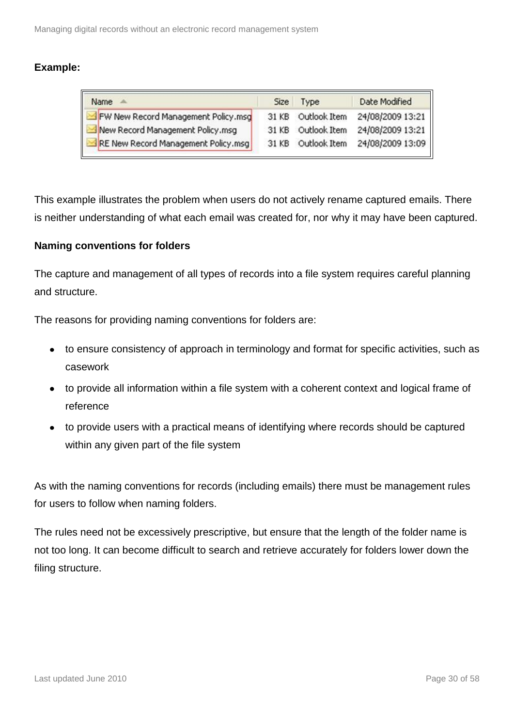**Example:**

| Name | Size | Type | Date Modified |
| --- | --- | --- | --- |
| FW New Record Management Policy.msg | 31 KB | Outlook Item | 24/08/2009 13:21 |
| New Record Management Policy.msg | 31 KB | Outlook Item | 24/08/2009 13:21 |
| RE New Record Management Policy.msg | 31 KB | Outlook Item | 24/08/2009 13:09 |

This example illustrates the problem when users do not actively rename captured emails. There is neither understanding of what each email was created for, nor why it may have been captured.

**Naming conventions for folders**

The capture and management of all types of records into a file system requires careful planning and structure.

The reasons for providing naming conventions for folders are:

- to ensure consistency of approach in terminology and format for specific activities, such as casework
- to provide all information within a file system with a coherent context and logical frame of reference
- to provide users with a practical means of identifying where records should be captured within any given part of the file system

As with the naming conventions for records (including emails) there must be management rules for users to follow when naming folders.

The rules need not be excessively prescriptive, but ensure that the length of the folder name is not too long. It can become difficult to search and retrieve accurately for folders lower down the filing structure.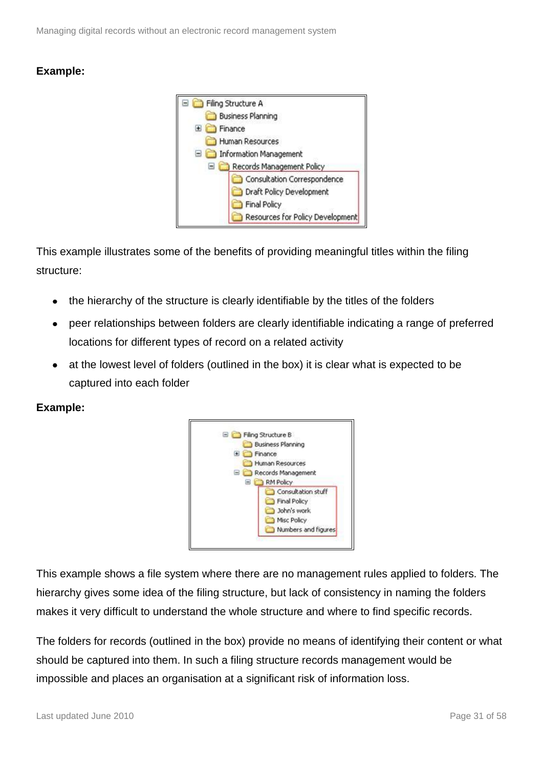**Example:**

- Filing Structure A
  - Business Planning
  - Finance
  - Human Resources
  - Information Management
    - Records Management Policy
      - Consultation Correspondence
      - Draft Policy Development
      - Final Policy
      - Resources for Policy Development

This example illustrates some of the benefits of providing meaningful titles within the filing structure:

- the hierarchy of the structure is clearly identifiable by the titles of the folders
- peer relationships between folders are clearly identifiable indicating a range of preferred locations for different types of record on a related activity
- at the lowest level of folders (outlined in the box) it is clear what is expected to be captured into each folder

**Example:**

- Filing Structure B
  - Business Planning
  - Finance
  - Human Resources
  - Records Management
    - RM Policy
      - Consultation stuff
      - Final Policy
      - John's work
      - Misc Policy
      - Numbers and figures

This example shows a file system where there are no management rules applied to folders. The hierarchy gives some idea of the filing structure, but lack of consistency in naming the folders makes it very difficult to understand the whole structure and where to find specific records.

The folders for records (outlined in the box) provide no means of identifying their content or what should be captured into them. In such a filing structure records management would be impossible and places an organisation at a significant risk of information loss.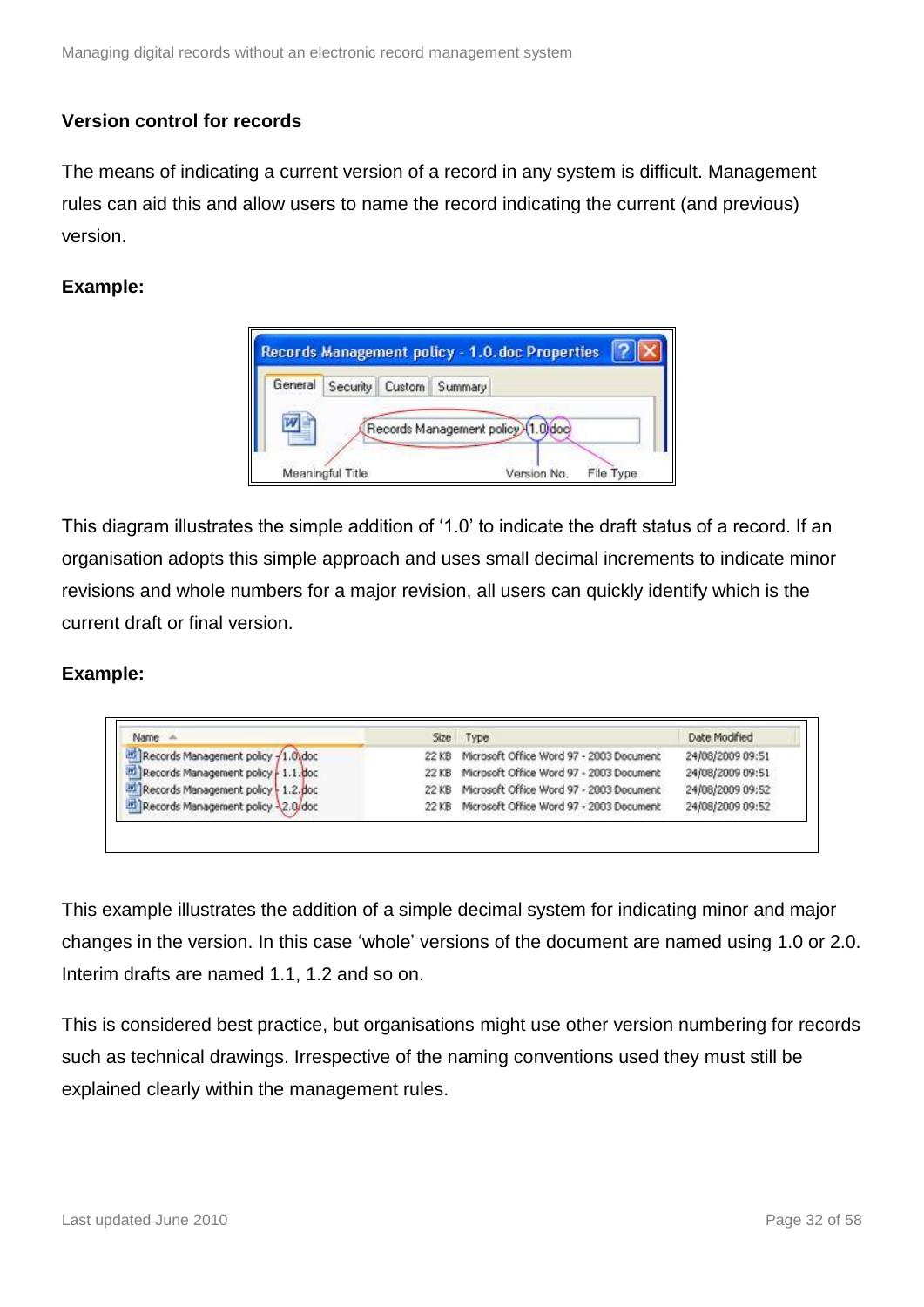### Version control for records

The means of indicating a current version of a record in any system is difficult. Management rules can aid this and allow users to name the record indicating the current (and previous) version.

**Example:**

This diagram illustrates the simple addition of '1.0' to indicate the draft status of a record. If an organisation adopts this simple approach and uses small decimal increments to indicate minor revisions and whole numbers for a major revision, all users can quickly identify which is the current draft or final version.

**Example:**

This example illustrates the addition of a simple decimal system for indicating minor and major changes in the version. In this case 'whole' versions of the document are named using 1.0 or 2.0. Interim drafts are named 1.1, 1.2 and so on.

This is considered best practice, but organisations might use other version numbering for records such as technical drawings. Irrespective of the naming conventions used they must still be explained clearly within the management rules.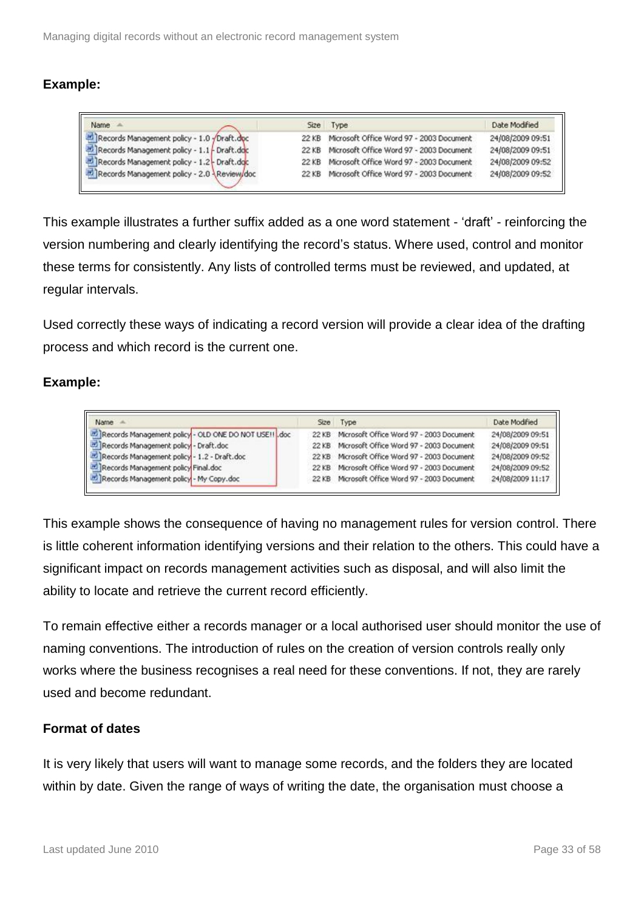**Example:**

| Name | Size | Type | Date Modified |
|---|---|---|---|
| Records Management policy - 1.0 - Draft.doc | 22 KB | Microsoft Office Word 97 - 2003 Document | 24/08/2009 09:51 |
| Records Management policy - 1.1 - Draft.doc | 22 KB | Microsoft Office Word 97 - 2003 Document | 24/08/2009 09:51 |
| Records Management policy - 1.2 - Draft.doc | 22 KB | Microsoft Office Word 97 - 2003 Document | 24/08/2009 09:52 |
| Records Management policy - 2.0 - Review.doc | 22 KB | Microsoft Office Word 97 - 2003 Document | 24/08/2009 09:52 |

This example illustrates a further suffix added as a one word statement - 'draft' - reinforcing the version numbering and clearly identifying the record's status. Where used, control and monitor these terms for consistently. Any lists of controlled terms must be reviewed, and updated, at regular intervals.

Used correctly these ways of indicating a record version will provide a clear idea of the drafting process and which record is the current one.

**Example:**

| Name | Size | Type | Date Modified |
|---|---|---|---|
| Records Management policy - OLD ONE DO NOT USE!!.doc | 22 KB | Microsoft Office Word 97 - 2003 Document | 24/08/2009 09:51 |
| Records Management policy - Draft.doc | 22 KB | Microsoft Office Word 97 - 2003 Document | 24/08/2009 09:51 |
| Records Management policy - 1.2 - Draft.doc | 22 KB | Microsoft Office Word 97 - 2003 Document | 24/08/2009 09:52 |
| Records Management policy Final.doc | 22 KB | Microsoft Office Word 97 - 2003 Document | 24/08/2009 09:52 |
| Records Management policy - My Copy.doc | 22 KB | Microsoft Office Word 97 - 2003 Document | 24/08/2009 11:17 |

This example shows the consequence of having no management rules for version control. There is little coherent information identifying versions and their relation to the others. This could have a significant impact on records management activities such as disposal, and will also limit the ability to locate and retrieve the current record efficiently.

To remain effective either a records manager or a local authorised user should monitor the use of naming conventions. The introduction of rules on the creation of version controls really only works where the business recognises a real need for these conventions. If not, they are rarely used and become redundant.

**Format of dates**

It is very likely that users will want to manage some records, and the folders they are located within by date. Given the range of ways of writing the date, the organisation must choose a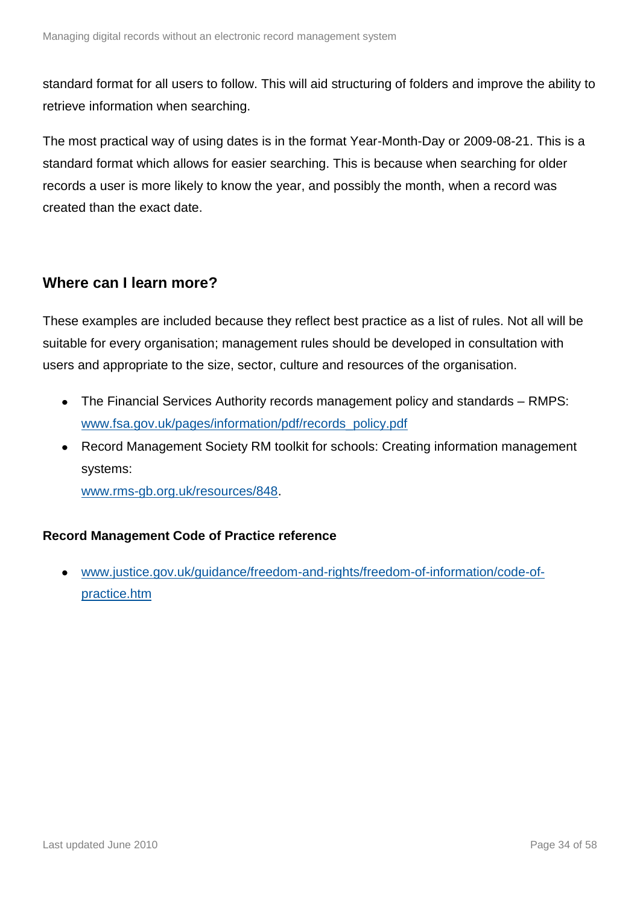standard format for all users to follow. This will aid structuring of folders and improve the ability to retrieve information when searching.

The most practical way of using dates is in the format Year-Month-Day or 2009-08-21. This is a standard format which allows for easier searching. This is because when searching for older records a user is more likely to know the year, and possibly the month, when a record was created than the exact date.

## Where can I learn more?

These examples are included because they reflect best practice as a list of rules. Not all will be suitable for every organisation; management rules should be developed in consultation with users and appropriate to the size, sector, culture and resources of the organisation.

- The Financial Services Authority records management policy and standards – RMPS: [www.fsa.gov.uk/pages/information/pdf/records_policy.pdf](www.fsa.gov.uk/pages/information/pdf/records_policy.pdf)
- Record Management Society RM toolkit for schools: Creating information management systems:
  [www.rms-gb.org.uk/resources/848](www.rms-gb.org.uk/resources/848).

**Record Management Code of Practice reference**

- [www.justice.gov.uk/guidance/freedom-and-rights/freedom-of-information/code-of-practice.htm](www.justice.gov.uk/guidance/freedom-and-rights/freedom-of-information/code-of-practice.htm)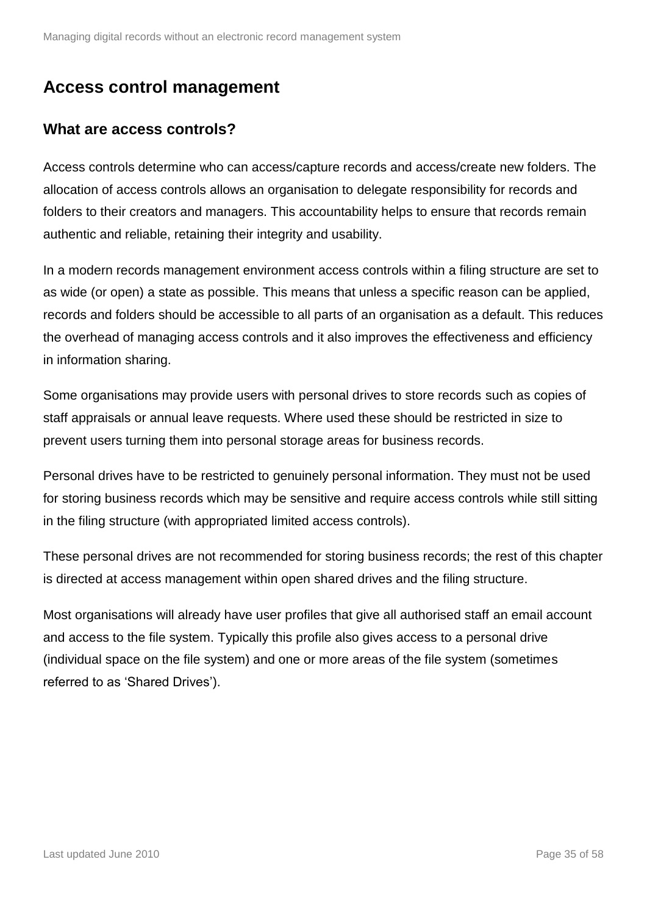## Access control management

### What are access controls?

Access controls determine who can access/capture records and access/create new folders. The allocation of access controls allows an organisation to delegate responsibility for records and folders to their creators and managers. This accountability helps to ensure that records remain authentic and reliable, retaining their integrity and usability.

In a modern records management environment access controls within a filing structure are set to as wide (or open) a state as possible. This means that unless a specific reason can be applied, records and folders should be accessible to all parts of an organisation as a default. This reduces the overhead of managing access controls and it also improves the effectiveness and efficiency in information sharing.

Some organisations may provide users with personal drives to store records such as copies of staff appraisals or annual leave requests. Where used these should be restricted in size to prevent users turning them into personal storage areas for business records.

Personal drives have to be restricted to genuinely personal information. They must not be used for storing business records which may be sensitive and require access controls while still sitting in the filing structure (with appropriated limited access controls).

These personal drives are not recommended for storing business records; the rest of this chapter is directed at access management within open shared drives and the filing structure.

Most organisations will already have user profiles that give all authorised staff an email account and access to the file system. Typically this profile also gives access to a personal drive (individual space on the file system) and one or more areas of the file system (sometimes referred to as 'Shared Drives').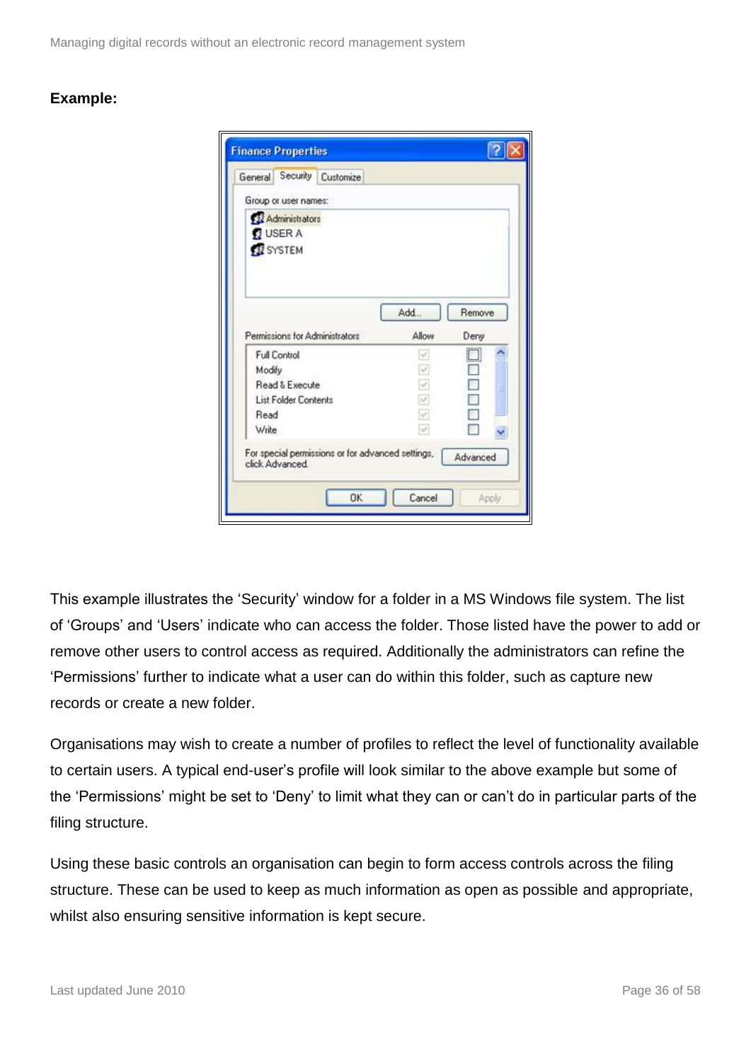**Example:**

This example illustrates the 'Security' window for a folder in a MS Windows file system. The list of 'Groups' and 'Users' indicate who can access the folder. Those listed have the power to add or remove other users to control access as required. Additionally the administrators can refine the 'Permissions' further to indicate what a user can do within this folder, such as capture new records or create a new folder.

Organisations may wish to create a number of profiles to reflect the level of functionality available to certain users. A typical end-user's profile will look similar to the above example but some of the 'Permissions' might be set to 'Deny' to limit what they can or can't do in particular parts of the filing structure.

Using these basic controls an organisation can begin to form access controls across the filing structure. These can be used to keep as much information as open as possible and appropriate, whilst also ensuring sensitive information is kept secure.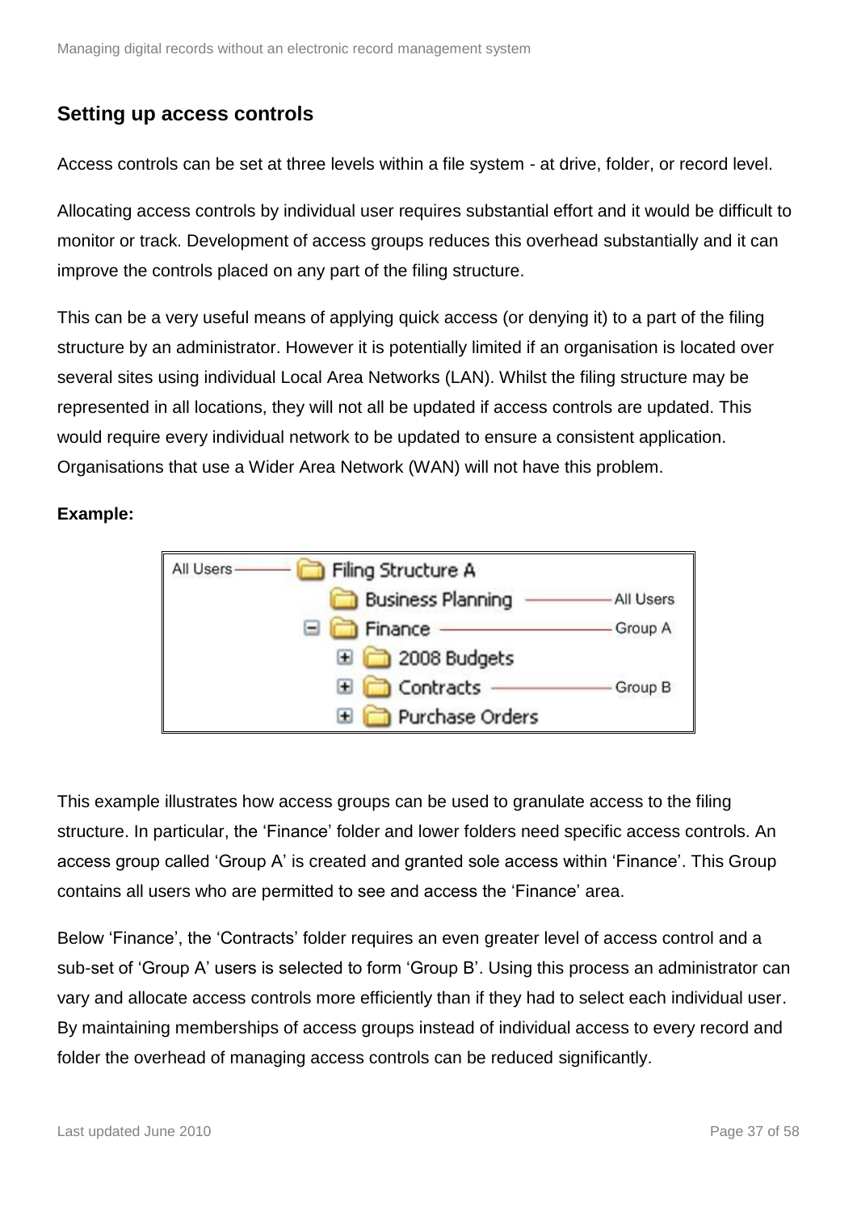## Setting up access controls

Access controls can be set at three levels within a file system - at drive, folder, or record level.

Allocating access controls by individual user requires substantial effort and it would be difficult to monitor or track. Development of access groups reduces this overhead substantially and it can improve the controls placed on any part of the filing structure.

This can be a very useful means of applying quick access (or denying it) to a part of the filing structure by an administrator. However it is potentially limited if an organisation is located over several sites using individual Local Area Networks (LAN). Whilst the filing structure may be represented in all locations, they will not all be updated if access controls are updated. This would require every individual network to be updated to ensure a consistent application. Organisations that use a Wider Area Network (WAN) will not have this problem.

**Example:**

```
All Users ——— Filing Structure A
                 Business Planning ——— All Users
                 Finance ——————————— Group A
                    2008 Budgets
                    Contracts ————— Group B
                    Purchase Orders
```

This example illustrates how access groups can be used to granulate access to the filing structure. In particular, the 'Finance' folder and lower folders need specific access controls. An access group called 'Group A' is created and granted sole access within 'Finance'. This Group contains all users who are permitted to see and access the 'Finance' area.

Below 'Finance', the 'Contracts' folder requires an even greater level of access control and a sub-set of 'Group A' users is selected to form 'Group B'. Using this process an administrator can vary and allocate access controls more efficiently than if they had to select each individual user. By maintaining memberships of access groups instead of individual access to every record and folder the overhead of managing access controls can be reduced significantly.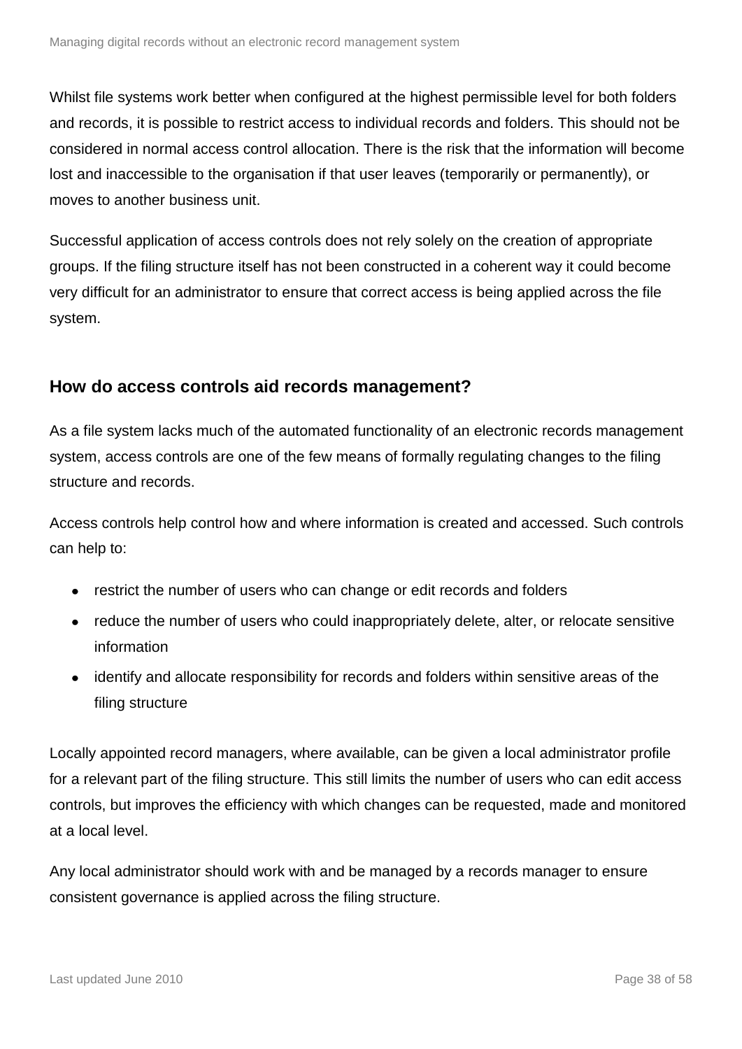Whilst file systems work better when configured at the highest permissible level for both folders and records, it is possible to restrict access to individual records and folders. This should not be considered in normal access control allocation. There is the risk that the information will become lost and inaccessible to the organisation if that user leaves (temporarily or permanently), or moves to another business unit.

Successful application of access controls does not rely solely on the creation of appropriate groups. If the filing structure itself has not been constructed in a coherent way it could become very difficult for an administrator to ensure that correct access is being applied across the file system.

## How do access controls aid records management?

As a file system lacks much of the automated functionality of an electronic records management system, access controls are one of the few means of formally regulating changes to the filing structure and records.

Access controls help control how and where information is created and accessed. Such controls can help to:

- restrict the number of users who can change or edit records and folders
- reduce the number of users who could inappropriately delete, alter, or relocate sensitive information
- identify and allocate responsibility for records and folders within sensitive areas of the filing structure

Locally appointed record managers, where available, can be given a local administrator profile for a relevant part of the filing structure. This still limits the number of users who can edit access controls, but improves the efficiency with which changes can be requested, made and monitored at a local level.

Any local administrator should work with and be managed by a records manager to ensure consistent governance is applied across the filing structure.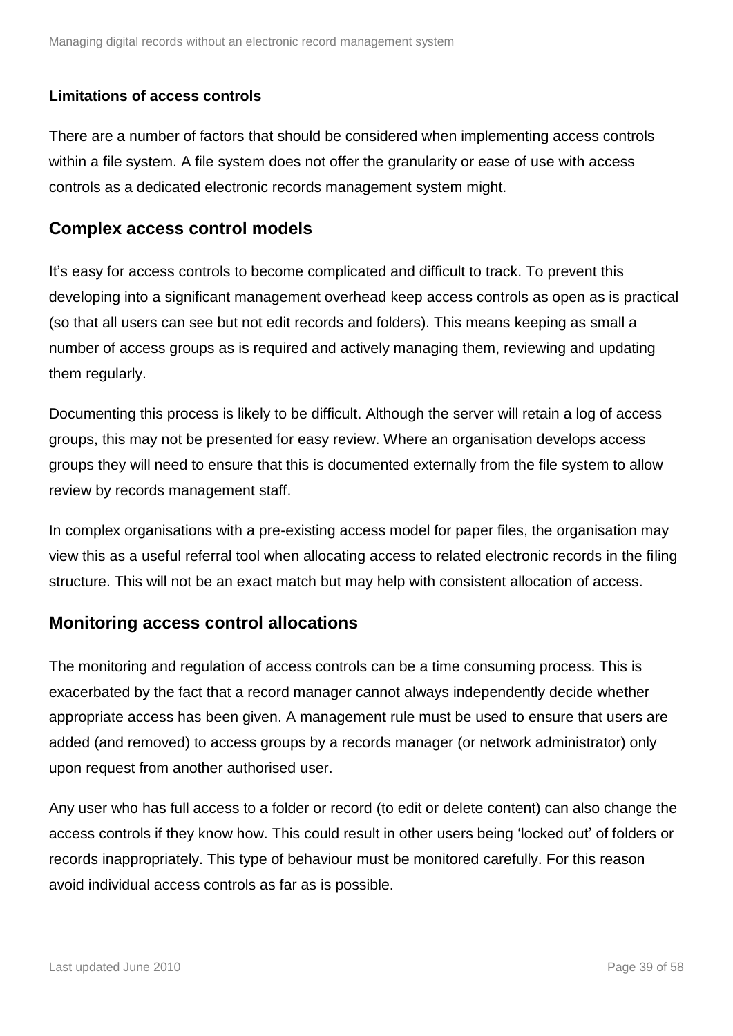**Limitations of access controls**

There are a number of factors that should be considered when implementing access controls within a file system. A file system does not offer the granularity or ease of use with access controls as a dedicated electronic records management system might.

## Complex access control models

It's easy for access controls to become complicated and difficult to track. To prevent this developing into a significant management overhead keep access controls as open as is practical (so that all users can see but not edit records and folders). This means keeping as small a number of access groups as is required and actively managing them, reviewing and updating them regularly.

Documenting this process is likely to be difficult. Although the server will retain a log of access groups, this may not be presented for easy review. Where an organisation develops access groups they will need to ensure that this is documented externally from the file system to allow review by records management staff.

In complex organisations with a pre-existing access model for paper files, the organisation may view this as a useful referral tool when allocating access to related electronic records in the filing structure. This will not be an exact match but may help with consistent allocation of access.

## Monitoring access control allocations

The monitoring and regulation of access controls can be a time consuming process. This is exacerbated by the fact that a record manager cannot always independently decide whether appropriate access has been given. A management rule must be used to ensure that users are added (and removed) to access groups by a records manager (or network administrator) only upon request from another authorised user.

Any user who has full access to a folder or record (to edit or delete content) can also change the access controls if they know how. This could result in other users being 'locked out' of folders or records inappropriately. This type of behaviour must be monitored carefully. For this reason avoid individual access controls as far as is possible.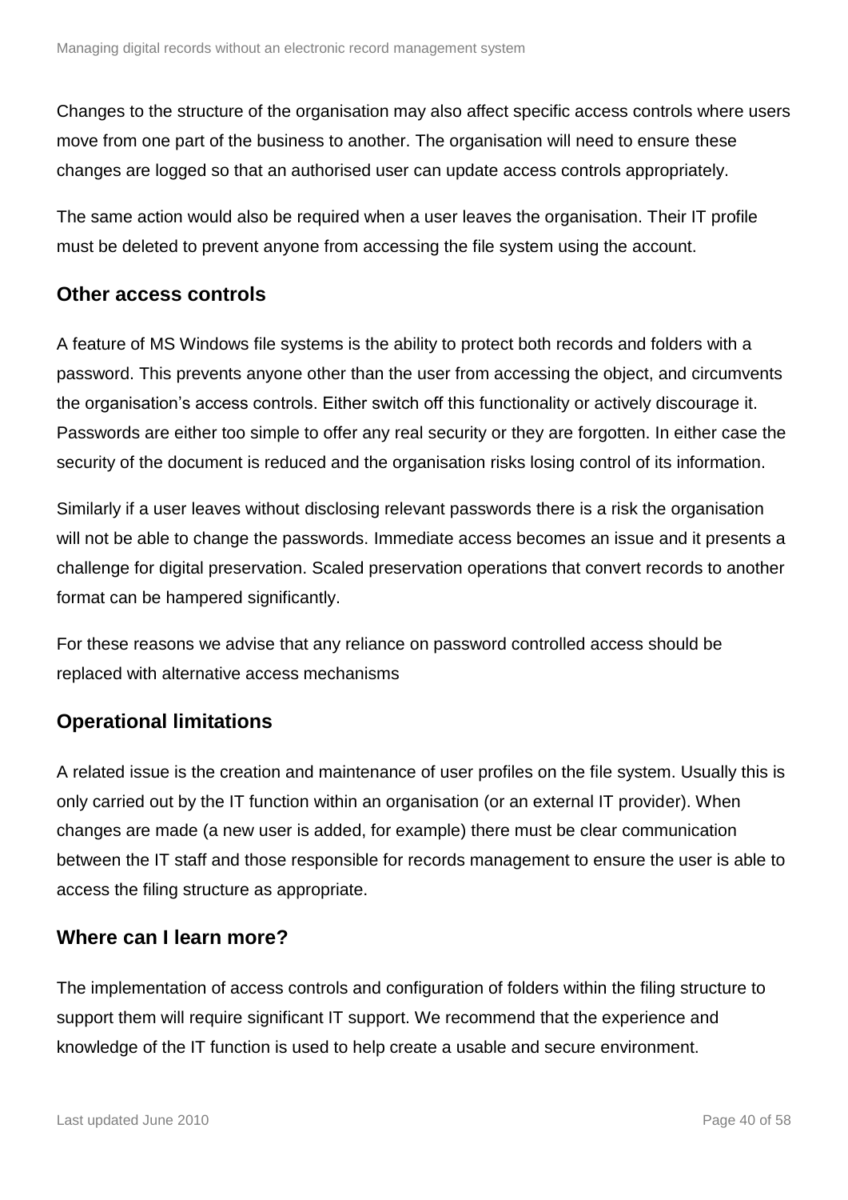Changes to the structure of the organisation may also affect specific access controls where users move from one part of the business to another. The organisation will need to ensure these changes are logged so that an authorised user can update access controls appropriately.

The same action would also be required when a user leaves the organisation. Their IT profile must be deleted to prevent anyone from accessing the file system using the account.

### Other access controls

A feature of MS Windows file systems is the ability to protect both records and folders with a password. This prevents anyone other than the user from accessing the object, and circumvents the organisation's access controls. Either switch off this functionality or actively discourage it. Passwords are either too simple to offer any real security or they are forgotten. In either case the security of the document is reduced and the organisation risks losing control of its information.

Similarly if a user leaves without disclosing relevant passwords there is a risk the organisation will not be able to change the passwords. Immediate access becomes an issue and it presents a challenge for digital preservation. Scaled preservation operations that convert records to another format can be hampered significantly.

For these reasons we advise that any reliance on password controlled access should be replaced with alternative access mechanisms

### Operational limitations

A related issue is the creation and maintenance of user profiles on the file system. Usually this is only carried out by the IT function within an organisation (or an external IT provider). When changes are made (a new user is added, for example) there must be clear communication between the IT staff and those responsible for records management to ensure the user is able to access the filing structure as appropriate.

### Where can I learn more?

The implementation of access controls and configuration of folders within the filing structure to support them will require significant IT support. We recommend that the experience and knowledge of the IT function is used to help create a usable and secure environment.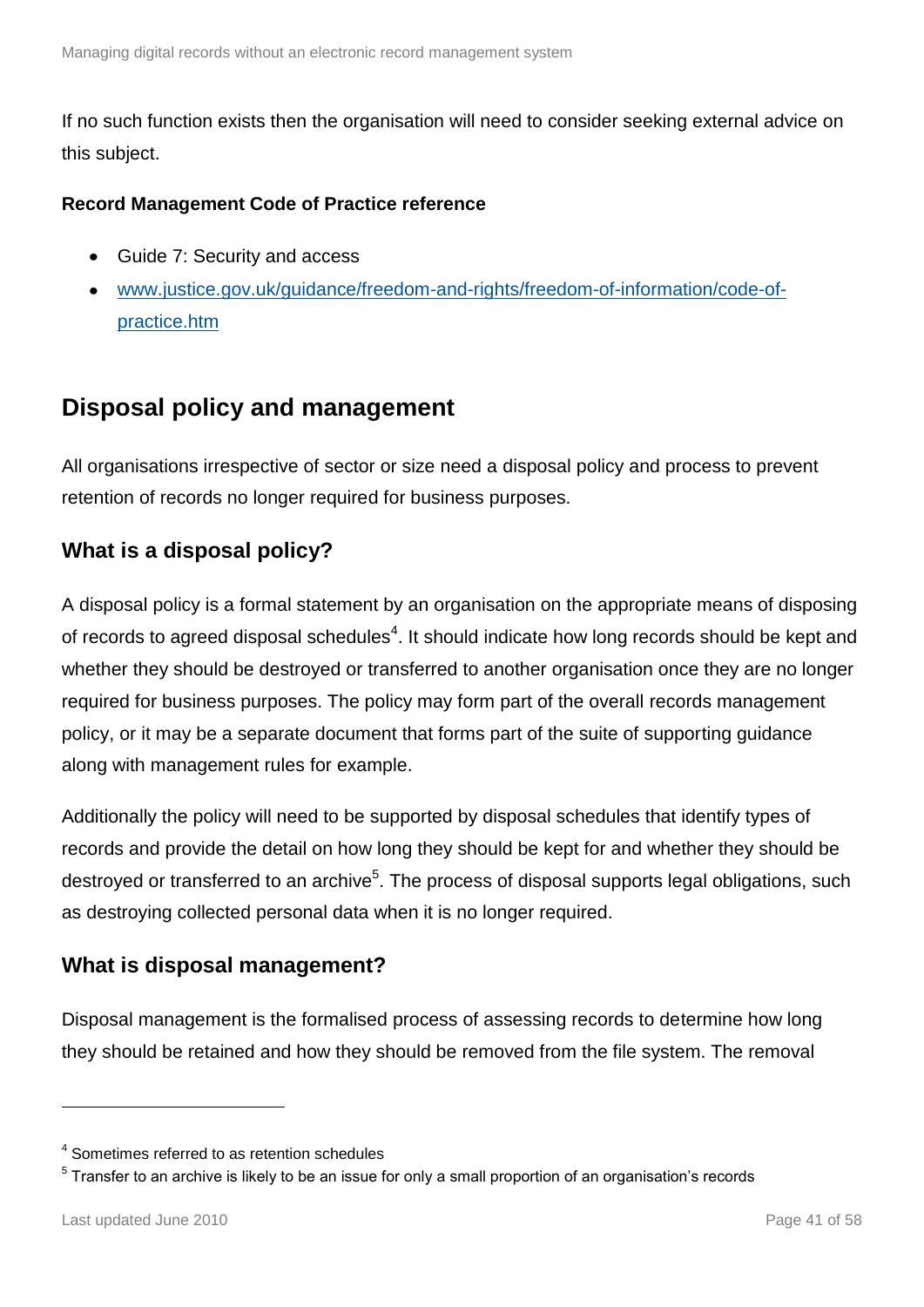If no such function exists then the organisation will need to consider seeking external advice on this subject.

**Record Management Code of Practice reference**

- Guide 7: Security and access
- [www.justice.gov.uk/guidance/freedom-and-rights/freedom-of-information/code-of-practice.htm](www.justice.gov.uk/guidance/freedom-and-rights/freedom-of-information/code-of-practice.htm)

## Disposal policy and management

All organisations irrespective of sector or size need a disposal policy and process to prevent retention of records no longer required for business purposes.

### What is a disposal policy?

A disposal policy is a formal statement by an organisation on the appropriate means of disposing of records to agreed disposal schedules[4]. It should indicate how long records should be kept and whether they should be destroyed or transferred to another organisation once they are no longer required for business purposes. The policy may form part of the overall records management policy, or it may be a separate document that forms part of the suite of supporting guidance along with management rules for example.

Additionally the policy will need to be supported by disposal schedules that identify types of records and provide the detail on how long they should be kept for and whether they should be destroyed or transferred to an archive[5]. The process of disposal supports legal obligations, such as destroying collected personal data when it is no longer required.

### What is disposal management?

Disposal management is the formalised process of assessing records to determine how long they should be retained and how they should be removed from the file system. The removal

---

[4] Sometimes referred to as retention schedules

[5] Transfer to an archive is likely to be an issue for only a small proportion of an organisation's records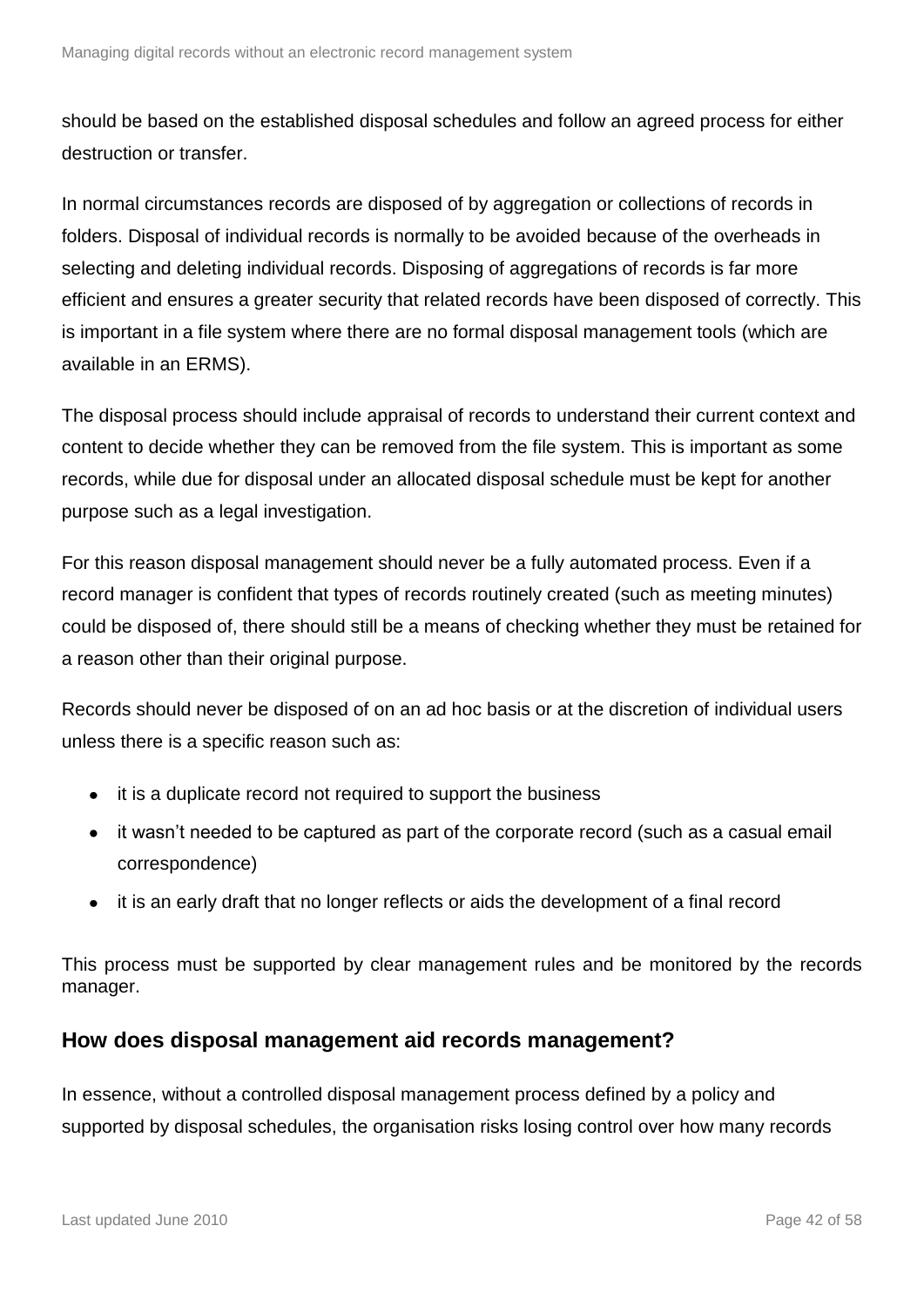should be based on the established disposal schedules and follow an agreed process for either destruction or transfer.

In normal circumstances records are disposed of by aggregation or collections of records in folders. Disposal of individual records is normally to be avoided because of the overheads in selecting and deleting individual records. Disposing of aggregations of records is far more efficient and ensures a greater security that related records have been disposed of correctly. This is important in a file system where there are no formal disposal management tools (which are available in an ERMS).

The disposal process should include appraisal of records to understand their current context and content to decide whether they can be removed from the file system. This is important as some records, while due for disposal under an allocated disposal schedule must be kept for another purpose such as a legal investigation.

For this reason disposal management should never be a fully automated process. Even if a record manager is confident that types of records routinely created (such as meeting minutes) could be disposed of, there should still be a means of checking whether they must be retained for a reason other than their original purpose.

Records should never be disposed of on an ad hoc basis or at the discretion of individual users unless there is a specific reason such as:

- it is a duplicate record not required to support the business
- it wasn't needed to be captured as part of the corporate record (such as a casual email correspondence)
- it is an early draft that no longer reflects or aids the development of a final record

This process must be supported by clear management rules and be monitored by the records manager.

## How does disposal management aid records management?

In essence, without a controlled disposal management process defined by a policy and supported by disposal schedules, the organisation risks losing control over how many records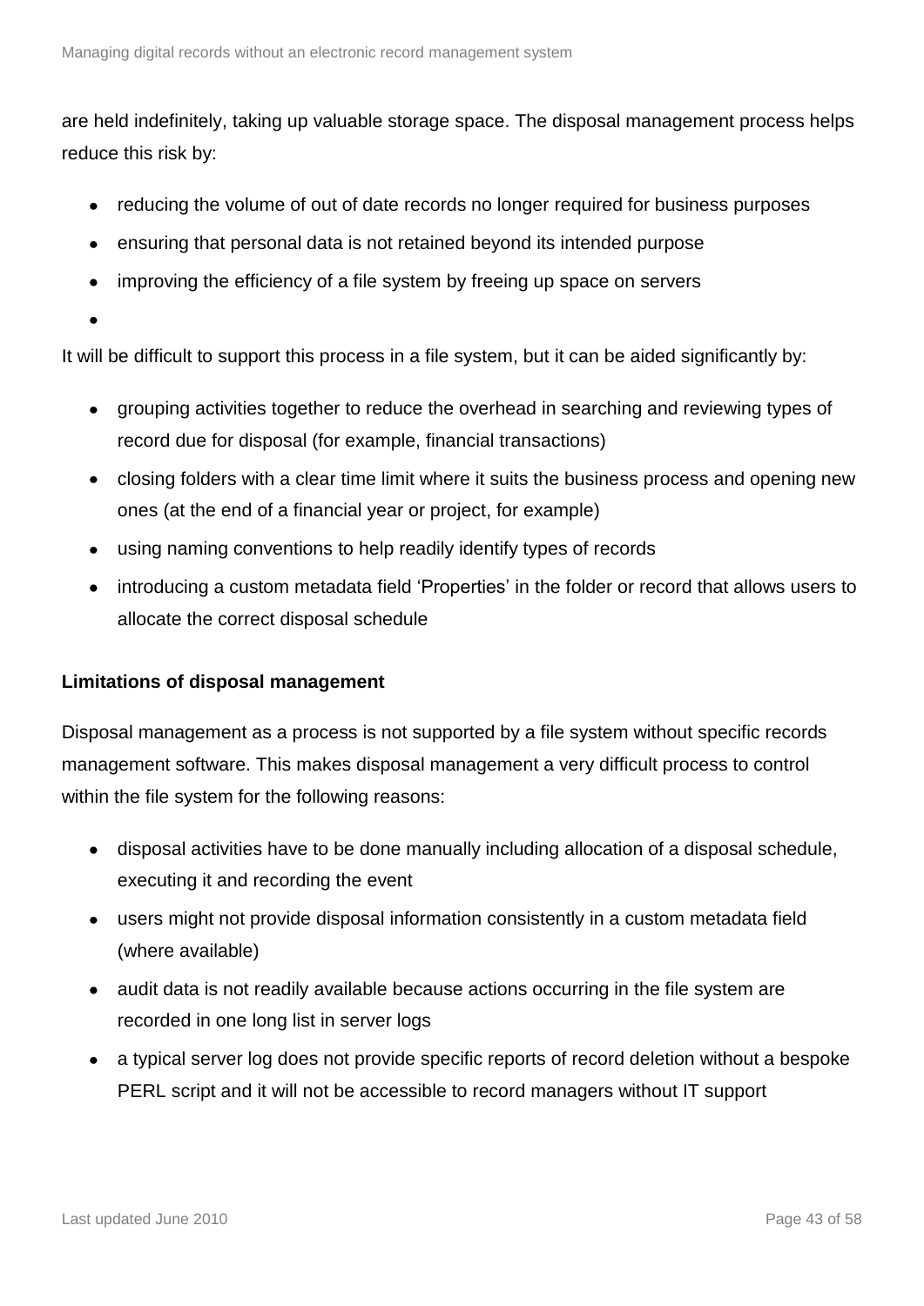are held indefinitely, taking up valuable storage space. The disposal management process helps reduce this risk by:

- reducing the volume of out of date records no longer required for business purposes
- ensuring that personal data is not retained beyond its intended purpose
- improving the efficiency of a file system by freeing up space on servers
- 

It will be difficult to support this process in a file system, but it can be aided significantly by:

- grouping activities together to reduce the overhead in searching and reviewing types of record due for disposal (for example, financial transactions)
- closing folders with a clear time limit where it suits the business process and opening new ones (at the end of a financial year or project, for example)
- using naming conventions to help readily identify types of records
- introducing a custom metadata field 'Properties' in the folder or record that allows users to allocate the correct disposal schedule

**Limitations of disposal management**

Disposal management as a process is not supported by a file system without specific records management software. This makes disposal management a very difficult process to control within the file system for the following reasons:

- disposal activities have to be done manually including allocation of a disposal schedule, executing it and recording the event
- users might not provide disposal information consistently in a custom metadata field (where available)
- audit data is not readily available because actions occurring in the file system are recorded in one long list in server logs
- a typical server log does not provide specific reports of record deletion without a bespoke PERL script and it will not be accessible to record managers without IT support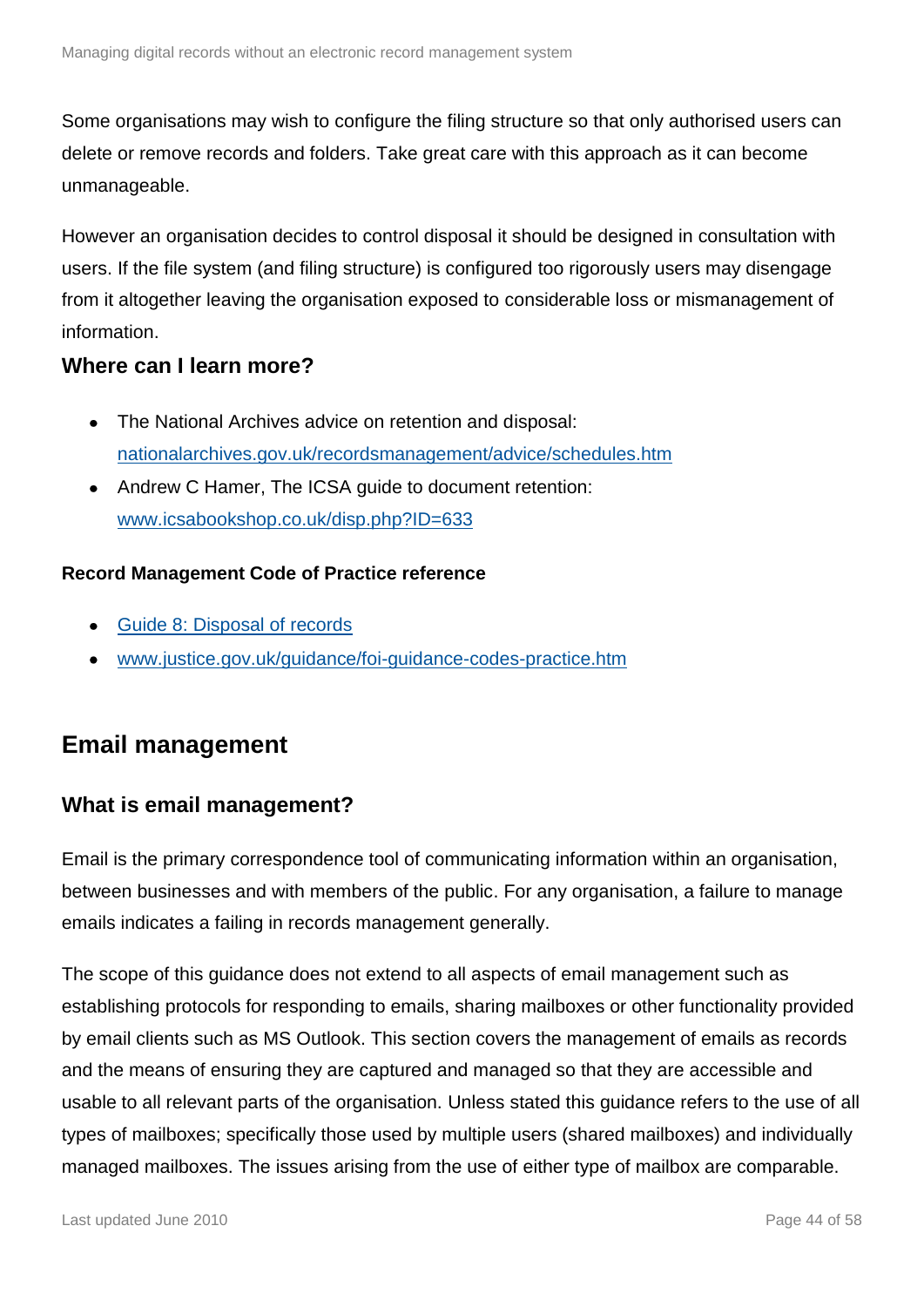Some organisations may wish to configure the filing structure so that only authorised users can delete or remove records and folders. Take great care with this approach as it can become unmanageable.

However an organisation decides to control disposal it should be designed in consultation with users. If the file system (and filing structure) is configured too rigorously users may disengage from it altogether leaving the organisation exposed to considerable loss or mismanagement of information.

### Where can I learn more?

- The National Archives advice on retention and disposal: nationalarchives.gov.uk/recordsmanagement/advice/schedules.htm
- Andrew C Hamer, The ICSA guide to document retention: www.icsabookshop.co.uk/disp.php?ID=633

**Record Management Code of Practice reference**

- Guide 8: Disposal of records
- www.justice.gov.uk/guidance/foi-guidance-codes-practice.htm

## Email management

### What is email management?

Email is the primary correspondence tool of communicating information within an organisation, between businesses and with members of the public. For any organisation, a failure to manage emails indicates a failing in records management generally.

The scope of this guidance does not extend to all aspects of email management such as establishing protocols for responding to emails, sharing mailboxes or other functionality provided by email clients such as MS Outlook. This section covers the management of emails as records and the means of ensuring they are captured and managed so that they are accessible and usable to all relevant parts of the organisation. Unless stated this guidance refers to the use of all types of mailboxes; specifically those used by multiple users (shared mailboxes) and individually managed mailboxes. The issues arising from the use of either type of mailbox are comparable.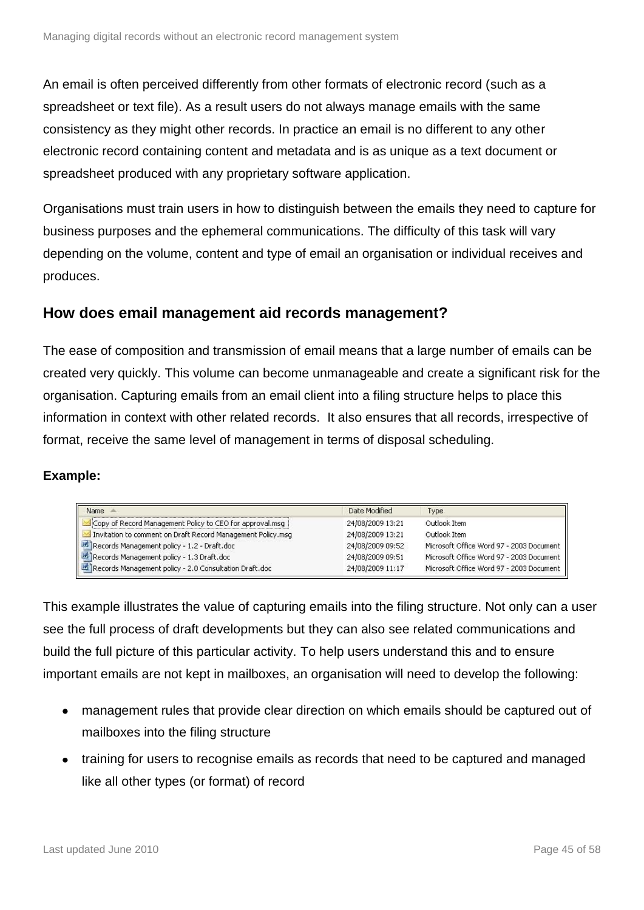An email is often perceived differently from other formats of electronic record (such as a spreadsheet or text file). As a result users do not always manage emails with the same consistency as they might other records. In practice an email is no different to any other electronic record containing content and metadata and is as unique as a text document or spreadsheet produced with any proprietary software application.

Organisations must train users in how to distinguish between the emails they need to capture for business purposes and the ephemeral communications. The difficulty of this task will vary depending on the volume, content and type of email an organisation or individual receives and produces.

## How does email management aid records management?

The ease of composition and transmission of email means that a large number of emails can be created very quickly. This volume can become unmanageable and create a significant risk for the organisation. Capturing emails from an email client into a filing structure helps to place this information in context with other related records. It also ensures that all records, irrespective of format, receive the same level of management in terms of disposal scheduling.

**Example:**

| Name | Date Modified | Type |
|---|---|---|
| Copy of Record Management Policy to CEO for approval.msg | 24/08/2009 13:21 | Outlook Item |
| Invitation to comment on Draft Record Management Policy.msg | 24/08/2009 13:21 | Outlook Item |
| Records Management policy - 1.2 - Draft.doc | 24/08/2009 09:52 | Microsoft Office Word 97 - 2003 Document |
| Records Management policy - 1.3 Draft.doc | 24/08/2009 09:51 | Microsoft Office Word 97 - 2003 Document |
| Records Management policy - 2.0 Consultation Draft.doc | 24/08/2009 11:17 | Microsoft Office Word 97 - 2003 Document |

This example illustrates the value of capturing emails into the filing structure. Not only can a user see the full process of draft developments but they can also see related communications and build the full picture of this particular activity. To help users understand this and to ensure important emails are not kept in mailboxes, an organisation will need to develop the following:

- management rules that provide clear direction on which emails should be captured out of mailboxes into the filing structure
- training for users to recognise emails as records that need to be captured and managed like all other types (or format) of record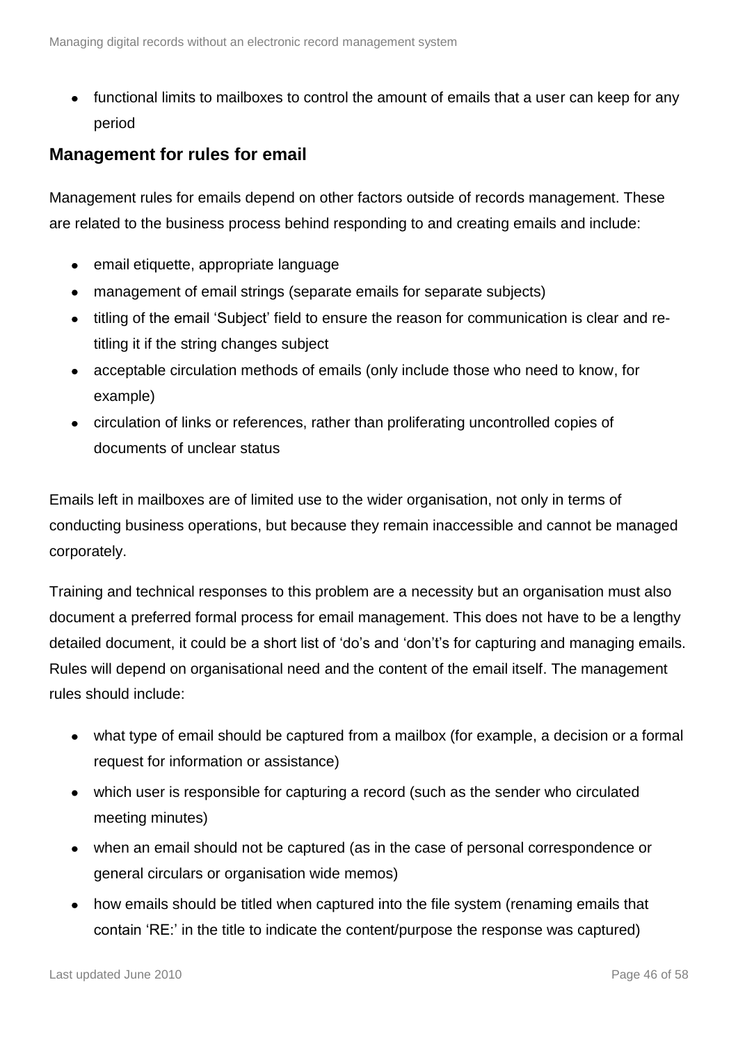- functional limits to mailboxes to control the amount of emails that a user can keep for any period

## Management for rules for email

Management rules for emails depend on other factors outside of records management. These are related to the business process behind responding to and creating emails and include:

- email etiquette, appropriate language
- management of email strings (separate emails for separate subjects)
- titling of the email 'Subject' field to ensure the reason for communication is clear and re-titling it if the string changes subject
- acceptable circulation methods of emails (only include those who need to know, for example)
- circulation of links or references, rather than proliferating uncontrolled copies of documents of unclear status

Emails left in mailboxes are of limited use to the wider organisation, not only in terms of conducting business operations, but because they remain inaccessible and cannot be managed corporately.

Training and technical responses to this problem are a necessity but an organisation must also document a preferred formal process for email management. This does not have to be a lengthy detailed document, it could be a short list of 'do's and 'don't's for capturing and managing emails. Rules will depend on organisational need and the content of the email itself. The management rules should include:

- what type of email should be captured from a mailbox (for example, a decision or a formal request for information or assistance)
- which user is responsible for capturing a record (such as the sender who circulated meeting minutes)
- when an email should not be captured (as in the case of personal correspondence or general circulars or organisation wide memos)
- how emails should be titled when captured into the file system (renaming emails that contain 'RE:' in the title to indicate the content/purpose the response was captured)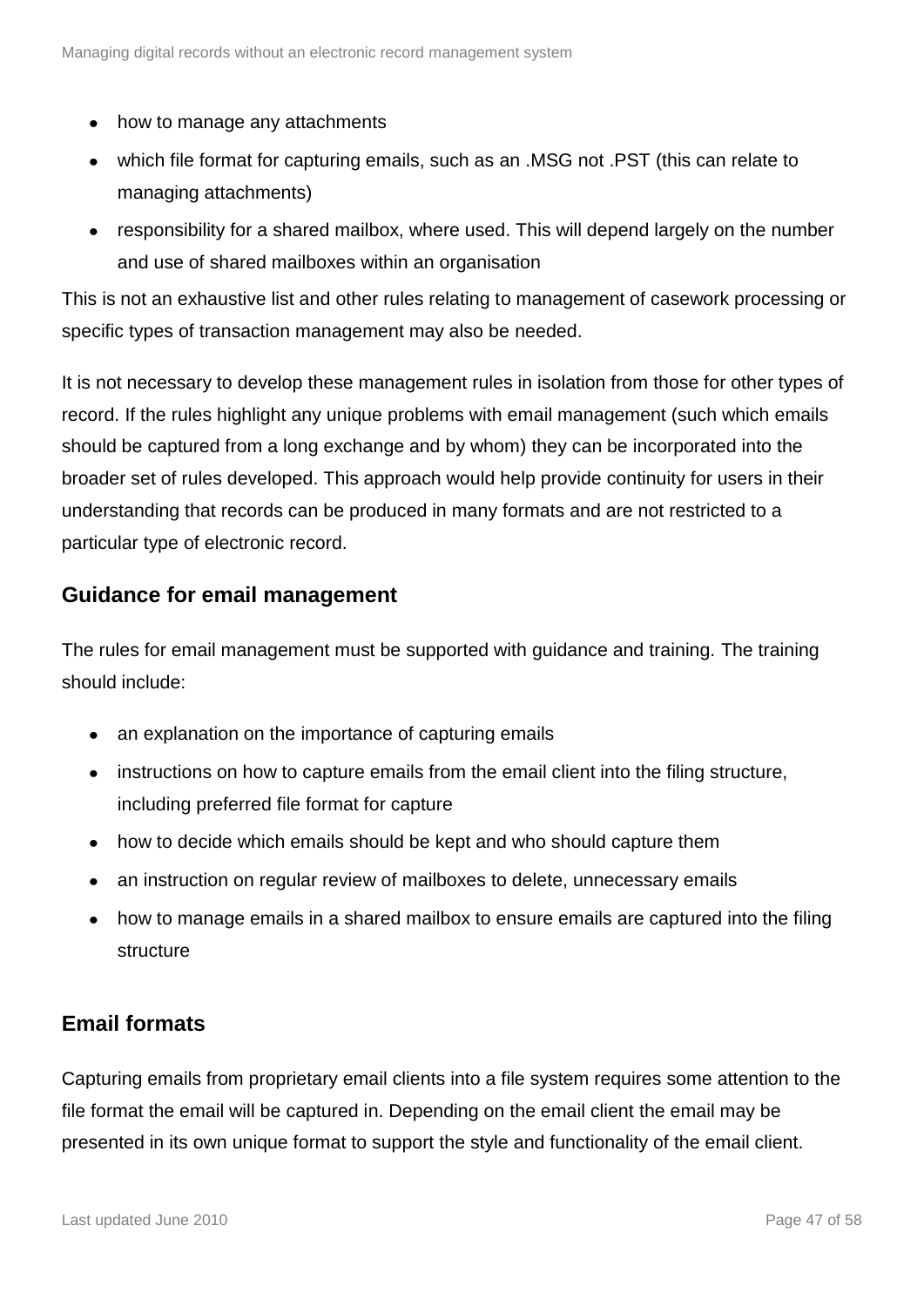- how to manage any attachments
- which file format for capturing emails, such as an .MSG not .PST (this can relate to managing attachments)
- responsibility for a shared mailbox, where used. This will depend largely on the number and use of shared mailboxes within an organisation

This is not an exhaustive list and other rules relating to management of casework processing or specific types of transaction management may also be needed.

It is not necessary to develop these management rules in isolation from those for other types of record. If the rules highlight any unique problems with email management (such which emails should be captured from a long exchange and by whom) they can be incorporated into the broader set of rules developed. This approach would help provide continuity for users in their understanding that records can be produced in many formats and are not restricted to a particular type of electronic record.

### Guidance for email management

The rules for email management must be supported with guidance and training. The training should include:

- an explanation on the importance of capturing emails
- instructions on how to capture emails from the email client into the filing structure, including preferred file format for capture
- how to decide which emails should be kept and who should capture them
- an instruction on regular review of mailboxes to delete, unnecessary emails
- how to manage emails in a shared mailbox to ensure emails are captured into the filing structure

### Email formats

Capturing emails from proprietary email clients into a file system requires some attention to the file format the email will be captured in. Depending on the email client the email may be presented in its own unique format to support the style and functionality of the email client.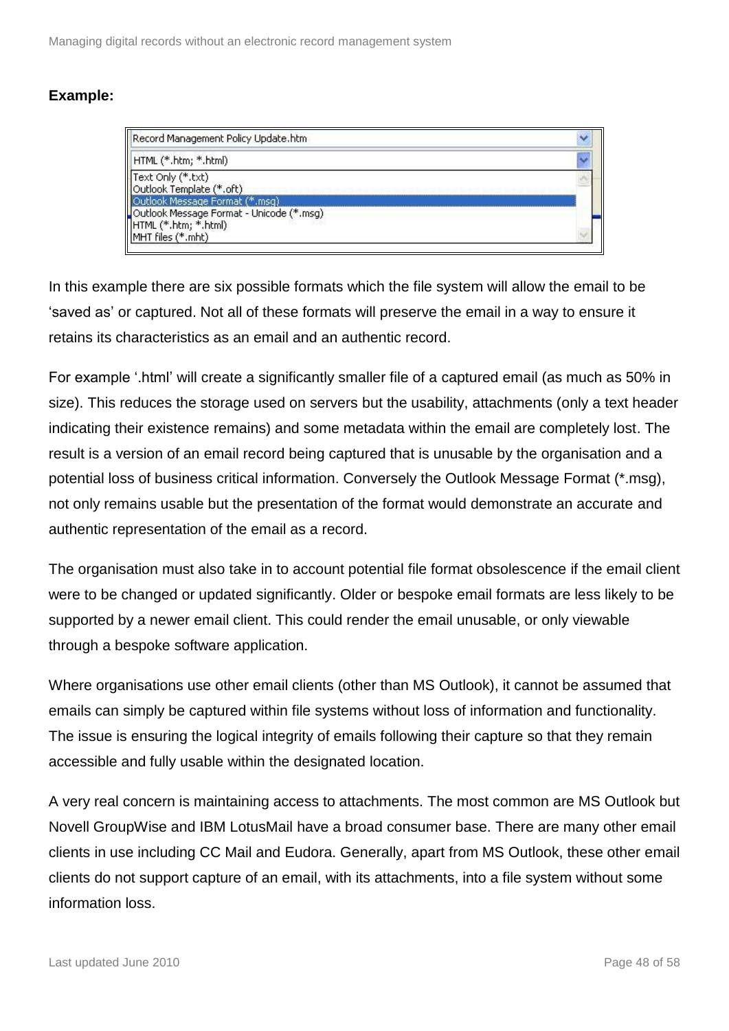**Example:**

Record Management Policy Update.htm

HTML (*.htm; *.html)

Text Only (*.txt)
Outlook Template (*.oft)
Outlook Message Format (*.msg)
Outlook Message Format - Unicode (*.msg)
HTML (*.htm; *.html)
MHT files (*.mht)

In this example there are six possible formats which the file system will allow the email to be 'saved as' or captured. Not all of these formats will preserve the email in a way to ensure it retains its characteristics as an email and an authentic record.

For example '.html' will create a significantly smaller file of a captured email (as much as 50% in size). This reduces the storage used on servers but the usability, attachments (only a text header indicating their existence remains) and some metadata within the email are completely lost. The result is a version of an email record being captured that is unusable by the organisation and a potential loss of business critical information. Conversely the Outlook Message Format (*.msg), not only remains usable but the presentation of the format would demonstrate an accurate and authentic representation of the email as a record.

The organisation must also take in to account potential file format obsolescence if the email client were to be changed or updated significantly. Older or bespoke email formats are less likely to be supported by a newer email client. This could render the email unusable, or only viewable through a bespoke software application.

Where organisations use other email clients (other than MS Outlook), it cannot be assumed that emails can simply be captured within file systems without loss of information and functionality. The issue is ensuring the logical integrity of emails following their capture so that they remain accessible and fully usable within the designated location.

A very real concern is maintaining access to attachments. The most common are MS Outlook but Novell GroupWise and IBM LotusMail have a broad consumer base. There are many other email clients in use including CC Mail and Eudora. Generally, apart from MS Outlook, these other email clients do not support capture of an email, with its attachments, into a file system without some information loss.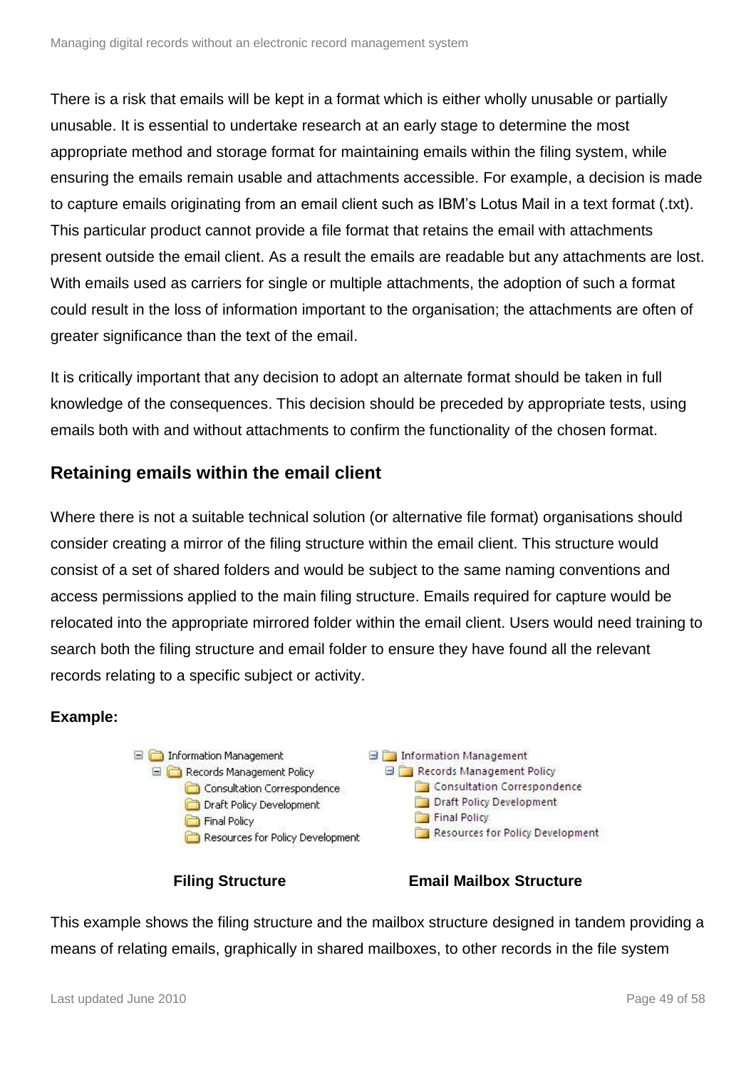There is a risk that emails will be kept in a format which is either wholly unusable or partially unusable. It is essential to undertake research at an early stage to determine the most appropriate method and storage format for maintaining emails within the filing system, while ensuring the emails remain usable and attachments accessible. For example, a decision is made to capture emails originating from an email client such as IBM's Lotus Mail in a text format (.txt). This particular product cannot provide a file format that retains the email with attachments present outside the email client. As a result the emails are readable but any attachments are lost. With emails used as carriers for single or multiple attachments, the adoption of such a format could result in the loss of information important to the organisation; the attachments are often of greater significance than the text of the email.

It is critically important that any decision to adopt an alternate format should be taken in full knowledge of the consequences. This decision should be preceded by appropriate tests, using emails both with and without attachments to confirm the functionality of the chosen format.

## Retaining emails within the email client

Where there is not a suitable technical solution (or alternative file format) organisations should consider creating a mirror of the filing structure within the email client. This structure would consist of a set of shared folders and would be subject to the same naming conventions and access permissions applied to the main filing structure. Emails required for capture would be relocated into the appropriate mirrored folder within the email client. Users would need training to search both the filing structure and email folder to ensure they have found all the relevant records relating to a specific subject or activity.

**Example:**

| Filing Structure | Email Mailbox Structure |
|---|---|
| Information Management | Information Management |
| Records Management Policy | Records Management Policy |
| Consultation Correspondence | Consultation Correspondence |
| Draft Policy Development | Draft Policy Development |
| Final Policy | Final Policy |
| Resources for Policy Development | Resources for Policy Development |

This example shows the filing structure and the mailbox structure designed in tandem providing a means of relating emails, graphically in shared mailboxes, to other records in the file system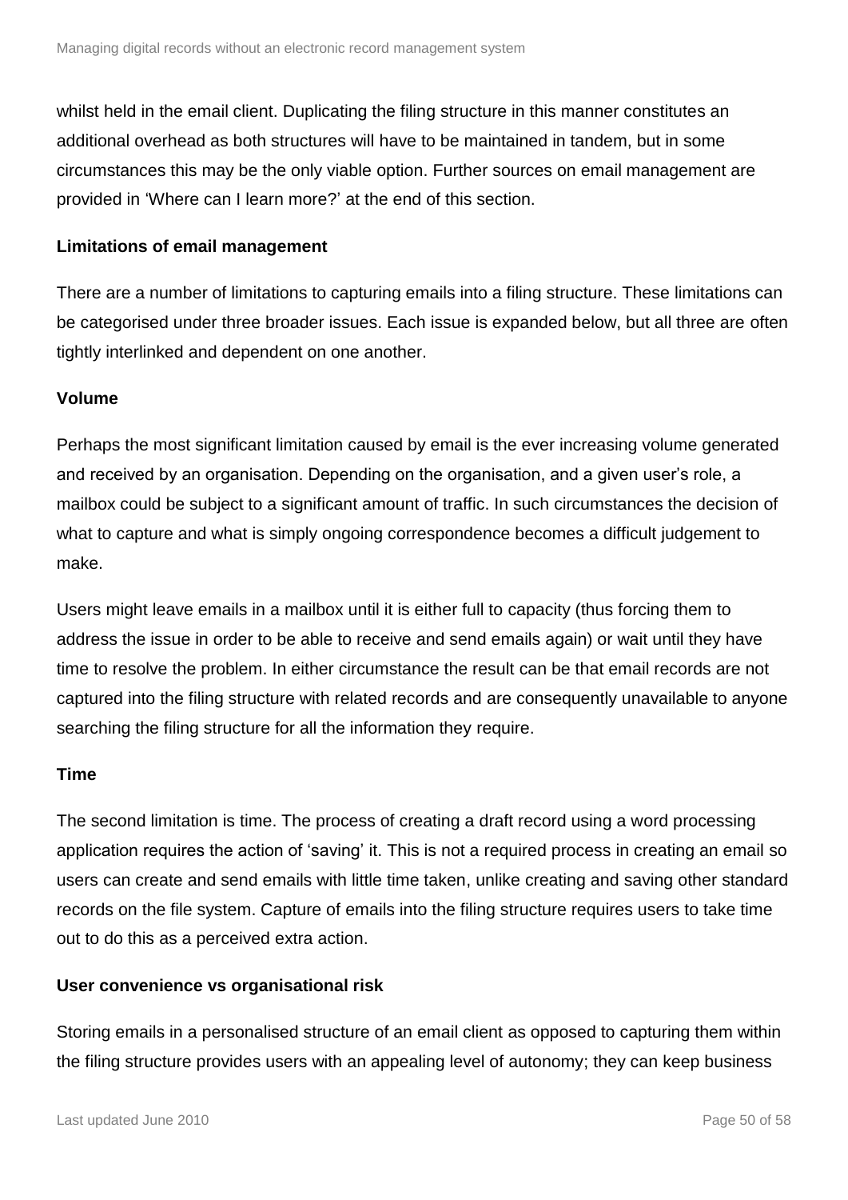whilst held in the email client. Duplicating the filing structure in this manner constitutes an additional overhead as both structures will have to be maintained in tandem, but in some circumstances this may be the only viable option. Further sources on email management are provided in 'Where can I learn more?' at the end of this section.

**Limitations of email management**

There are a number of limitations to capturing emails into a filing structure. These limitations can be categorised under three broader issues. Each issue is expanded below, but all three are often tightly interlinked and dependent on one another.

**Volume**

Perhaps the most significant limitation caused by email is the ever increasing volume generated and received by an organisation. Depending on the organisation, and a given user's role, a mailbox could be subject to a significant amount of traffic. In such circumstances the decision of what to capture and what is simply ongoing correspondence becomes a difficult judgement to make.

Users might leave emails in a mailbox until it is either full to capacity (thus forcing them to address the issue in order to be able to receive and send emails again) or wait until they have time to resolve the problem. In either circumstance the result can be that email records are not captured into the filing structure with related records and are consequently unavailable to anyone searching the filing structure for all the information they require.

**Time**

The second limitation is time. The process of creating a draft record using a word processing application requires the action of 'saving' it. This is not a required process in creating an email so users can create and send emails with little time taken, unlike creating and saving other standard records on the file system. Capture of emails into the filing structure requires users to take time out to do this as a perceived extra action.

**User convenience vs organisational risk**

Storing emails in a personalised structure of an email client as opposed to capturing them within the filing structure provides users with an appealing level of autonomy; they can keep business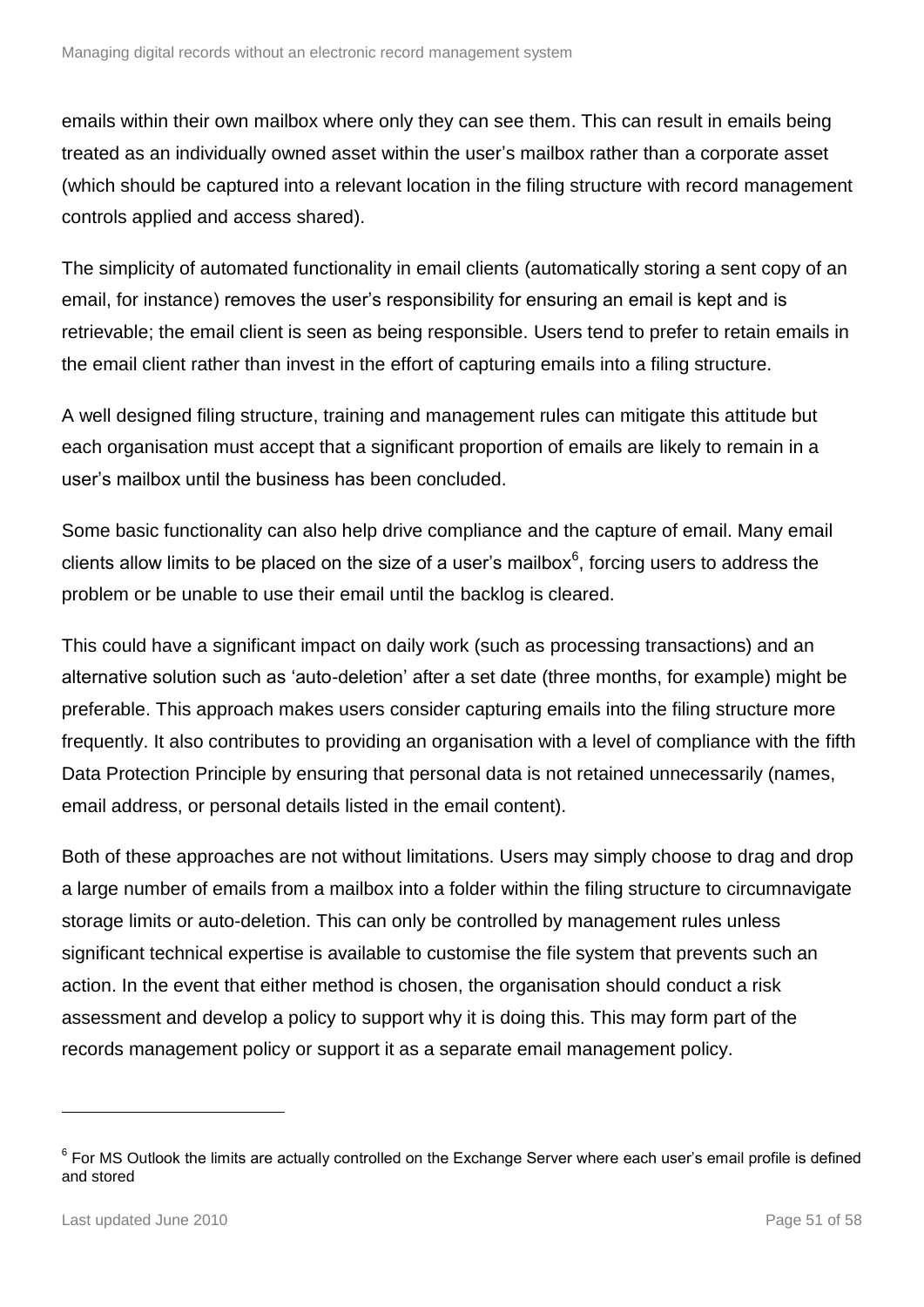emails within their own mailbox where only they can see them. This can result in emails being treated as an individually owned asset within the user's mailbox rather than a corporate asset (which should be captured into a relevant location in the filing structure with record management controls applied and access shared).

The simplicity of automated functionality in email clients (automatically storing a sent copy of an email, for instance) removes the user's responsibility for ensuring an email is kept and is retrievable; the email client is seen as being responsible. Users tend to prefer to retain emails in the email client rather than invest in the effort of capturing emails into a filing structure.

A well designed filing structure, training and management rules can mitigate this attitude but each organisation must accept that a significant proportion of emails are likely to remain in a user's mailbox until the business has been concluded.

Some basic functionality can also help drive compliance and the capture of email. Many email clients allow limits to be placed on the size of a user's mailbox[6], forcing users to address the problem or be unable to use their email until the backlog is cleared.

This could have a significant impact on daily work (such as processing transactions) and an alternative solution such as 'auto-deletion' after a set date (three months, for example) might be preferable. This approach makes users consider capturing emails into the filing structure more frequently. It also contributes to providing an organisation with a level of compliance with the fifth Data Protection Principle by ensuring that personal data is not retained unnecessarily (names, email address, or personal details listed in the email content).

Both of these approaches are not without limitations. Users may simply choose to drag and drop a large number of emails from a mailbox into a folder within the filing structure to circumnavigate storage limits or auto-deletion. This can only be controlled by management rules unless significant technical expertise is available to customise the file system that prevents such an action. In the event that either method is chosen, the organisation should conduct a risk assessment and develop a policy to support why it is doing this. This may form part of the records management policy or support it as a separate email management policy.

---

[6] For MS Outlook the limits are actually controlled on the Exchange Server where each user's email profile is defined and stored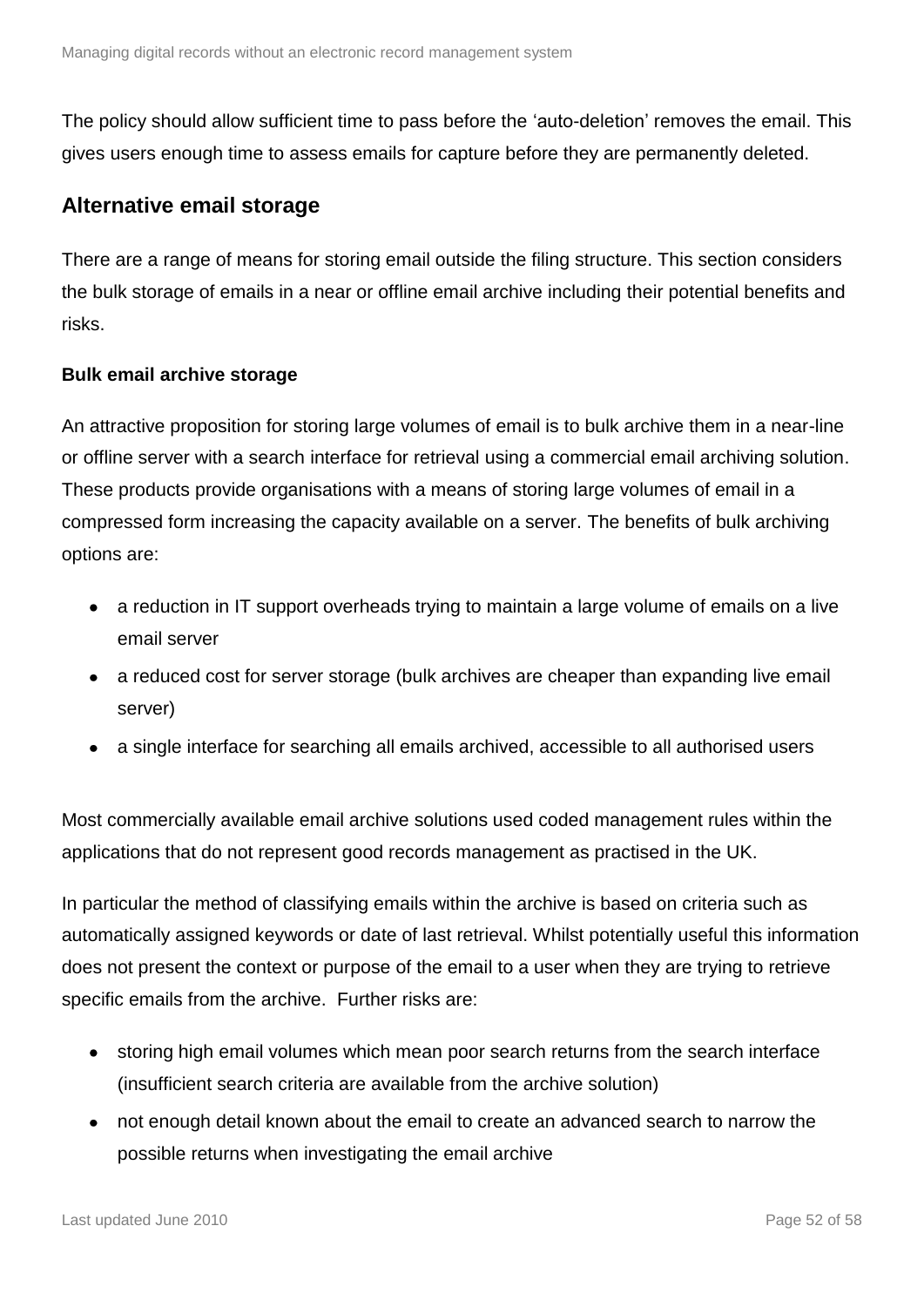The policy should allow sufficient time to pass before the 'auto-deletion' removes the email. This gives users enough time to assess emails for capture before they are permanently deleted.

## Alternative email storage

There are a range of means for storing email outside the filing structure. This section considers the bulk storage of emails in a near or offline email archive including their potential benefits and risks.

### Bulk email archive storage

An attractive proposition for storing large volumes of email is to bulk archive them in a near-line or offline server with a search interface for retrieval using a commercial email archiving solution. These products provide organisations with a means of storing large volumes of email in a compressed form increasing the capacity available on a server. The benefits of bulk archiving options are:

- a reduction in IT support overheads trying to maintain a large volume of emails on a live email server
- a reduced cost for server storage (bulk archives are cheaper than expanding live email server)
- a single interface for searching all emails archived, accessible to all authorised users

Most commercially available email archive solutions used coded management rules within the applications that do not represent good records management as practised in the UK.

In particular the method of classifying emails within the archive is based on criteria such as automatically assigned keywords or date of last retrieval. Whilst potentially useful this information does not present the context or purpose of the email to a user when they are trying to retrieve specific emails from the archive. Further risks are:

- storing high email volumes which mean poor search returns from the search interface (insufficient search criteria are available from the archive solution)
- not enough detail known about the email to create an advanced search to narrow the possible returns when investigating the email archive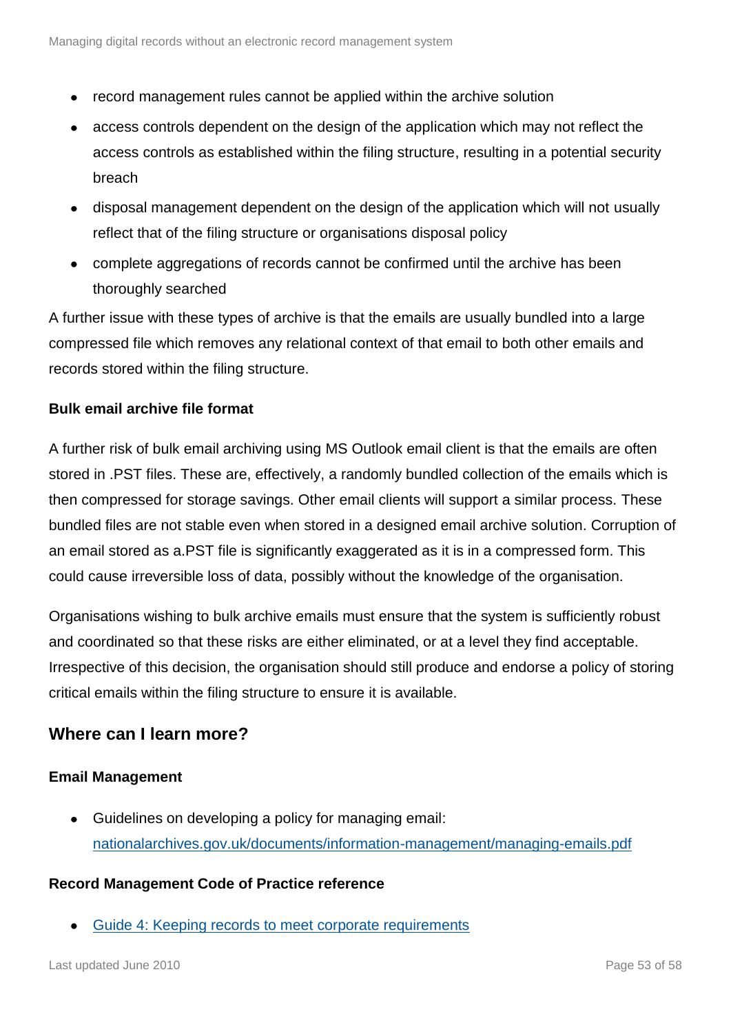- record management rules cannot be applied within the archive solution
- access controls dependent on the design of the application which may not reflect the access controls as established within the filing structure, resulting in a potential security breach
- disposal management dependent on the design of the application which will not usually reflect that of the filing structure or organisations disposal policy
- complete aggregations of records cannot be confirmed until the archive has been thoroughly searched

A further issue with these types of archive is that the emails are usually bundled into a large compressed file which removes any relational context of that email to both other emails and records stored within the filing structure.

**Bulk email archive file format**

A further risk of bulk email archiving using MS Outlook email client is that the emails are often stored in .PST files. These are, effectively, a randomly bundled collection of the emails which is then compressed for storage savings. Other email clients will support a similar process. These bundled files are not stable even when stored in a designed email archive solution. Corruption of an email stored as a.PST file is significantly exaggerated as it is in a compressed form. This could cause irreversible loss of data, possibly without the knowledge of the organisation.

Organisations wishing to bulk archive emails must ensure that the system is sufficiently robust and coordinated so that these risks are either eliminated, or at a level they find acceptable. Irrespective of this decision, the organisation should still produce and endorse a policy of storing critical emails within the filing structure to ensure it is available.

## Where can I learn more?

**Email Management**

- Guidelines on developing a policy for managing email: [nationalarchives.gov.uk/documents/information-management/managing-emails.pdf](nationalarchives.gov.uk/documents/information-management/managing-emails.pdf)

**Record Management Code of Practice reference**

- [Guide 4: Keeping records to meet corporate requirements]()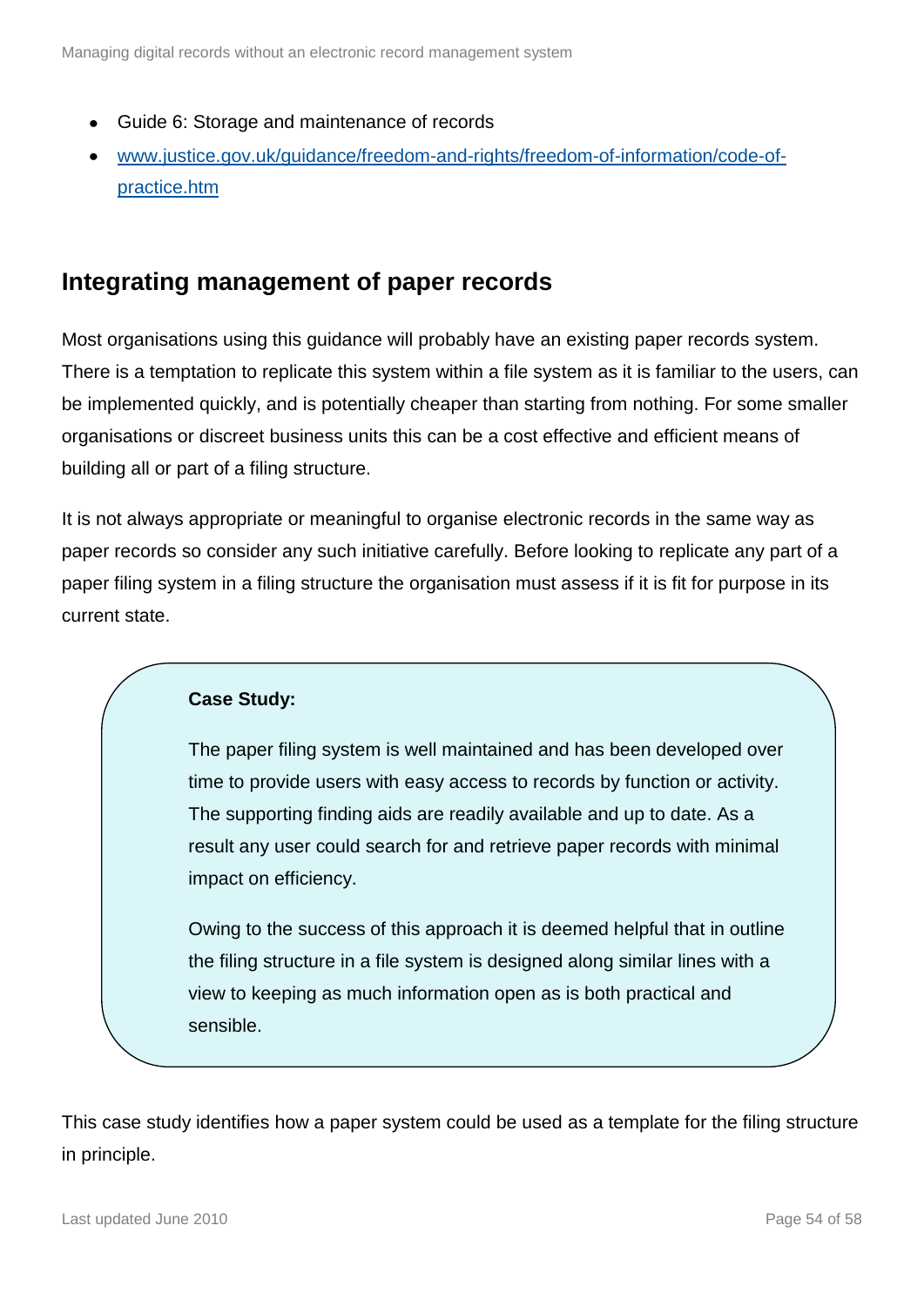- Guide 6: Storage and maintenance of records
- [www.justice.gov.uk/guidance/freedom-and-rights/freedom-of-information/code-of-practice.htm](http://www.justice.gov.uk/guidance/freedom-and-rights/freedom-of-information/code-of-practice.htm)

## Integrating management of paper records

Most organisations using this guidance will probably have an existing paper records system. There is a temptation to replicate this system within a file system as it is familiar to the users, can be implemented quickly, and is potentially cheaper than starting from nothing. For some smaller organisations or discreet business units this can be a cost effective and efficient means of building all or part of a filing structure.

It is not always appropriate or meaningful to organise electronic records in the same way as paper records so consider any such initiative carefully. Before looking to replicate any part of a paper filing system in a filing structure the organisation must assess if it is fit for purpose in its current state.

> **Case Study:**
>
> The paper filing system is well maintained and has been developed over time to provide users with easy access to records by function or activity. The supporting finding aids are readily available and up to date. As a result any user could search for and retrieve paper records with minimal impact on efficiency.
>
> Owing to the success of this approach it is deemed helpful that in outline the filing structure in a file system is designed along similar lines with a view to keeping as much information open as is both practical and sensible.

This case study identifies how a paper system could be used as a template for the filing structure in principle.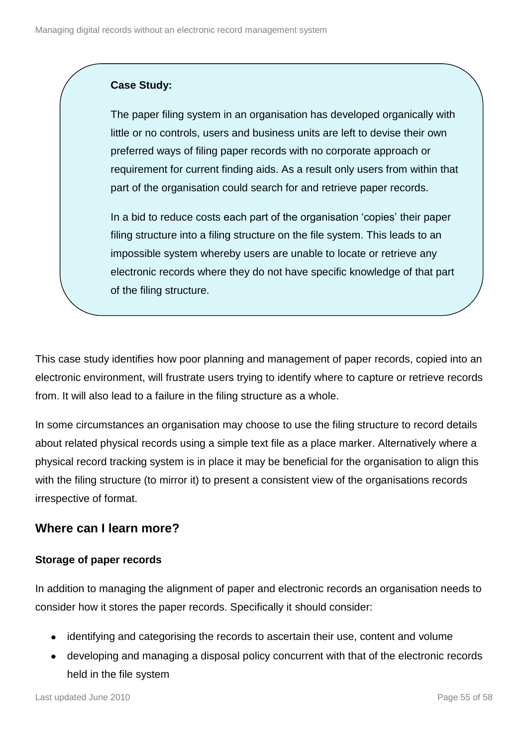**Case Study:**

The paper filing system in an organisation has developed organically with little or no controls, users and business units are left to devise their own preferred ways of filing paper records with no corporate approach or requirement for current finding aids. As a result only users from within that part of the organisation could search for and retrieve paper records.

In a bid to reduce costs each part of the organisation 'copies' their paper filing structure into a filing structure on the file system. This leads to an impossible system whereby users are unable to locate or retrieve any electronic records where they do not have specific knowledge of that part of the filing structure.

This case study identifies how poor planning and management of paper records, copied into an electronic environment, will frustrate users trying to identify where to capture or retrieve records from. It will also lead to a failure in the filing structure as a whole.

In some circumstances an organisation may choose to use the filing structure to record details about related physical records using a simple text file as a place marker. Alternatively where a physical record tracking system is in place it may be beneficial for the organisation to align this with the filing structure (to mirror it) to present a consistent view of the organisations records irrespective of format.

## Where can I learn more?

**Storage of paper records**

In addition to managing the alignment of paper and electronic records an organisation needs to consider how it stores the paper records. Specifically it should consider:

- identifying and categorising the records to ascertain their use, content and volume
- developing and managing a disposal policy concurrent with that of the electronic records held in the file system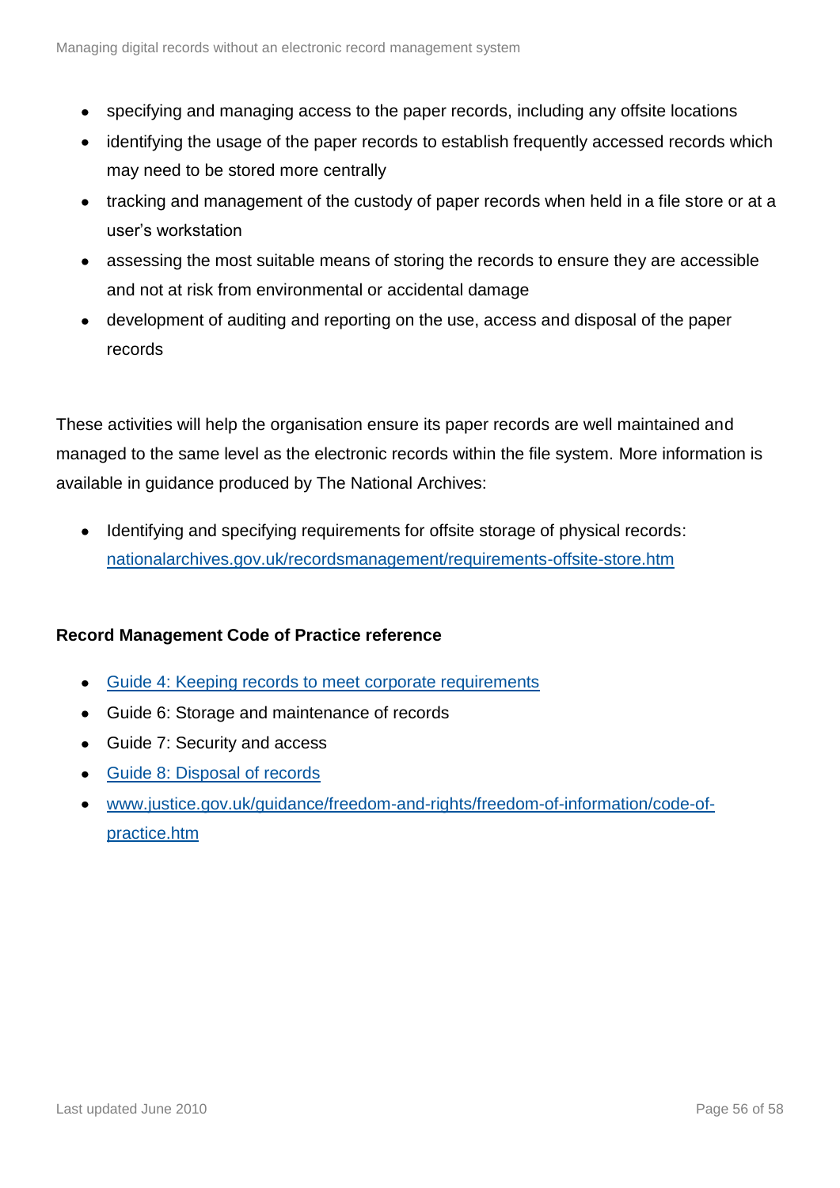- specifying and managing access to the paper records, including any offsite locations
- identifying the usage of the paper records to establish frequently accessed records which may need to be stored more centrally
- tracking and management of the custody of paper records when held in a file store or at a user's workstation
- assessing the most suitable means of storing the records to ensure they are accessible and not at risk from environmental or accidental damage
- development of auditing and reporting on the use, access and disposal of the paper records

These activities will help the organisation ensure its paper records are well maintained and managed to the same level as the electronic records within the file system. More information is available in guidance produced by The National Archives:

- Identifying and specifying requirements for offsite storage of physical records: nationalarchives.gov.uk/recordsmanagement/requirements-offsite-store.htm

**Record Management Code of Practice reference**

- Guide 4: Keeping records to meet corporate requirements
- Guide 6: Storage and maintenance of records
- Guide 7: Security and access
- Guide 8: Disposal of records
- www.justice.gov.uk/guidance/freedom-and-rights/freedom-of-information/code-of-practice.htm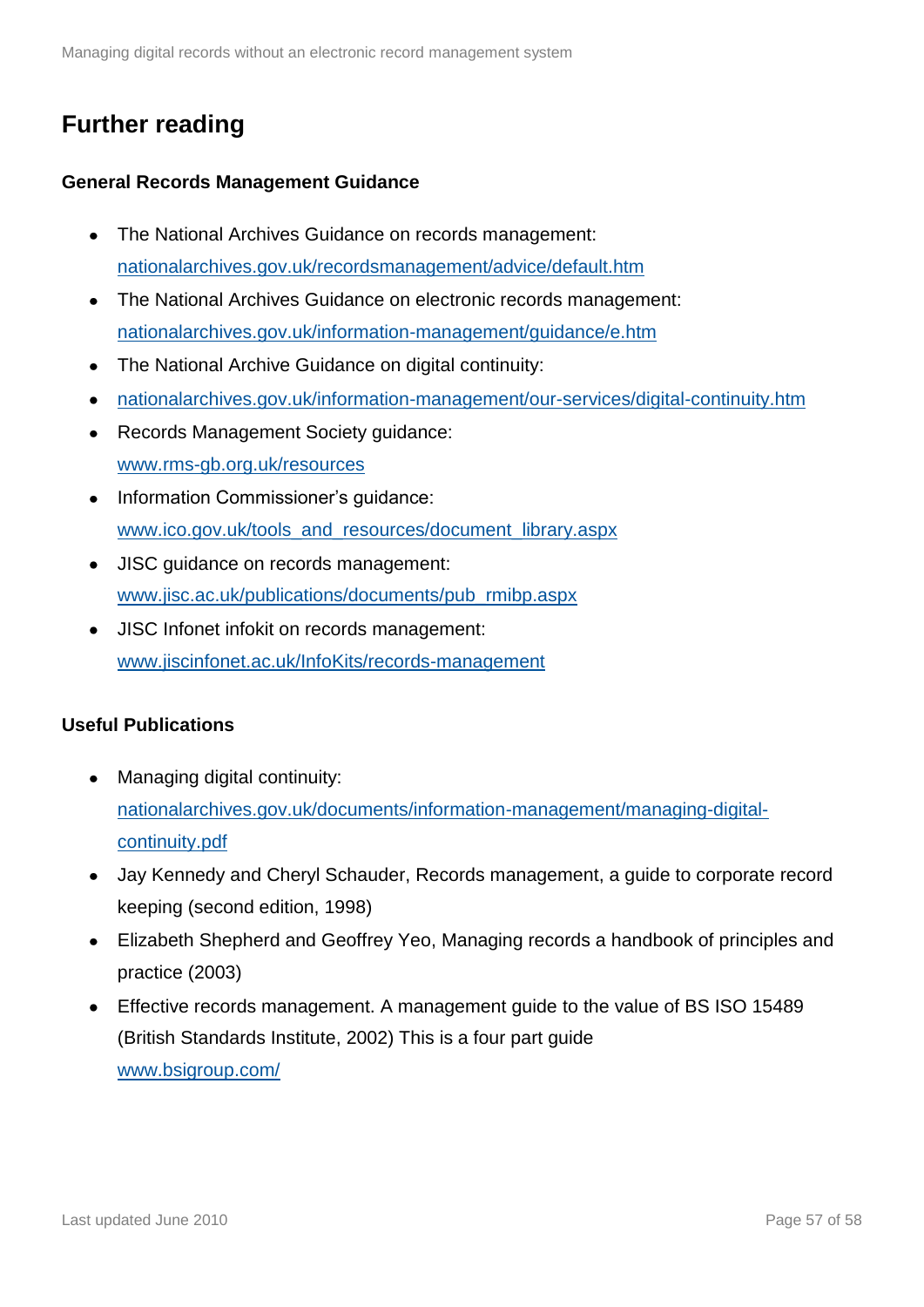## Further reading

### General Records Management Guidance

- The National Archives Guidance on records management: nationalarchives.gov.uk/recordsmanagement/advice/default.htm
- The National Archives Guidance on electronic records management: nationalarchives.gov.uk/information-management/guidance/e.htm
- The National Archive Guidance on digital continuity:
- nationalarchives.gov.uk/information-management/our-services/digital-continuity.htm
- Records Management Society guidance: www.rms-gb.org.uk/resources
- Information Commissioner's guidance: www.ico.gov.uk/tools_and_resources/document_library.aspx
- JISC guidance on records management: www.jisc.ac.uk/publications/documents/pub_rmibp.aspx
- JISC Infonet infokit on records management: www.jiscinfonet.ac.uk/InfoKits/records-management

### Useful Publications

- Managing digital continuity: nationalarchives.gov.uk/documents/information-management/managing-digital-continuity.pdf
- Jay Kennedy and Cheryl Schauder, Records management, a guide to corporate record keeping (second edition, 1998)
- Elizabeth Shepherd and Geoffrey Yeo, Managing records a handbook of principles and practice (2003)
- Effective records management. A management guide to the value of BS ISO 15489 (British Standards Institute, 2002) This is a four part guide www.bsigroup.com/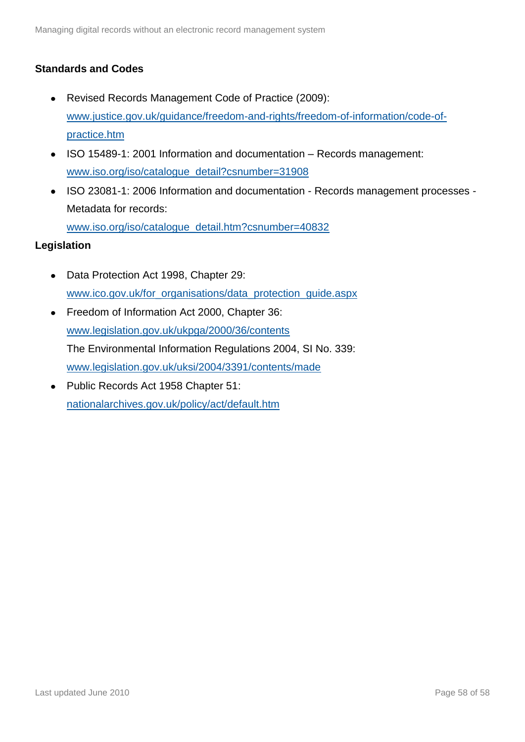**Standards and Codes**

- Revised Records Management Code of Practice (2009): www.justice.gov.uk/guidance/freedom-and-rights/freedom-of-information/code-of-practice.htm
- ISO 15489-1: 2001 Information and documentation – Records management: www.iso.org/iso/catalogue_detail?csnumber=31908
- ISO 23081-1: 2006 Information and documentation - Records management processes - Metadata for records: www.iso.org/iso/catalogue_detail.htm?csnumber=40832

**Legislation**

- Data Protection Act 1998, Chapter 29: www.ico.gov.uk/for_organisations/data_protection_guide.aspx
- Freedom of Information Act 2000, Chapter 36: www.legislation.gov.uk/ukpga/2000/36/contents
  The Environmental Information Regulations 2004, SI No. 339: www.legislation.gov.uk/uksi/2004/3391/contents/made
- Public Records Act 1958 Chapter 51: nationalarchives.gov.uk/policy/act/default.htm

Last updated June 2010